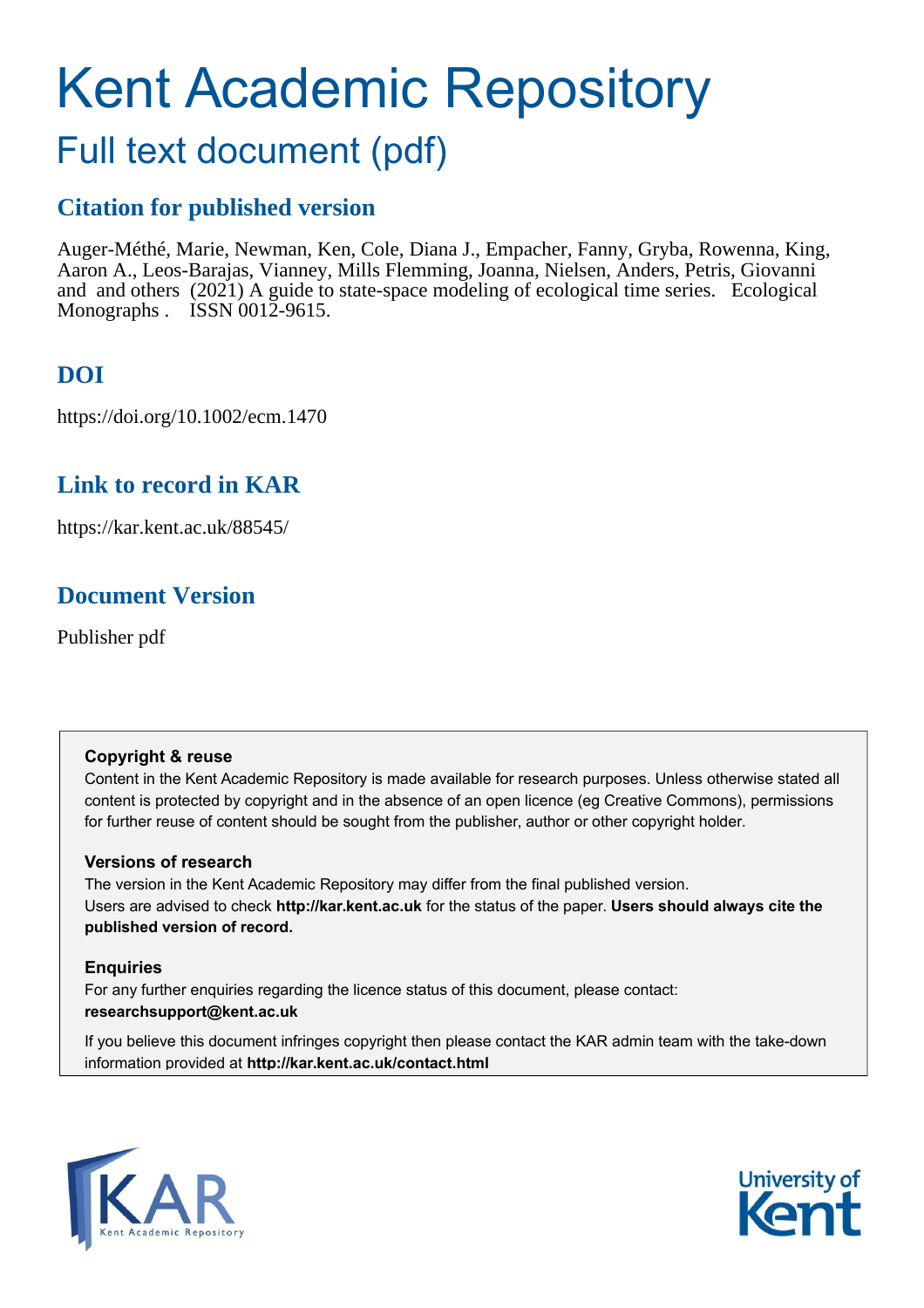# Kent Academic Repository

## Full text document (pdf)

### Citation for published version

Auger-Méthé, Marie, Newman, Ken, Cole, Diana J., Empacher, Fanny, Gryba, Rowenna, King, Aaron A., Leos-Barajas, Vianney, Mills Flemming, Joanna, Nielsen, Anders, Petris, Giovanni and and others (2021) A guide to state-space modeling of ecological time series. Ecological Monographs . ISSN 0012-9615.

### DOI

https://doi.org/10.1002/ecm.1470

### Link to record in KAR

https://kar.kent.ac.uk/88545/

### Document Version

Publisher pdf

**Copyright & reuse**

Content in the Kent Academic Repository is made available for research purposes. Unless otherwise stated all content is protected by copyright and in the absence of an open licence (eg Creative Commons), permissions for further reuse of content should be sought from the publisher, author or other copyright holder.

**Versions of research**

The version in the Kent Academic Repository may differ from the final published version. Users are advised to check **http://kar.kent.ac.uk** for the status of the paper. **Users should always cite the published version of record.**

**Enquiries**

For any further enquiries regarding the licence status of this document, please contact: **researchsupport@kent.ac.uk**

If you believe this document infringes copyright then please contact the KAR admin team with the take-down information provided at **http://kar.kent.ac.uk/contact.html**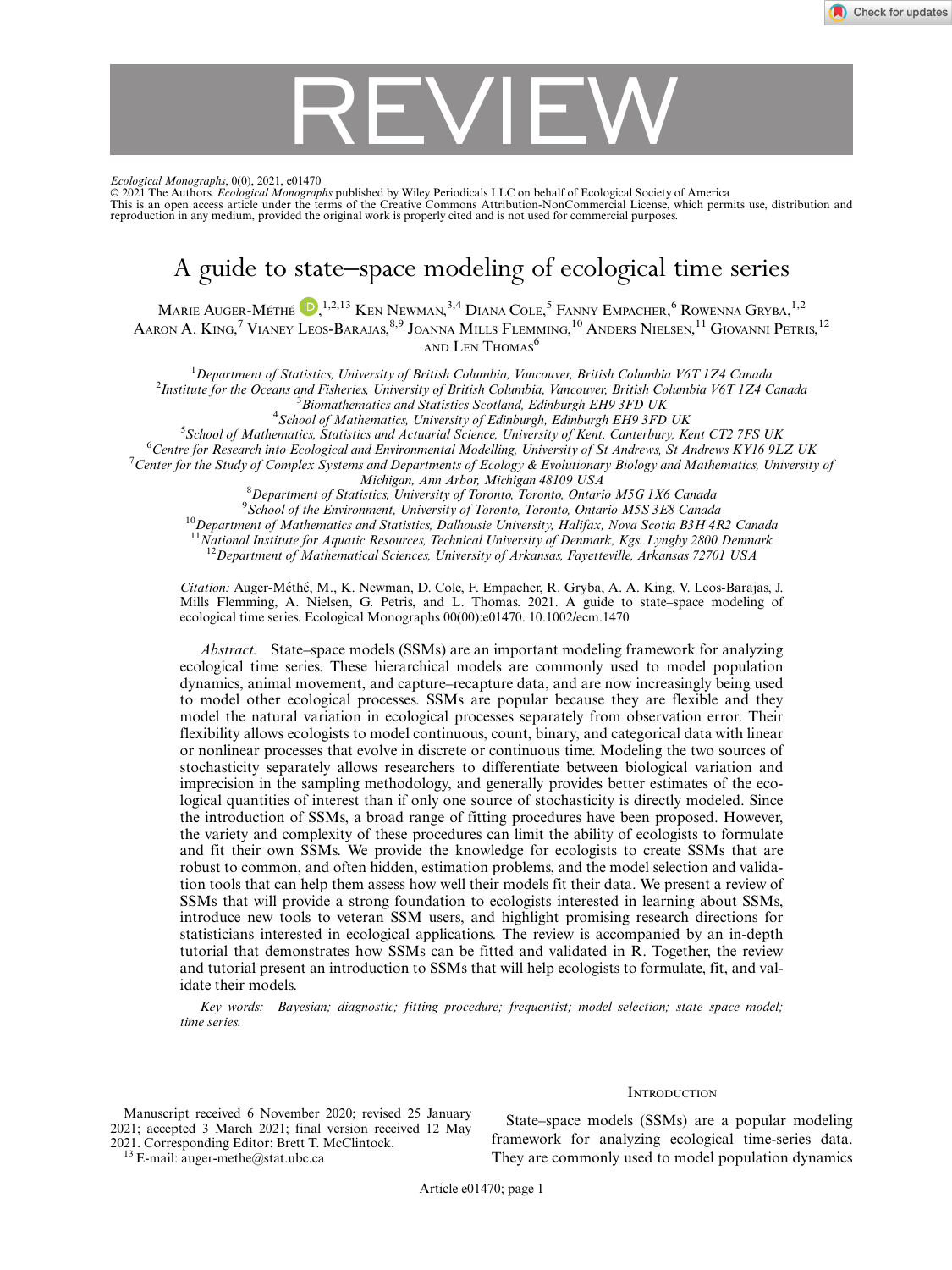# A guide to state–space modeling of ecological time series

Marie Auger-Méthé,[1,2,13] Ken Newman,[3,4] Diana Cole,[5] Fanny Empacher,[6] Rowenna Gryba,[1,2] Aaron A. King,[7] Vianey Leos-Barajas,[8,9] Joanna Mills Flemming,[10] Anders Nielsen,[11] Giovanni Petris,[12] and Len Thomas[6]

[1]Department of Statistics, University of British Columbia, Vancouver, British Columbia V6T 1Z4 Canada
[2]Institute for the Oceans and Fisheries, University of British Columbia, Vancouver, British Columbia V6T 1Z4 Canada
[3]Biomathematics and Statistics Scotland, Edinburgh EH9 3FD UK
[4]School of Mathematics, University of Edinburgh, Edinburgh EH9 3FD UK
[5]School of Mathematics, Statistics and Actuarial Science, University of Kent, Canterbury, Kent CT2 7FS UK
[6]Centre for Research into Ecological and Environmental Modelling, University of St Andrews, St Andrews KY16 9LZ UK
[7]Center for the Study of Complex Systems and Departments of Ecology & Evolutionary Biology and Mathematics, University of Michigan, Ann Arbor, Michigan 48109 USA
[8]Department of Statistics, University of Toronto, Toronto, Ontario M5G 1X6 Canada
[9]School of the Environment, University of Toronto, Toronto, Ontario M5S 3E8 Canada
[10]Department of Mathematics and Statistics, Dalhousie University, Halifax, Nova Scotia B3H 4R2 Canada
[11]National Institute for Aquatic Resources, Technical University of Denmark, Kgs. Lyngby 2800 Denmark
[12]Department of Mathematical Sciences, University of Arkansas, Fayetteville, Arkansas 72701 USA

*Citation:* Auger-Méthé, M., K. Newman, D. Cole, F. Empacher, R. Gryba, A. A. King, V. Leos-Barajas, J. Mills Flemming, A. Nielsen, G. Petris, and L. Thomas. 2021. A guide to state–space modeling of ecological time series. Ecological Monographs 00(00):e01470. 10.1002/ecm.1470

*Abstract.* State–space models (SSMs) are an important modeling framework for analyzing ecological time series. These hierarchical models are commonly used to model population dynamics, animal movement, and capture–recapture data, and are now increasingly being used to model other ecological processes. SSMs are popular because they are flexible and they model the natural variation in ecological processes separately from observation error. Their flexibility allows ecologists to model continuous, count, binary, and categorical data with linear or nonlinear processes that evolve in discrete or continuous time. Modeling the two sources of stochasticity separately allows researchers to differentiate between biological variation and imprecision in the sampling methodology, and generally provides better estimates of the ecological quantities of interest than if only one source of stochasticity is directly modeled. Since the introduction of SSMs, a broad range of fitting procedures have been proposed. However, the variety and complexity of these procedures can limit the ability of ecologists to formulate and fit their own SSMs. We provide the knowledge for ecologists to create SSMs that are robust to common, and often hidden, estimation problems, and the model selection and validation tools that can help them assess how well their models fit their data. We present a review of SSMs that will provide a strong foundation to ecologists interested in learning about SSMs, introduce new tools to veteran SSM users, and highlight promising research directions for statisticians interested in ecological applications. The review is accompanied by an in-depth tutorial that demonstrates how SSMs can be fitted and validated in R. Together, the review and tutorial present an introduction to SSMs that will help ecologists to formulate, fit, and validate their models.

*Key words: Bayesian; diagnostic; fitting procedure; frequentist; model selection; state–space model; time series.*

## Introduction

State–space models (SSMs) are a popular modeling framework for analyzing ecological time-series data. They are commonly used to model population dynamics

Manuscript received 6 November 2020; revised 25 January 2021; accepted 3 March 2021; final version received 12 May 2021. Corresponding Editor: Brett T. McClintock.
[13] E-mail: auger-methe@stat.ubc.ca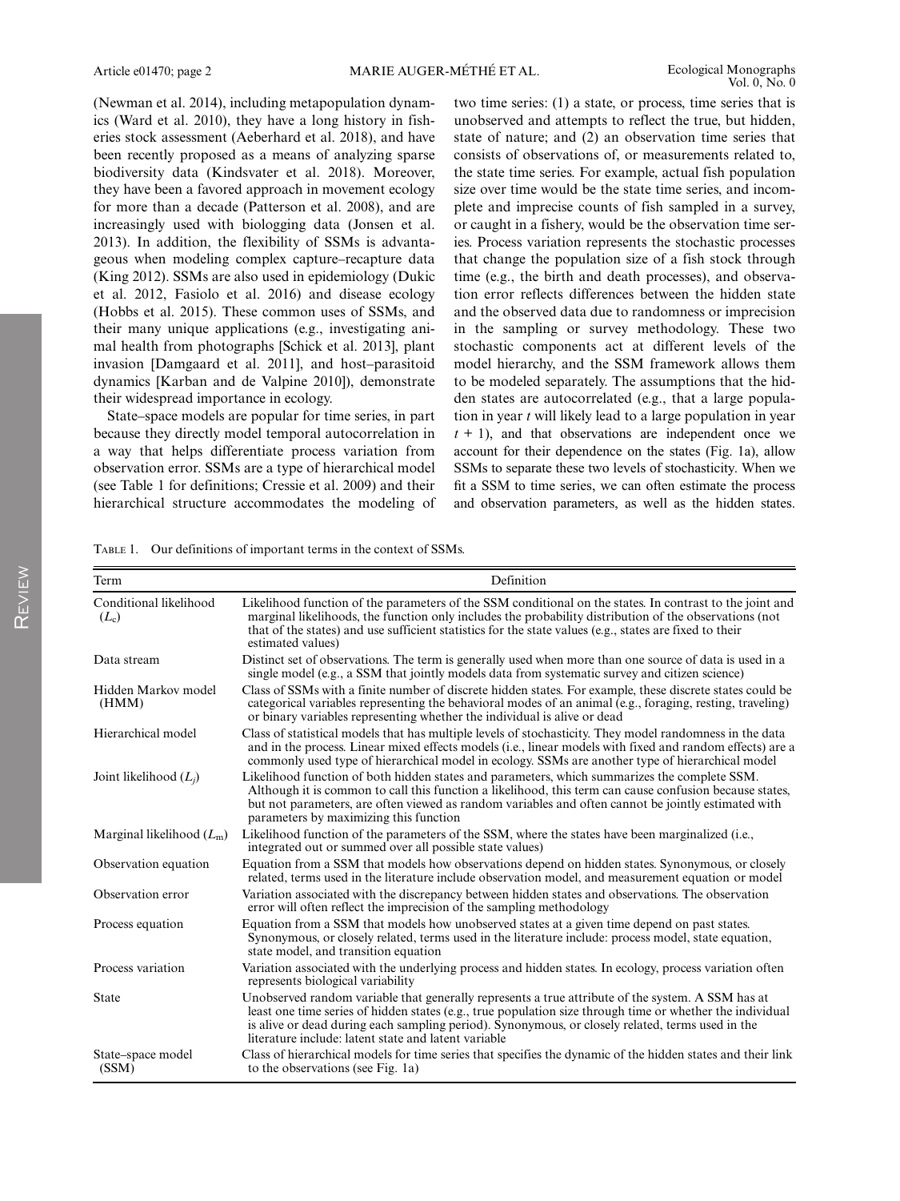(Newman et al. 2014), including metapopulation dynamics (Ward et al. 2010), they have a long history in fisheries stock assessment (Aeberhard et al. 2018), and have been recently proposed as a means of analyzing sparse biodiversity data (Kindsvater et al. 2018). Moreover, they have been a favored approach in movement ecology for more than a decade (Patterson et al. 2008), and are increasingly used with biologging data (Jonsen et al. 2013). In addition, the flexibility of SSMs is advantageous when modeling complex capture–recapture data (King 2012). SSMs are also used in epidemiology (Dukic et al. 2012, Fasiolo et al. 2016) and disease ecology (Hobbs et al. 2015). These common uses of SSMs, and their many unique applications (e.g., investigating animal health from photographs [Schick et al. 2013], plant invasion [Damgaard et al. 2011], and host–parasitoid dynamics [Karban and de Valpine 2010]), demonstrate their widespread importance in ecology.

State–space models are popular for time series, in part because they directly model temporal autocorrelation in a way that helps differentiate process variation from observation error. SSMs are a type of hierarchical model (see Table 1 for definitions; Cressie et al. 2009) and their hierarchical structure accommodates the modeling of two time series: (1) a state, or process, time series that is unobserved and attempts to reflect the true, but hidden, state of nature; and (2) an observation time series that consists of observations of, or measurements related to, the state time series. For example, actual fish population size over time would be the state time series, and incomplete and imprecise counts of fish sampled in a survey, or caught in a fishery, would be the observation time series. Process variation represents the stochastic processes that change the population size of a fish stock through time (e.g., the birth and death processes), and observation error reflects differences between the hidden state and the observed data due to randomness or imprecision in the sampling or survey methodology. These two stochastic components act at different levels of the model hierarchy, and the SSM framework allows them to be modeled separately. The assumptions that the hidden states are autocorrelated (e.g., that a large population in year $t$ will likely lead to a large population in year $t + 1$), and that observations are independent once we account for their dependence on the states (Fig. 1a), allow SSMs to separate these two levels of stochasticity. When we fit a SSM to time series, we can often estimate the process and observation parameters, as well as the hidden states.

Table 1. Our definitions of important terms in the context of SSMs.

| Term | Definition |
|---|---|
| Conditional likelihood ($L_c$) | Likelihood function of the parameters of the SSM conditional on the states. In contrast to the joint and marginal likelihoods, the function only includes the probability distribution of the observations (not that of the states) and use sufficient statistics for the state values (e.g., states are fixed to their estimated values) |
| Data stream | Distinct set of observations. The term is generally used when more than one source of data is used in a single model (e.g., a SSM that jointly models data from systematic survey and citizen science) |
| Hidden Markov model (HMM) | Class of SSMs with a finite number of discrete hidden states. For example, these discrete states could be categorical variables representing the behavioral modes of an animal (e.g., foraging, resting, traveling) or binary variables representing whether the individual is alive or dead |
| Hierarchical model | Class of statistical models that has multiple levels of stochasticity. They model randomness in the data and in the process. Linear mixed effects models (i.e., linear models with fixed and random effects) are a commonly used type of hierarchical model in ecology. SSMs are another type of hierarchical model |
| Joint likelihood ($L_j$) | Likelihood function of both hidden states and parameters, which summarizes the complete SSM. Although it is common to call this function a likelihood, this term can cause confusion because states, but not parameters, are often viewed as random variables and often cannot be jointly estimated with parameters by maximizing this function |
| Marginal likelihood ($L_m$) | Likelihood function of the parameters of the SSM, where the states have been marginalized (i.e., integrated out or summed over all possible state values) |
| Observation equation | Equation from a SSM that models how observations depend on hidden states. Synonymous, or closely related, terms used in the literature include observation model, and measurement equation or model |
| Observation error | Variation associated with the discrepancy between hidden states and observations. The observation error will often reflect the imprecision of the sampling methodology |
| Process equation | Equation from a SSM that models how unobserved states at a given time depend on past states. Synonymous, or closely related, terms used in the literature include: process model, state equation, state model, and transition equation |
| Process variation | Variation associated with the underlying process and hidden states. In ecology, process variation often represents biological variability |
| State | Unobserved random variable that generally represents a true attribute of the system. A SSM has at least one time series of hidden states (e.g., true population size through time or whether the individual is alive or dead during each sampling period). Synonymous, or closely related, terms used in the literature include: latent state and latent variable |
| State–space model (SSM) | Class of hierarchical models for time series that specifies the dynamic of the hidden states and their link to the observations (see Fig. 1a) |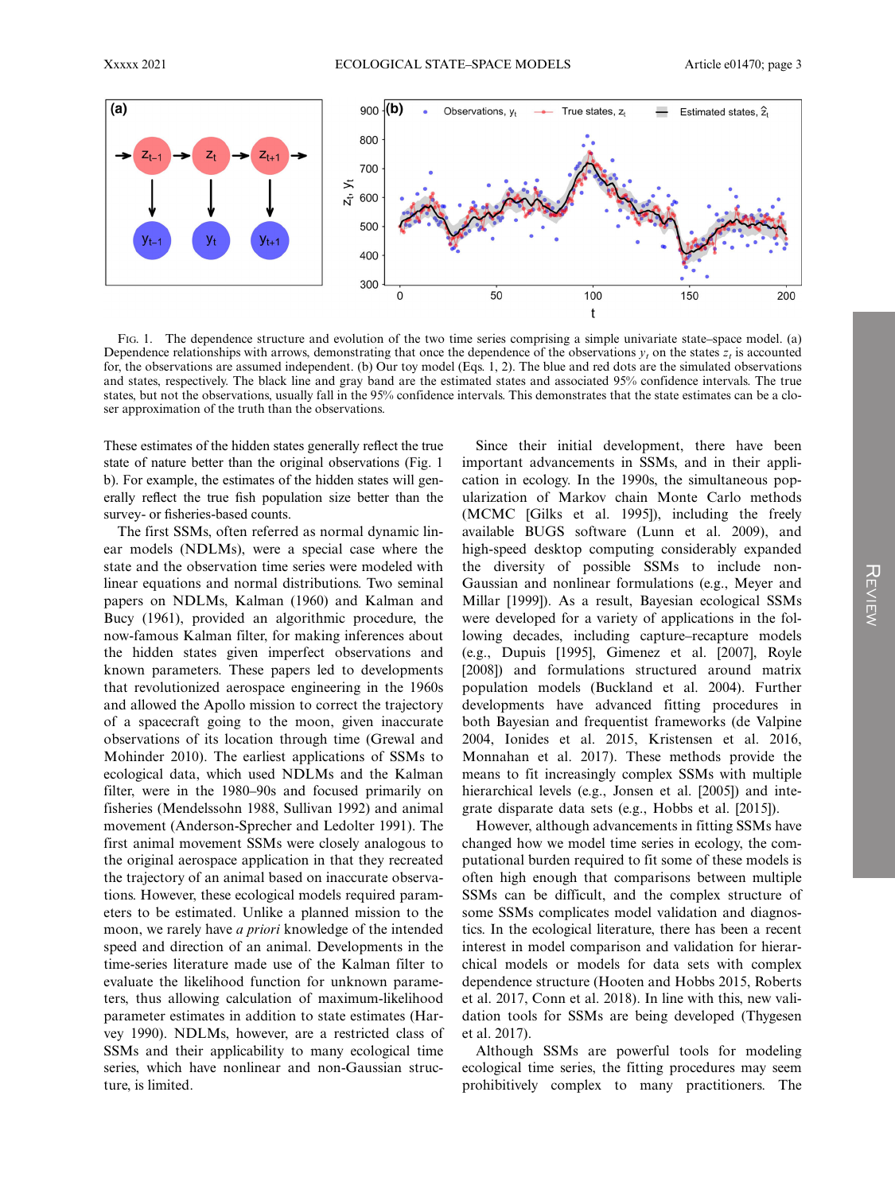FIG. 1. The dependence structure and evolution of the two time series comprising a simple univariate state–space model. (a) Dependence relationships with arrows, demonstrating that once the dependence of the observations $y_t$ on the states $z_t$ is accounted for, the observations are assumed independent. (b) Our toy model (Eqs. 1, 2). The blue and red dots are the simulated observations and states, respectively. The black line and gray band are the estimated states and associated 95% confidence intervals. The true states, but not the observations, usually fall in the 95% confidence intervals. This demonstrates that the state estimates can be a closer approximation of the truth than the observations.

These estimates of the hidden states generally reflect the true state of nature better than the original observations (Fig. 1 b). For example, the estimates of the hidden states will generally reflect the true fish population size better than the survey- or fisheries-based counts.

The first SSMs, often referred as normal dynamic linear models (NDLMs), were a special case where the state and the observation time series were modeled with linear equations and normal distributions. Two seminal papers on NDLMs, Kalman (1960) and Kalman and Bucy (1961), provided an algorithmic procedure, the now-famous Kalman filter, for making inferences about the hidden states given imperfect observations and known parameters. These papers led to developments that revolutionized aerospace engineering in the 1960s and allowed the Apollo mission to correct the trajectory of a spacecraft going to the moon, given inaccurate observations of its location through time (Grewal and Mohinder 2010). The earliest applications of SSMs to ecological data, which used NDLMs and the Kalman filter, were in the 1980–90s and focused primarily on fisheries (Mendelssohn 1988, Sullivan 1992) and animal movement (Anderson-Sprecher and Ledolter 1991). The first animal movement SSMs were closely analogous to the original aerospace application in that they recreated the trajectory of an animal based on inaccurate observations. However, these ecological models required parameters to be estimated. Unlike a planned mission to the moon, we rarely have *a priori* knowledge of the intended speed and direction of an animal. Developments in the time-series literature made use of the Kalman filter to evaluate the likelihood function for unknown parameters, thus allowing calculation of maximum-likelihood parameter estimates in addition to state estimates (Harvey 1990). NDLMs, however, are a restricted class of SSMs and their applicability to many ecological time series, which have nonlinear and non-Gaussian structure, is limited.

Since their initial development, there have been important advancements in SSMs, and in their application in ecology. In the 1990s, the simultaneous popularization of Markov chain Monte Carlo methods (MCMC [Gilks et al. 1995]), including the freely available BUGS software (Lunn et al. 2009), and high-speed desktop computing considerably expanded the diversity of possible SSMs to include non-Gaussian and nonlinear formulations (e.g., Meyer and Millar [1999]). As a result, Bayesian ecological SSMs were developed for a variety of applications in the following decades, including capture–recapture models (e.g., Dupuis [1995], Gimenez et al. [2007], Royle [2008]) and formulations structured around matrix population models (Buckland et al. 2004). Further developments have advanced fitting procedures in both Bayesian and frequentist frameworks (de Valpine 2004, Ionides et al. 2015, Kristensen et al. 2016, Monnahan et al. 2017). These methods provide the means to fit increasingly complex SSMs with multiple hierarchical levels (e.g., Jonsen et al. [2005]) and integrate disparate data sets (e.g., Hobbs et al. [2015]).

However, although advancements in fitting SSMs have changed how we model time series in ecology, the computational burden required to fit some of these models is often high enough that comparisons between multiple SSMs can be difficult, and the complex structure of some SSMs complicates model validation and diagnostics. In the ecological literature, there has been a recent interest in model comparison and validation for hierarchical models or models for data sets with complex dependence structure (Hooten and Hobbs 2015, Roberts et al. 2017, Conn et al. 2018). In line with this, new validation tools for SSMs are being developed (Thygesen et al. 2017).

Although SSMs are powerful tools for modeling ecological time series, the fitting procedures may seem prohibitively complex to many practitioners. The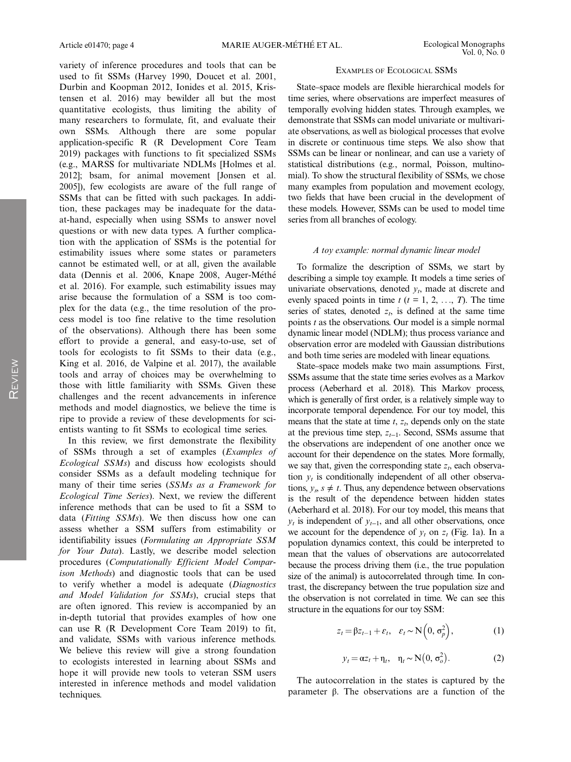variety of inference procedures and tools that can be used to fit SSMs (Harvey 1990, Doucet et al. 2001, Durbin and Koopman 2012, Ionides et al. 2015, Kristensen et al. 2016) may bewilder all but the most quantitative ecologists, thus limiting the ability of many researchers to formulate, fit, and evaluate their own SSMs. Although there are some popular application-specific R (R Development Core Team 2019) packages with functions to fit specialized SSMs (e.g., MARSS for multivariate NDLMs [Holmes et al. 2012]; bsam, for animal movement [Jonsen et al. 2005]), few ecologists are aware of the full range of SSMs that can be fitted with such packages. In addition, these packages may be inadequate for the data-at-hand, especially when using SSMs to answer novel questions or with new data types. A further complication with the application of SSMs is the potential for estimability issues where some states or parameters cannot be estimated well, or at all, given the available data (Dennis et al. 2006, Knape 2008, Auger-Méthé et al. 2016). For example, such estimability issues may arise because the formulation of a SSM is too complex for the data (e.g., the time resolution of the process model is too fine relative to the time resolution of the observations). Although there has been some effort to provide a general, and easy-to-use, set of tools for ecologists to fit SSMs to their data (e.g., King et al. 2016, de Valpine et al. 2017), the available tools and array of choices may be overwhelming to those with little familiarity with SSMs. Given these challenges and the recent advancements in inference methods and model diagnostics, we believe the time is ripe to provide a review of these developments for scientists wanting to fit SSMs to ecological time series.

In this review, we first demonstrate the flexibility of SSMs through a set of examples (*Examples of Ecological SSMs*) and discuss how ecologists should consider SSMs as a default modeling technique for many of their time series (*SSMs as a Framework for Ecological Time Series*). Next, we review the different inference methods that can be used to fit a SSM to data (*Fitting SSMs*). We then discuss how one can assess whether a SSM suffers from estimability or identifiability issues (*Formulating an Appropriate SSM for Your Data*). Lastly, we describe model selection procedures (*Computationally Efficient Model Comparison Methods*) and diagnostic tools that can be used to verify whether a model is adequate (*Diagnostics and Model Validation for SSMs*), crucial steps that are often ignored. This review is accompanied by an in-depth tutorial that provides examples of how one can use R (R Development Core Team 2019) to fit, and validate, SSMs with various inference methods. We believe this review will give a strong foundation to ecologists interested in learning about SSMs and hope it will provide new tools to veteran SSM users interested in inference methods and model validation techniques.

## Examples of Ecological SSMs

State–space models are flexible hierarchical models for time series, where observations are imperfect measures of temporally evolving hidden states. Through examples, we demonstrate that SSMs can model univariate or multivariate observations, as well as biological processes that evolve in discrete or continuous time steps. We also show that SSMs can be linear or nonlinear, and can use a variety of statistical distributions (e.g., normal, Poisson, multinomial). To show the structural flexibility of SSMs, we chose many examples from population and movement ecology, two fields that have been crucial in the development of these models. However, SSMs can be used to model time series from all branches of ecology.

### *A toy example: normal dynamic linear model*

To formalize the description of SSMs, we start by describing a simple toy example. It models a time series of univariate observations, denoted $y_t$, made at discrete and evenly spaced points in time $t$ ($t = 1, 2, \ldots, T$). The time series of states, denoted $z_t$, is defined at the same time points $t$ as the observations. Our model is a simple normal dynamic linear model (NDLM); thus process variance and observation error are modeled with Gaussian distributions and both time series are modeled with linear equations.

State–space models make two main assumptions. First, SSMs assume that the state time series evolves as a Markov process (Aeberhard et al. 2018). This Markov process, which is generally of first order, is a relatively simple way to incorporate temporal dependence. For our toy model, this means that the state at time $t$, $z_t$, depends only on the state at the previous time step, $z_{t-1}$. Second, SSMs assume that the observations are independent of one another once we account for their dependence on the states. More formally, we say that, given the corresponding state $z_t$, each observation $y_t$ is conditionally independent of all other observations, $y_s$, $s \neq t$. Thus, any dependence between observations is the result of the dependence between hidden states (Aeberhard et al. 2018). For our toy model, this means that $y_t$ is independent of $y_{t-1}$, and all other observations, once we account for the dependence of $y_t$ on $z_t$ (Fig. 1a). In a population dynamics context, this could be interpreted to mean that the values of observations are autocorrelated because the process driving them (i.e., the true population size of the animal) is autocorrelated through time. In contrast, the discrepancy between the true population size and the observation is not correlated in time. We can see this structure in the equations for our toy SSM:

$$z_t = \beta z_{t-1} + \varepsilon_t, \quad \varepsilon_t \sim \mathrm{N}\left(0, \sigma_p^2\right), \tag{1}$$

$$y_t = \alpha z_t + \eta_t, \quad \eta_t \sim \mathrm{N}\left(0, \sigma_o^2\right). \tag{2}$$

The autocorrelation in the states is captured by the parameter $\beta$. The observations are a function of the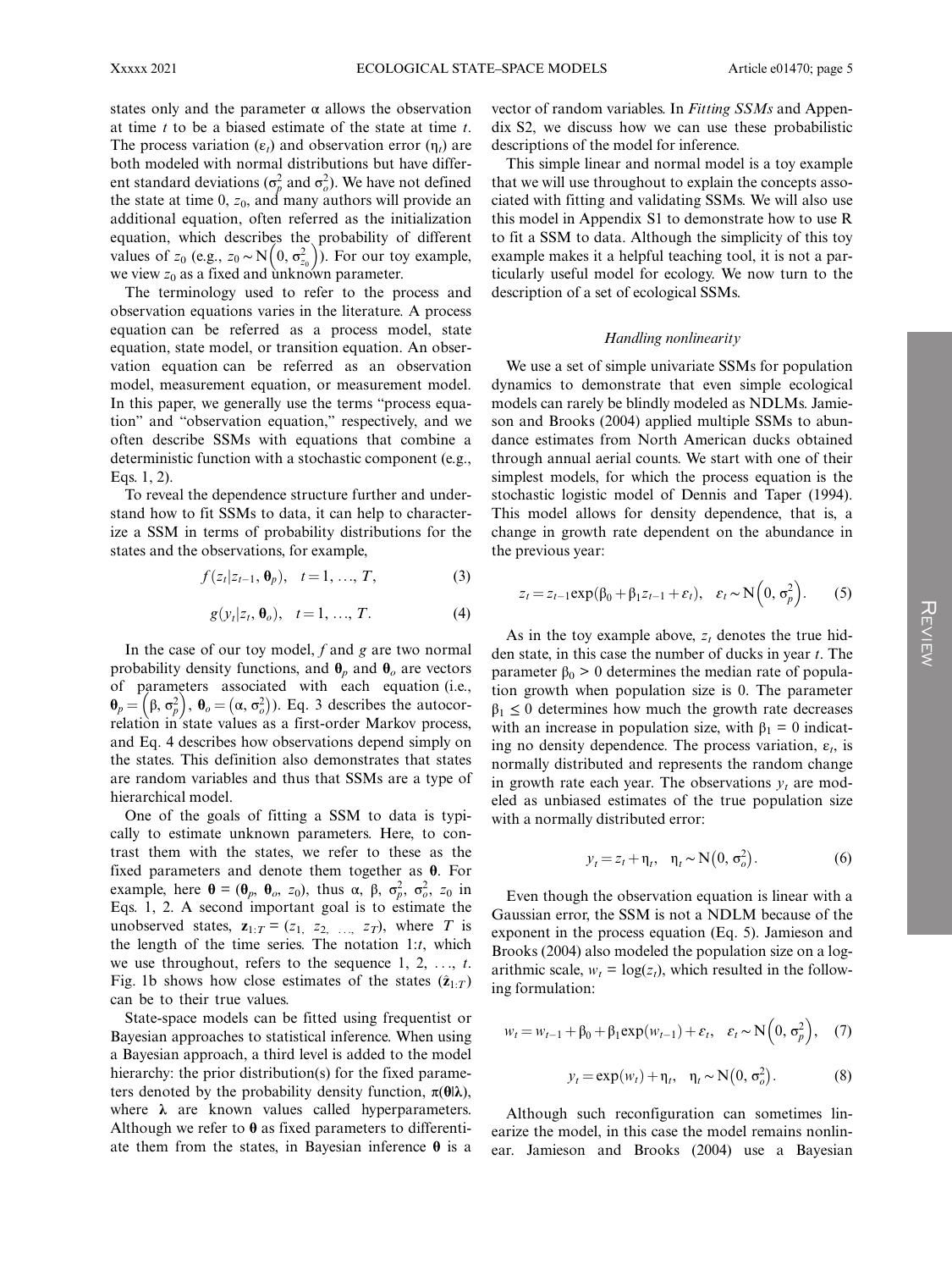states only and the parameter $\alpha$ allows the observation at time $t$ to be a biased estimate of the state at time $t$. The process variation ($\varepsilon_t$) and observation error ($\eta_t$) are both modeled with normal distributions but have different standard deviations ($\sigma_p^2$ and $\sigma_o^2$). We have not defined the state at time 0, $z_0$, and many authors will provide an additional equation, often referred as the initialization equation, which describes the probability of different values of $z_0$ (e.g., $z_0 \sim \mathrm{N}\left(0, \sigma_{z_0}^2\right)$). For our toy example, we view $z_0$ as a fixed and unknown parameter.

The terminology used to refer to the process and observation equations varies in the literature. A process equation can be referred as a process model, state equation, state model, or transition equation. An observation equation can be referred as an observation model, measurement equation, or measurement model. In this paper, we generally use the terms "process equation" and "observation equation," respectively, and we often describe SSMs with equations that combine a deterministic function with a stochastic component (e.g., Eqs. 1, 2).

To reveal the dependence structure further and understand how to fit SSMs to data, it can help to characterize a SSM in terms of probability distributions for the states and the observations, for example,

$$f(z_t|z_{t-1}, \boldsymbol{\theta}_p), \quad t = 1, \ldots, T, \tag{3}$$

$$g(y_t|z_t, \boldsymbol{\theta}_o), \quad t = 1, \ldots, T. \tag{4}$$

In the case of our toy model, $f$ and $g$ are two normal probability density functions, and $\boldsymbol{\theta}_p$ and $\boldsymbol{\theta}_o$ are vectors of parameters associated with each equation (i.e., $\boldsymbol{\theta}_p = \left(\beta, \sigma_p^2\right)$, $\boldsymbol{\theta}_o = \left(\alpha, \sigma_o^2\right)$). Eq. 3 describes the autocorrelation in state values as a first-order Markov process, and Eq. 4 describes how observations depend simply on the states. This definition also demonstrates that states are random variables and thus that SSMs are a type of hierarchical model.

One of the goals of fitting a SSM to data is typically to estimate unknown parameters. Here, to contrast them with the states, we refer to these as the fixed parameters and denote them together as $\boldsymbol{\theta}$. For example, here $\boldsymbol{\theta} = (\boldsymbol{\theta}_p, \boldsymbol{\theta}_o, z_0)$, thus $\alpha$, $\beta$, $\sigma_p^2$, $\sigma_o^2$, $z_0$ in Eqs. 1, 2. A second important goal is to estimate the unobserved states, $\mathbf{z}_{1:T} = (z_1, z_2, \ldots, z_T)$, where $T$ is the length of the time series. The notation 1:$t$, which we use throughout, refers to the sequence 1, 2, ..., $t$. Fig. 1b shows how close estimates of the states ($\hat{\mathbf{z}}_{1:T}$) can be to their true values.

State-space models can be fitted using frequentist or Bayesian approaches to statistical inference. When using a Bayesian approach, a third level is added to the model hierarchy: the prior distribution(s) for the fixed parameters denoted by the probability density function, $\pi(\boldsymbol{\theta}|\boldsymbol{\lambda})$, where $\boldsymbol{\lambda}$ are known values called hyperparameters. Although we refer to $\boldsymbol{\theta}$ as fixed parameters to differentiate them from the states, in Bayesian inference $\boldsymbol{\theta}$ is a vector of random variables. In *Fitting SSMs* and Appendix S2, we discuss how we can use these probabilistic descriptions of the model for inference.

This simple linear and normal model is a toy example that we will use throughout to explain the concepts associated with fitting and validating SSMs. We will also use this model in Appendix S1 to demonstrate how to use R to fit a SSM to data. Although the simplicity of this toy example makes it a helpful teaching tool, it is not a particularly useful model for ecology. We now turn to the description of a set of ecological SSMs.

### *Handling nonlinearity*

We use a set of simple univariate SSMs for population dynamics to demonstrate that even simple ecological models can rarely be blindly modeled as NDLMs. Jamieson and Brooks (2004) applied multiple SSMs to abundance estimates from North American ducks obtained through annual aerial counts. We start with one of their simplest models, for which the process equation is the stochastic logistic model of Dennis and Taper (1994). This model allows for density dependence, that is, a change in growth rate dependent on the abundance in the previous year:

$$z_t = z_{t-1}\exp(\beta_0 + \beta_1 z_{t-1} + \varepsilon_t), \quad \varepsilon_t \sim \mathrm{N}\left(0, \sigma_p^2\right). \tag{5}$$

As in the toy example above, $z_t$ denotes the true hidden state, in this case the number of ducks in year $t$. The parameter $\beta_0 > 0$ determines the median rate of population growth when population size is 0. The parameter $\beta_1 \leq 0$ determines how much the growth rate decreases with an increase in population size, with $\beta_1 = 0$ indicating no density dependence. The process variation, $\varepsilon_t$, is normally distributed and represents the random change in growth rate each year. The observations $y_t$ are modeled as unbiased estimates of the true population size with a normally distributed error:

$$y_t = z_t + \eta_t, \quad \eta_t \sim \mathrm{N}\left(0, \sigma_o^2\right). \tag{6}$$

Even though the observation equation is linear with a Gaussian error, the SSM is not a NDLM because of the exponent in the process equation (Eq. 5). Jamieson and Brooks (2004) also modeled the population size on a logarithmic scale, $w_t = \log(z_t)$, which resulted in the following formulation:

$$w_t = w_{t-1} + \beta_0 + \beta_1 \exp(w_{t-1}) + \varepsilon_t, \quad \varepsilon_t \sim \mathrm{N}\left(0, \sigma_p^2\right), \tag{7}$$

$$y_t = \exp(w_t) + \eta_t, \quad \eta_t \sim \mathrm{N}\left(0, \sigma_o^2\right). \tag{8}$$

Although such reconfiguration can sometimes linearize the model, in this case the model remains nonlinear. Jamieson and Brooks (2004) use a Bayesian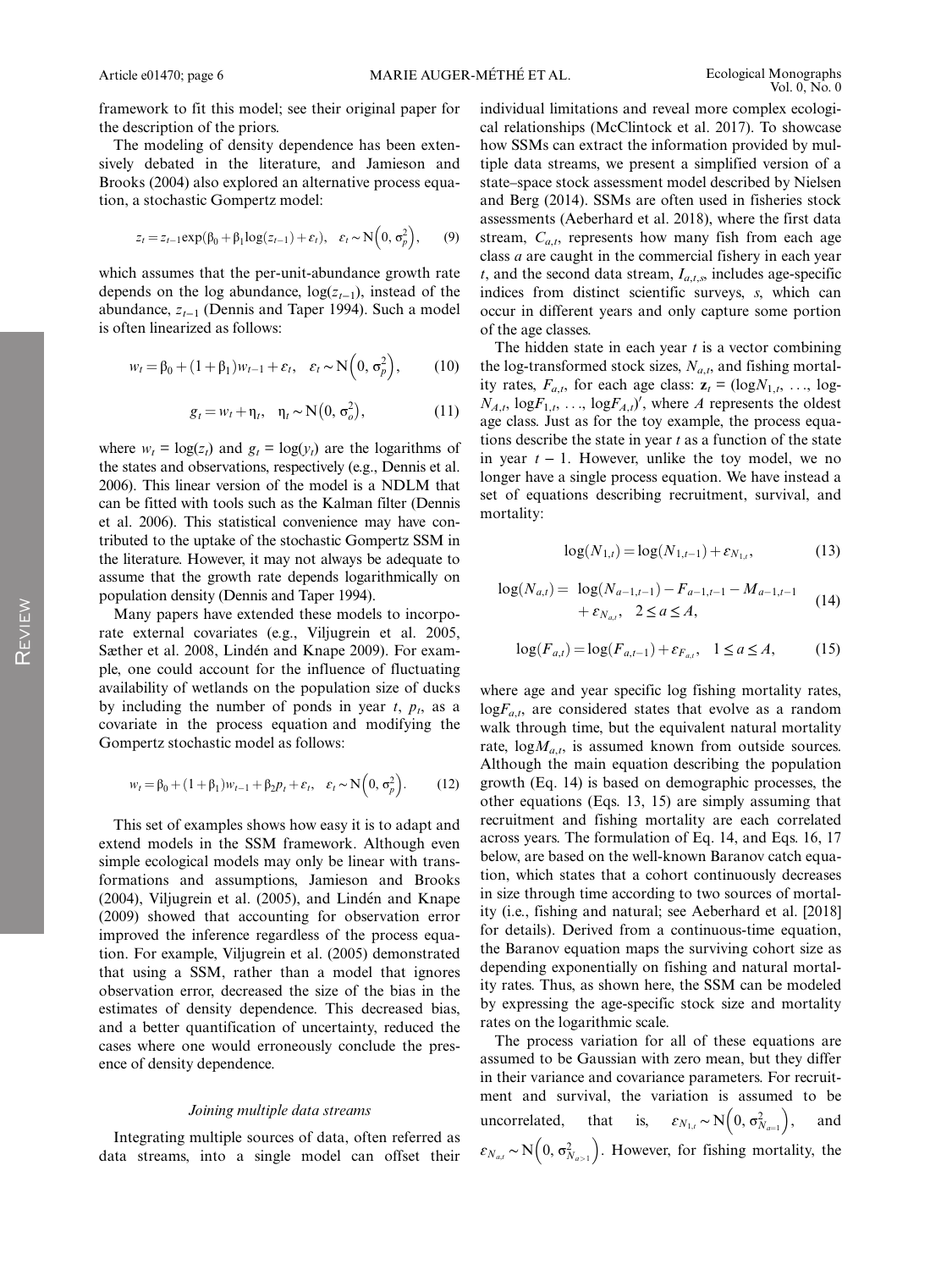framework to fit this model; see their original paper for the description of the priors.

The modeling of density dependence has been extensively debated in the literature, and Jamieson and Brooks (2004) also explored an alternative process equation, a stochastic Gompertz model:

$$z_t = z_{t-1}\exp(\beta_0 + \beta_1 \log(z_{t-1}) + \varepsilon_t), \quad \varepsilon_t \sim \mathrm{N}\left(0, \sigma_p^2\right), \tag{9}$$

which assumes that the per-unit-abundance growth rate depends on the log abundance, $\log(z_{t-1})$, instead of the abundance, $z_{t-1}$ (Dennis and Taper 1994). Such a model is often linearized as follows:

$$w_t = \beta_0 + (1+\beta_1)w_{t-1} + \varepsilon_t, \quad \varepsilon_t \sim \mathrm{N}\left(0, \sigma_p^2\right), \tag{10}$$

$$g_t = w_t + \eta_t, \quad \eta_t \sim \mathrm{N}\left(0, \sigma_o^2\right), \tag{11}$$

where $w_t = \log(z_t)$ and $g_t = \log(y_t)$ are the logarithms of the states and observations, respectively (e.g., Dennis et al. 2006). This linear version of the model is a NDLM that can be fitted with tools such as the Kalman filter (Dennis et al. 2006). This statistical convenience may have contributed to the uptake of the stochastic Gompertz SSM in the literature. However, it may not always be adequate to assume that the growth rate depends logarithmically on population density (Dennis and Taper 1994).

Many papers have extended these models to incorporate external covariates (e.g., Viljugrein et al. 2005, Sæther et al. 2008, Lindén and Knape 2009). For example, one could account for the influence of fluctuating availability of wetlands on the population size of ducks by including the number of ponds in year $t$, $p_t$, as a covariate in the process equation and modifying the Gompertz stochastic model as follows:

$$w_t = \beta_0 + (1+\beta_1)w_{t-1} + \beta_2 p_t + \varepsilon_t, \quad \varepsilon_t \sim \mathrm{N}\left(0, \sigma_p^2\right). \tag{12}$$

This set of examples shows how easy it is to adapt and extend models in the SSM framework. Although even simple ecological models may only be linear with transformations and assumptions, Jamieson and Brooks (2004), Viljugrein et al. (2005), and Lindén and Knape (2009) showed that accounting for observation error improved the inference regardless of the process equation. For example, Viljugrein et al. (2005) demonstrated that using a SSM, rather than a model that ignores observation error, decreased the size of the bias in the estimates of density dependence. This decreased bias, and a better quantification of uncertainty, reduced the cases where one would erroneously conclude the presence of density dependence.

### *Joining multiple data streams*

Integrating multiple sources of data, often referred as data streams, into a single model can offset their individual limitations and reveal more complex ecological relationships (McClintock et al. 2017). To showcase how SSMs can extract the information provided by multiple data streams, we present a simplified version of a state–space stock assessment model described by Nielsen and Berg (2014). SSMs are often used in fisheries stock assessments (Aeberhard et al. 2018), where the first data stream, $C_{a,t}$, represents how many fish from each age class $a$ are caught in the commercial fishery in each year $t$, and the second data stream, $I_{a,t,s}$, includes age-specific indices from distinct scientific surveys, $s$, which can occur in different years and only capture some portion of the age classes.

The hidden state in each year $t$ is a vector combining the log-transformed stock sizes, $N_{a,t}$, and fishing mortality rates, $F_{a,t}$, for each age class: $\mathbf{z}_t = (\log N_{1,t}, \ldots, \log N_{A,t}, \log F_{1,t}, \ldots, \log F_{A,t})'$, where $A$ represents the oldest age class. Just as for the toy example, the process equations describe the state in year $t$ as a function of the state in year $t-1$. However, unlike the toy model, we no longer have a single process equation. We have instead a set of equations describing recruitment, survival, and mortality:

$$\log(N_{1,t}) = \log(N_{1,t-1}) + \varepsilon_{N_{1,t}}, \tag{13}$$

$$\log(N_{a,t}) = \log(N_{a-1,t-1}) - F_{a-1,t-1} - M_{a-1,t-1} + \varepsilon_{N_{a,t}}, \quad 2 \le a \le A, \tag{14}$$

$$\log(F_{a,t}) = \log(F_{a,t-1}) + \varepsilon_{F_{a,t}}, \quad 1 \le a \le A, \tag{15}$$

where age and year specific log fishing mortality rates, $\log F_{a,t}$, are considered states that evolve as a random walk through time, but the equivalent natural mortality rate, $\log M_{a,t}$, is assumed known from outside sources. Although the main equation describing the population growth (Eq. 14) is based on demographic processes, the other equations (Eqs. 13, 15) are simply assuming that recruitment and fishing mortality are each correlated across years. The formulation of Eq. 14, and Eqs. 16, 17 below, are based on the well-known Baranov catch equation, which states that a cohort continuously decreases in size through time according to two sources of mortality (i.e., fishing and natural; see Aeberhard et al. [2018] for details). Derived from a continuous-time equation, the Baranov equation maps the surviving cohort size as depending exponentially on fishing and natural mortality rates. Thus, as shown here, the SSM can be modeled by expressing the age-specific stock size and mortality rates on the logarithmic scale.

The process variation for all of these equations are assumed to be Gaussian with zero mean, but they differ in their variance and covariance parameters. For recruitment and survival, the variation is assumed to be uncorrelated, that is, $\varepsilon_{N_{1,t}} \sim \mathrm{N}\left(0, \sigma^2_{N_{a=1}}\right)$, and $\varepsilon_{N_{a,t}} \sim \mathrm{N}\left(0, \sigma^2_{N_{a>1}}\right)$. However, for fishing mortality, the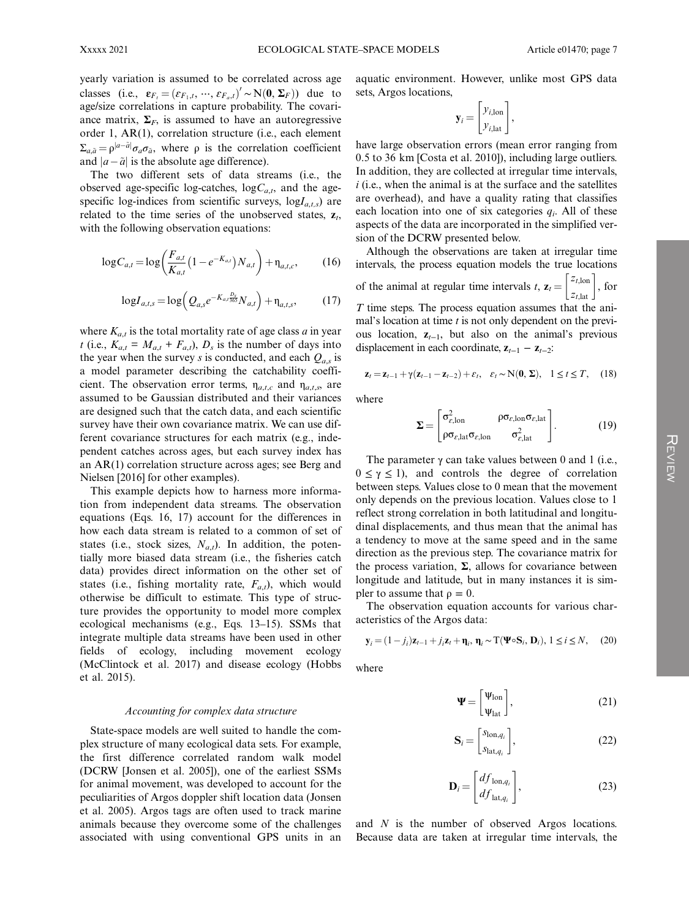yearly variation is assumed to be correlated across age classes (i.e., $\boldsymbol{\varepsilon}_{F_t} = (\varepsilon_{F_1,t}, \cdots, \varepsilon_{F_a,t})' \sim \text{N}(\mathbf{0}, \boldsymbol{\Sigma}_F)$) due to age/size correlations in capture probability. The covariance matrix, $\boldsymbol{\Sigma}_F$, is assumed to have an autoregressive order 1, AR(1), correlation structure (i.e., each element $\Sigma_{a,\tilde{a}} = \rho^{|a-\tilde{a}|}\sigma_a\sigma_{\tilde{a}}$, where $\rho$ is the correlation coefficient and $|a-\tilde{a}|$ is the absolute age difference).

The two different sets of data streams (i.e., the observed age-specific log-catches, $\log C_{a,t}$, and the age-specific log-indices from scientific surveys, $\log I_{a,t,s}$) are related to the time series of the unobserved states, $\mathbf{z}_t$, with the following observation equations:

$$\log C_{a,t} = \log\left(\frac{F_{a,t}}{K_{a,t}}\left(1 - e^{-K_{a,t}}\right)N_{a,t}\right) + \eta_{a,t,c}, \tag{16}$$

$$\log I_{a,t,s} = \log\left(Q_{a,s}e^{-K_{a,t}\frac{D_s}{365}}N_{a,t}\right) + \eta_{a,t,s}, \tag{17}$$

where $K_{a,t}$ is the total mortality rate of age class $a$ in year $t$ (i.e., $K_{a,t} = M_{a,t} + F_{a,t}$), $D_s$ is the number of days into the year when the survey $s$ is conducted, and each $Q_{a,s}$ is a model parameter describing the catchability coefficient. The observation error terms, $\eta_{a,t,c}$ and $\eta_{a,t,s}$, are assumed to be Gaussian distributed and their variances are designed such that the catch data, and each scientific survey have their own covariance matrix. We can use different covariance structures for each matrix (e.g., independent catches across ages, but each survey index has an AR(1) correlation structure across ages; see Berg and Nielsen [2016] for other examples).

This example depicts how to harness more information from independent data streams. The observation equations (Eqs. 16, 17) account for the differences in how each data stream is related to a common of set of states (i.e., stock sizes, $N_{a,t}$). In addition, the potentially more biased data stream (i.e., the fisheries catch data) provides direct information on the other set of states (i.e., fishing mortality rate, $F_{a,t}$), which would otherwise be difficult to estimate. This type of structure provides the opportunity to model more complex ecological mechanisms (e.g., Eqs. 13–15). SSMs that integrate multiple data streams have been used in other fields of ecology, including movement ecology (McClintock et al. 2017) and disease ecology (Hobbs et al. 2015).

### *Accounting for complex data structure*

State-space models are well suited to handle the complex structure of many ecological data sets. For example, the first difference correlated random walk model (DCRW [Jonsen et al. 2005]), one of the earliest SSMs for animal movement, was developed to account for the peculiarities of Argos doppler shift location data (Jonsen et al. 2005). Argos tags are often used to track marine animals because they overcome some of the challenges associated with using conventional GPS units in an aquatic environment. However, unlike most GPS data sets, Argos locations,

$$\mathbf{y}_i = \begin{bmatrix} y_{i,\text{lon}} \\ y_{i,\text{lat}} \end{bmatrix},$$

have large observation errors (mean error ranging from 0.5 to 36 km [Costa et al. 2010]), including large outliers. In addition, they are collected at irregular time intervals, $i$ (i.e., when the animal is at the surface and the satellites are overhead), and have a quality rating that classifies each location into one of six categories $q_i$. All of these aspects of the data are incorporated in the simplified version of the DCRW presented below.

Although the observations are taken at irregular time intervals, the process equation models the true locations of the animal at regular time intervals $t$, $\mathbf{z}_t = \begin{bmatrix} z_{t,\text{lon}} \\ z_{t,\text{lat}} \end{bmatrix}$, for $T$ time steps. The process equation assumes that the animal's location at time $t$ is not only dependent on the previous location, $\mathbf{z}_{t-1}$, but also on the animal's previous displacement in each coordinate, $\mathbf{z}_{t-1} - \mathbf{z}_{t-2}$:

$$\mathbf{z}_t = \mathbf{z}_{t-1} + \gamma(\mathbf{z}_{t-1} - \mathbf{z}_{t-2}) + \boldsymbol{\varepsilon}_t, \quad \boldsymbol{\varepsilon}_t \sim \text{N}(\mathbf{0}, \boldsymbol{\Sigma}), \quad 1 \le t \le T, \tag{18}$$

where

$$\boldsymbol{\Sigma} = \begin{bmatrix} \sigma^2_{\varepsilon,\text{lon}} & \rho\sigma_{\varepsilon,\text{lon}}\sigma_{\varepsilon,\text{lat}} \\ \rho\sigma_{\varepsilon,\text{lat}}\sigma_{\varepsilon,\text{lon}} & \sigma^2_{\varepsilon,\text{lat}} \end{bmatrix}. \tag{19}$$

The parameter $\gamma$ can take values between 0 and 1 (i.e., $0 \le \gamma \le 1$), and controls the degree of correlation between steps. Values close to 0 mean that the movement only depends on the previous location. Values close to 1 reflect strong correlation in both latitudinal and longitudinal displacements, and thus mean that the animal has a tendency to move at the same speed and in the same direction as the previous step. The covariance matrix for the process variation, $\boldsymbol{\Sigma}$, allows for covariance between longitude and latitude, but in many instances it is simpler to assume that $\rho = 0$.

The observation equation accounts for various characteristics of the Argos data:

$$\mathbf{y}_i = (1 - j_i)\mathbf{z}_{t-1} + j_i\mathbf{z}_t + \boldsymbol{\eta}_i, \; \boldsymbol{\eta}_i \sim \text{T}(\boldsymbol{\Psi} \circ \mathbf{S}_i, \mathbf{D}_i), \; 1 \le i \le N, \tag{20}$$

where

$$\boldsymbol{\Psi} = \begin{bmatrix} \psi_{\text{lon}} \\ \psi_{\text{lat}} \end{bmatrix}, \tag{21}$$

$$\mathbf{S}_i = \begin{bmatrix} s_{\text{lon},q_i} \\ s_{\text{lat},q_i} \end{bmatrix}, \tag{22}$$

$$\mathbf{D}_i = \begin{bmatrix} df_{\text{lon},q_i} \\ df_{\text{lat},q_i} \end{bmatrix}, \tag{23}$$

and $N$ is the number of observed Argos locations. Because data are taken at irregular time intervals, the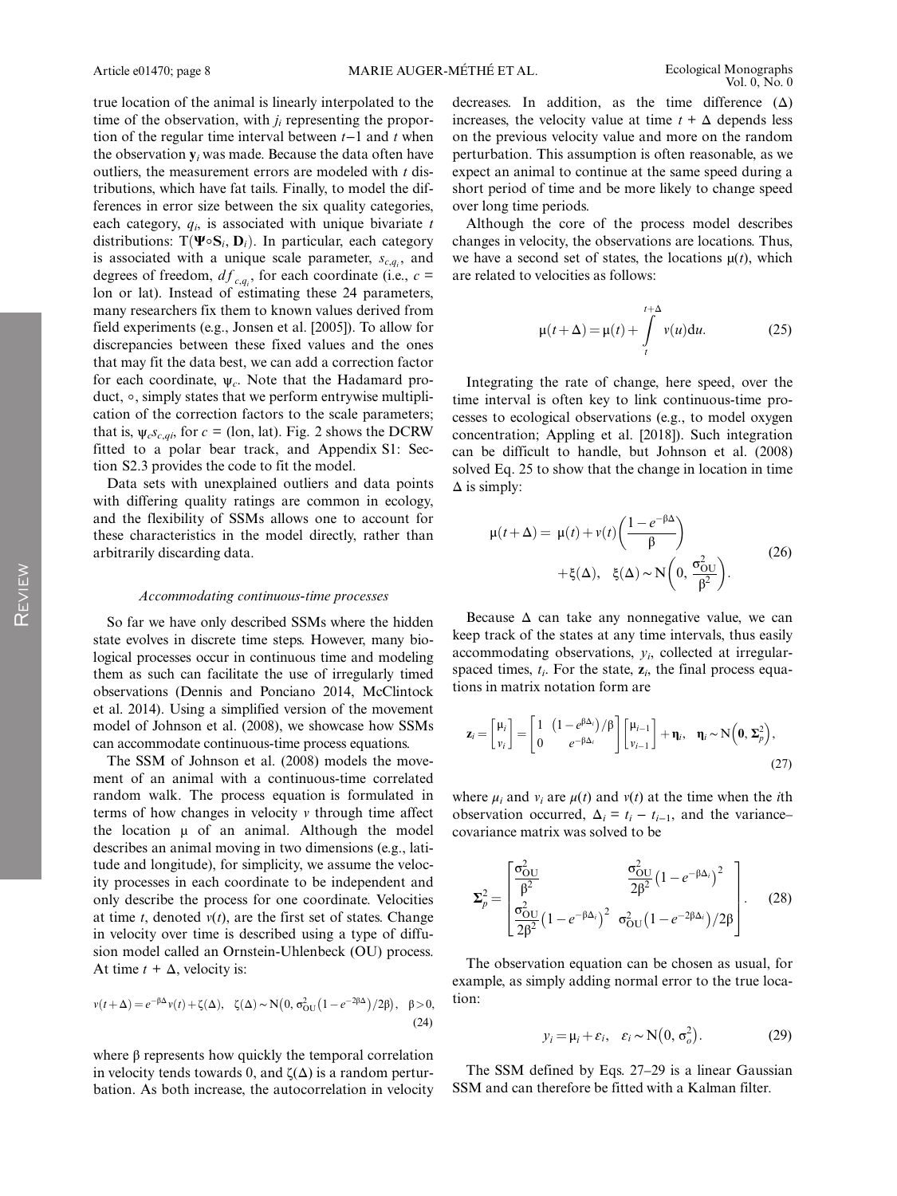true location of the animal is linearly interpolated to the time of the observation, with $j_i$ representing the proportion of the regular time interval between $t-1$ and $t$ when the observation $\mathbf{y}_i$ was made. Because the data often have outliers, the measurement errors are modeled with $t$ distributions, which have fat tails. Finally, to model the differences in error size between the six quality categories, each category, $q_i$, is associated with unique bivariate $t$ distributions: $\mathrm{T}(\boldsymbol{\Psi}\circ\mathbf{S}_i, \mathbf{D}_i)$. In particular, each category is associated with a unique scale parameter, $s_{c,q_i}$, and degrees of freedom, $df_{c,q_i}$, for each coordinate (i.e., $c$ = lon or lat). Instead of estimating these 24 parameters, many researchers fix them to known values derived from field experiments (e.g., Jonsen et al. [2005]). To allow for discrepancies between these fixed values and the ones that may fit the data best, we can add a correction factor for each coordinate, $\psi_c$. Note that the Hadamard product, $\circ$, simply states that we perform entrywise multiplication of the correction factors to the scale parameters; that is, $\psi_c s_{c,qi}$, for $c$ = (lon, lat). Fig. 2 shows the DCRW fitted to a polar bear track, and Appendix S1: Section S2.3 provides the code to fit the model.

Data sets with unexplained outliers and data points with differing quality ratings are common in ecology, and the flexibility of SSMs allows one to account for these characteristics in the model directly, rather than arbitrarily discarding data.

### *Accommodating continuous-time processes*

So far we have only described SSMs where the hidden state evolves in discrete time steps. However, many biological processes occur in continuous time and modeling them as such can facilitate the use of irregularly timed observations (Dennis and Ponciano 2014, McClintock et al. 2014). Using a simplified version of the movement model of Johnson et al. (2008), we showcase how SSMs can accommodate continuous-time process equations.

The SSM of Johnson et al. (2008) models the movement of an animal with a continuous-time correlated random walk. The process equation is formulated in terms of how changes in velocity $v$ through time affect the location $\mu$ of an animal. Although the model describes an animal moving in two dimensions (e.g., latitude and longitude), for simplicity, we assume the velocity processes in each coordinate to be independent and only describe the process for one coordinate. Velocities at time $t$, denoted $v(t)$, are the first set of states. Change in velocity over time is described using a type of diffusion model called an Ornstein-Uhlenbeck (OU) process. At time $t + \Delta$, velocity is:

$$v(t+\Delta) = e^{-\beta\Delta}v(t) + \zeta(\Delta), \quad \zeta(\Delta) \sim \mathrm{N}\left(0, \sigma^2_{\mathrm{OU}}\left(1-e^{-2\beta\Delta}\right)/2\beta\right), \quad \beta > 0, \tag{24}$$

where $\beta$ represents how quickly the temporal correlation in velocity tends towards 0, and $\zeta(\Delta)$ is a random perturbation. As both increase, the autocorrelation in velocity decreases. In addition, as the time difference ($\Delta$) increases, the velocity value at time $t + \Delta$ depends less on the previous velocity value and more on the random perturbation. This assumption is often reasonable, as we expect an animal to continue at the same speed during a short period of time and be more likely to change speed over long time periods.

Although the core of the process model describes changes in velocity, the observations are locations. Thus, we have a second set of states, the locations $\mu(t)$, which are related to velocities as follows:

$$\mu(t+\Delta) = \mu(t) + \int_{t}^{t+\Delta} v(u)\mathrm{d}u. \tag{25}$$

Integrating the rate of change, here speed, over the time interval is often key to link continuous-time processes to ecological observations (e.g., to model oxygen concentration; Appling et al. [2018]). Such integration can be difficult to handle, but Johnson et al. (2008) solved Eq. 25 to show that the change in location in time $\Delta$ is simply:

$$\mu(t+\Delta) = \mu(t) + v(t)\left(\frac{1-e^{-\beta\Delta}}{\beta}\right) + \xi(\Delta), \quad \xi(\Delta) \sim \mathrm{N}\left(0, \frac{\sigma^2_{\mathrm{OU}}}{\beta^2}\right). \tag{26}$$

Because $\Delta$ can take any nonnegative value, we can keep track of the states at any time intervals, thus easily accommodating observations, $y_i$, collected at irregular-spaced times, $t_i$. For the state, $\mathbf{z}_i$, the final process equations in matrix notation form are

$$\mathbf{z}_i = \begin{bmatrix} \mu_i \\ v_i \end{bmatrix} = \begin{bmatrix} 1 & \left(1-e^{\beta\Delta_i}\right)/\beta \\ 0 & e^{-\beta\Delta_i} \end{bmatrix} \begin{bmatrix} \mu_{i-1} \\ v_{i-1} \end{bmatrix} + \boldsymbol{\eta}_i, \quad \boldsymbol{\eta}_i \sim \mathrm{N}\left(\mathbf{0}, \boldsymbol{\Sigma}^2_p\right), \tag{27}$$

where $\mu_i$ and $v_i$ are $\mu(t)$ and $v(t)$ at the time when the $i$th observation occurred, $\Delta_i = t_i - t_{i-1}$, and the variance–covariance matrix was solved to be

$$\boldsymbol{\Sigma}^2_p = \begin{bmatrix} \dfrac{\sigma^2_{\mathrm{OU}}}{\beta^2} & \dfrac{\sigma^2_{\mathrm{OU}}}{2\beta^2}\left(1-e^{-\beta\Delta_i}\right)^2 \\ \dfrac{\sigma^2_{\mathrm{OU}}}{2\beta^2}\left(1-e^{-\beta\Delta_i}\right)^2 & \sigma^2_{\mathrm{OU}}\left(1-e^{-2\beta\Delta_i}\right)/2\beta \end{bmatrix}. \tag{28}$$

The observation equation can be chosen as usual, for example, as simply adding normal error to the true location:

$$y_i = \mu_i + \varepsilon_i, \quad \varepsilon_i \sim \mathrm{N}\left(0, \sigma^2_o\right). \tag{29}$$

The SSM defined by Eqs. 27–29 is a linear Gaussian SSM and can therefore be fitted with a Kalman filter.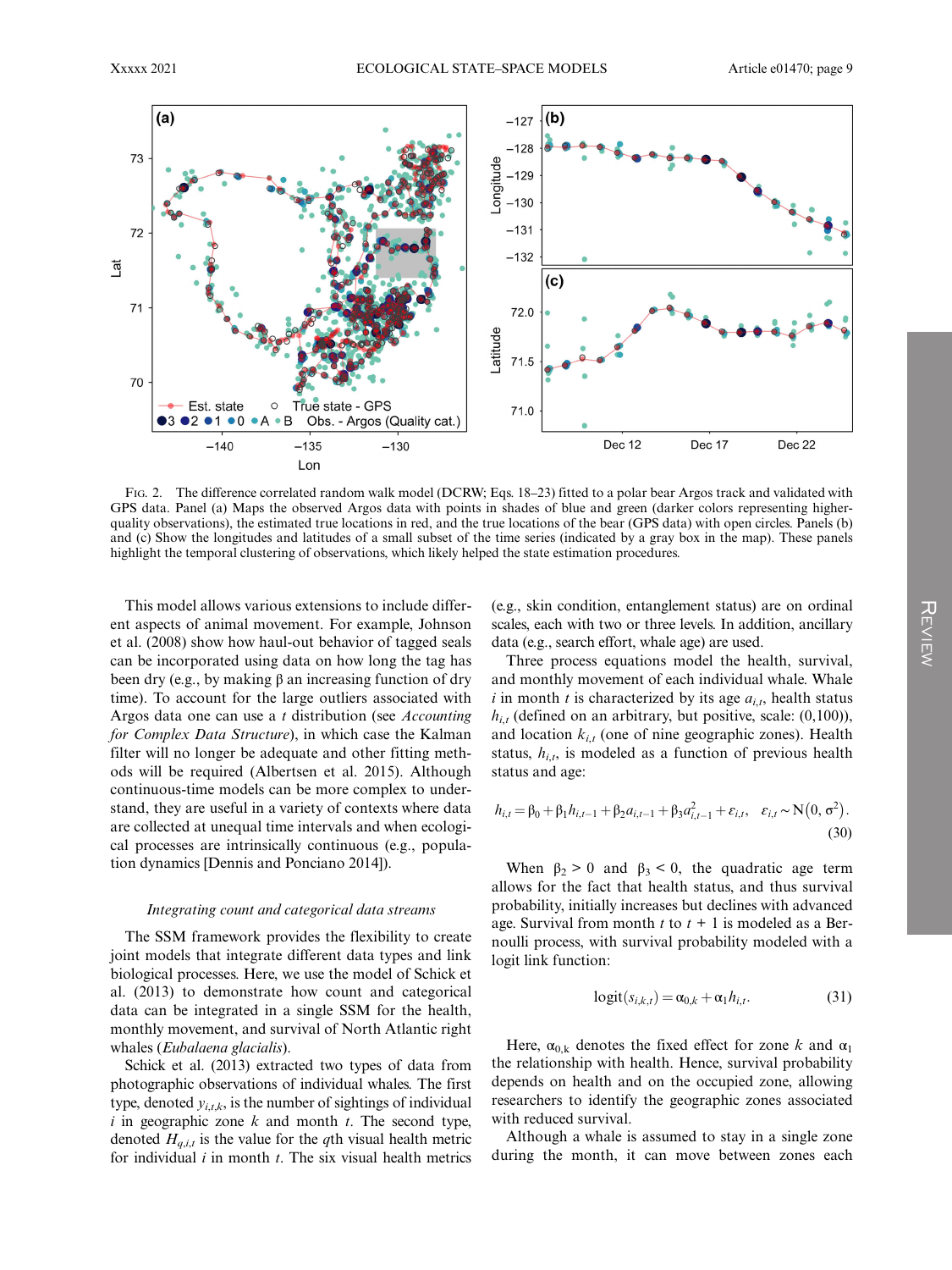FIG. 2. The difference correlated random walk model (DCRW; Eqs. 18–23) fitted to a polar bear Argos track and validated with GPS data. Panel (a) Maps the observed Argos data with points in shades of blue and green (darker colors representing higher-quality observations), the estimated true locations in red, and the true locations of the bear (GPS data) with open circles. Panels (b) and (c) Show the longitudes and latitudes of a small subset of the time series (indicated by a gray box in the map). These panels highlight the temporal clustering of observations, which likely helped the state estimation procedures.

This model allows various extensions to include different aspects of animal movement. For example, Johnson et al. (2008) show how haul-out behavior of tagged seals can be incorporated using data on how long the tag has been dry (e.g., by making β an increasing function of dry time). To account for the large outliers associated with Argos data one can use a *t* distribution (see *Accounting for Complex Data Structure*), in which case the Kalman filter will no longer be adequate and other fitting methods will be required (Albertsen et al. 2015). Although continuous-time models can be more complex to understand, they are useful in a variety of contexts where data are collected at unequal time intervals and when ecological processes are intrinsically continuous (e.g., population dynamics [Dennis and Ponciano 2014]).

### *Integrating count and categorical data streams*

The SSM framework provides the flexibility to create joint models that integrate different data types and link biological processes. Here, we use the model of Schick et al. (2013) to demonstrate how count and categorical data can be integrated in a single SSM for the health, monthly movement, and survival of North Atlantic right whales (*Eubalaena glacialis*).

Schick et al. (2013) extracted two types of data from photographic observations of individual whales. The first type, denoted $y_{i,t,k}$, is the number of sightings of individual $i$ in geographic zone $k$ and month $t$. The second type, denoted $H_{q,i,t}$ is the value for the $q$th visual health metric for individual $i$ in month $t$. The six visual health metrics (e.g., skin condition, entanglement status) are on ordinal scales, each with two or three levels. In addition, ancillary data (e.g., search effort, whale age) are used.

Three process equations model the health, survival, and monthly movement of each individual whale. Whale $i$ in month $t$ is characterized by its age $a_{i,t}$, health status $h_{i,t}$ (defined on an arbitrary, but positive, scale: (0,100)), and location $k_{i,t}$ (one of nine geographic zones). Health status, $h_{i,t}$, is modeled as a function of previous health status and age:

$$h_{i,t} = \beta_0 + \beta_1 h_{i,t-1} + \beta_2 a_{i,t-1} + \beta_3 a_{i,t-1}^2 + \varepsilon_{i,t}, \quad \varepsilon_{i,t} \sim \mathrm{N}\left(0, \sigma^2\right). \tag{30}$$

When $\beta_2 > 0$ and $\beta_3 < 0$, the quadratic age term allows for the fact that health status, and thus survival probability, initially increases but declines with advanced age. Survival from month $t$ to $t + 1$ is modeled as a Bernoulli process, with survival probability modeled with a logit link function:

$$\mathrm{logit}(s_{i,k,t}) = \alpha_{0,k} + \alpha_1 h_{i,t}. \tag{31}$$

Here, $\alpha_{0,k}$ denotes the fixed effect for zone $k$ and $\alpha_1$ the relationship with health. Hence, survival probability depends on health and on the occupied zone, allowing researchers to identify the geographic zones associated with reduced survival.

Although a whale is assumed to stay in a single zone during the month, it can move between zones each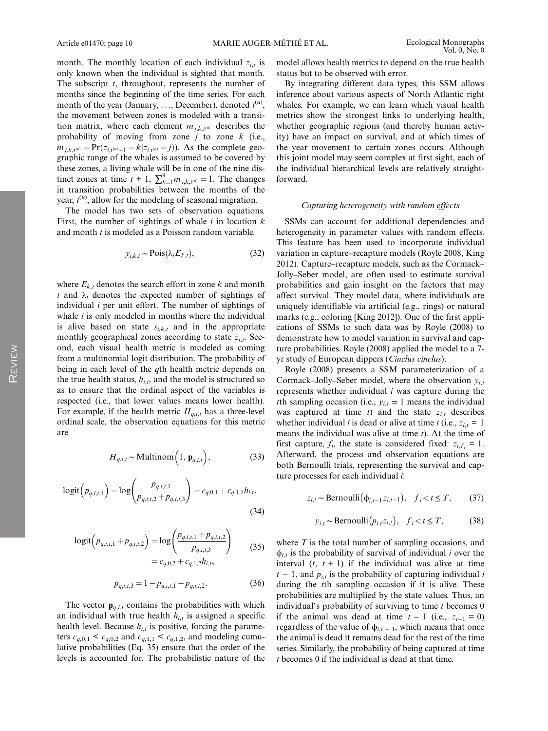month. The monthly location of each individual $z_{i,t}$ is only known when the individual is sighted that month. The subscript $t$, throughout, represents the number of months since the beginning of the time series. For each month of the year (January, …, December), denoted $t^{(u)}$, the movement between zones is modeled with a transition matrix, where each element $m_{j,k,t^{(u)}}$ describes the probability of moving from zone $j$ to zone $k$ (i.e., $m_{j,k,t^{(u)}} = \Pr(z_{i,t^{(u)}+1} = k | z_{i,t^{(u)}} = j)$). As the complete geographic range of the whales is assumed to be covered by these zones, a living whale will be in one of the nine distinct zones at time $t + 1$, $\sum_{k=1}^{9} m_{j,k,t^{(u)}} = 1$. The changes in transition probabilities between the months of the year, $t^{(u)}$, allow for the modeling of seasonal migration.

The model has two sets of observation equations. First, the number of sightings of whale $i$ in location $k$ and month $t$ is modeled as a Poisson random variable.

$$y_{i,k,t} \sim \text{Pois}(\lambda_i E_{k,t}), \tag{32}$$

where $E_{k,t}$ denotes the search effort in zone $k$ and month $t$ and $\lambda_i$ denotes the expected number of sightings of individual $i$ per unit effort. The number of sightings of whale $i$ is only modeled in months where the individual is alive based on state $s_{i,k,t}$ and in the appropriate monthly geographical zones according to state $z_{i,t}$. Second, each visual health metric is modeled as coming from a multinomial logit distribution. The probability of being in each level of the $q$th health metric depends on the true health status, $h_{i,t}$, and the model is structured so as to ensure that the ordinal aspect of the variables is respected (i.e., that lower values means lower health). For example, if the health metric $H_{q,i,t}$ has a three-level ordinal scale, the observation equations for this metric are

$$H_{q,i,t} \sim \text{Multinom}\left(1, \mathbf{p}_{q,i,t}\right), \tag{33}$$

$$\text{logit}\left(p_{q,i,t,1}\right) = \log\left(\frac{p_{q,i,t,1}}{p_{q,i,t,2} + p_{q,i,t,3}}\right) = c_{q,0,1} + c_{q,1,1} h_{i,t}, \tag{34}$$

$$\text{logit}\left(p_{q,i,t,1} + p_{q,i,t,2}\right) = \log\left(\frac{p_{q,i,t,1} + p_{q,i,t,2}}{p_{q,i,t,3}}\right) = c_{q,0,2} + c_{q,1,2} h_{i,t}, \tag{35}$$

$$p_{q,i,t,3} = 1 - p_{q,i,t,1} - p_{q,i,t,2}. \tag{36}$$

The vector $\mathbf{p}_{q,i,t}$ contains the probabilities with which an individual with true health $h_{i,t}$ is assigned a specific health level. Because $h_{i,t}$ is positive, forcing the parameters $c_{q,0,1} < c_{q,0,2}$ and $c_{q,1,1} < c_{q,1,2}$, and modeling cumulative probabilities (Eq. 35) ensure that the order of the levels is accounted for. The probabilistic nature of the model allows health metrics to depend on the true health status but to be observed with error.

By integrating different data types, this SSM allows inference about various aspects of North Atlantic right whales. For example, we can learn which visual health metrics show the strongest links to underlying health, whether geographic regions (and thereby human activity) have an impact on survival, and at which times of the year movement to certain zones occurs. Although this joint model may seem complex at first sight, each of the individual hierarchical levels are relatively straightforward.

### *Capturing heterogeneity with random effects*

SSMs can account for additional dependencies and heterogeneity in parameter values with random effects. This feature has been used to incorporate individual variation in capture–recapture models (Royle 2008, King 2012). Capture–recapture models, such as the Cormack–Jolly–Seber model, are often used to estimate survival probabilities and gain insight on the factors that may affect survival. They model data, where individuals are uniquely identifiable via artificial (e.g., rings) or natural marks (e.g., coloring [King 2012]). One of the first applications of SSMs to such data was by Royle (2008) to demonstrate how to model variation in survival and capture probabilities. Royle (2008) applied the model to a 7-yr study of European dippers (*Cinclus cinclus*).

Royle (2008) presents a SSM parameterization of a Cormack–Jolly–Seber model, where the observation $y_{i,t}$ represents whether individual $i$ was capture during the $t$th sampling occasion (i.e., $y_{i,t} = 1$ means the individual was captured at time $t$) and the state $z_{i,t}$ describes whether individual $i$ is dead or alive at time $t$ (i.e., $z_{i,t} = 1$ means the individual was alive at time $t$). At the time of first capture, $f_i$, the state is considered fixed: $z_{i,f_i} = 1$. Afterward, the process and observation equations are both Bernoulli trials, representing the survival and capture processes for each individual $i$:

$$z_{i,t} \sim \text{Bernoulli}\left(\phi_{i,t-1} z_{i,t-1}\right), \quad f_i < t \leq T, \tag{37}$$

$$y_{i,t} \sim \text{Bernoulli}\left(p_{i,t} z_{i,t}\right), \quad f_i < t \leq T, \tag{38}$$

where $T$ is the total number of sampling occasions, and $\phi_{i,t}$ is the probability of survival of individual $i$ over the interval $(t, t + 1)$ if the individual was alive at time $t - 1$, and $p_{i,t}$ is the probability of capturing individual $i$ during the $t$th sampling occasion if it is alive. These probabilities are multiplied by the state values. Thus, an individual's probability of surviving to time $t$ becomes 0 if the animal was dead at time $t - 1$ (i.e., $z_{t-1} = 0$) regardless of the value of $\phi_{i,t-1}$, which means that once the animal is dead it remains dead for the rest of the time series. Similarly, the probability of being captured at time $t$ becomes 0 if the individual is dead at that time.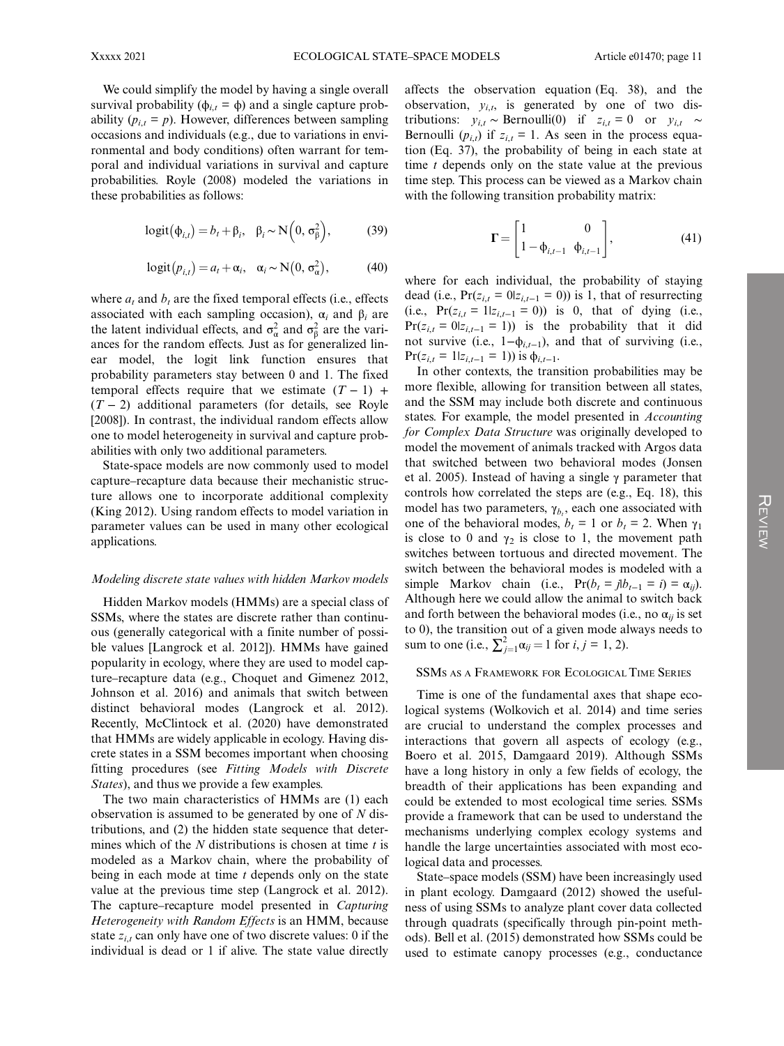We could simplify the model by having a single overall survival probability ($\phi_{i,t} = \phi$) and a single capture probability ($p_{i,t} = p$). However, differences between sampling occasions and individuals (e.g., due to variations in environmental and body conditions) often warrant for temporal and individual variations in survival and capture probabilities. Royle (2008) modeled the variations in these probabilities as follows:

$$\text{logit}(\phi_{i,t}) = b_t + \beta_i, \quad \beta_i \sim \text{N}(0, \sigma_\beta^2), \tag{39}$$

$$\text{logit}(p_{i,t}) = a_t + \alpha_i, \quad \alpha_i \sim \text{N}(0, \sigma_\alpha^2), \tag{40}$$

where $a_t$ and $b_t$ are the fixed temporal effects (i.e., effects associated with each sampling occasion), $\alpha_i$ and $\beta_i$ are the latent individual effects, and $\sigma_\alpha^2$ and $\sigma_\beta^2$ are the variances for the random effects. Just as for generalized linear model, the logit link function ensures that probability parameters stay between 0 and 1. The fixed temporal effects require that we estimate $(T - 1) + (T - 2)$ additional parameters (for details, see Royle [2008]). In contrast, the individual random effects allow one to model heterogeneity in survival and capture probabilities with only two additional parameters.

State-space models are now commonly used to model capture–recapture data because their mechanistic structure allows one to incorporate additional complexity (King 2012). Using random effects to model variation in parameter values can be used in many other ecological applications.

### *Modeling discrete state values with hidden Markov models*

Hidden Markov models (HMMs) are a special class of SSMs, where the states are discrete rather than continuous (generally categorical with a finite number of possible values [Langrock et al. 2012]). HMMs have gained popularity in ecology, where they are used to model capture–recapture data (e.g., Choquet and Gimenez 2012, Johnson et al. 2016) and animals that switch between distinct behavioral modes (Langrock et al. 2012). Recently, McClintock et al. (2020) have demonstrated that HMMs are widely applicable in ecology. Having discrete states in a SSM becomes important when choosing fitting procedures (see *Fitting Models with Discrete States*), and thus we provide a few examples.

The two main characteristics of HMMs are (1) each observation is assumed to be generated by one of $N$ distributions, and (2) the hidden state sequence that determines which of the $N$ distributions is chosen at time $t$ is modeled as a Markov chain, where the probability of being in each mode at time $t$ depends only on the state value at the previous time step (Langrock et al. 2012). The capture–recapture model presented in *Capturing Heterogeneity with Random Effects* is an HMM, because state $z_{i,t}$ can only have one of two discrete values: 0 if the individual is dead or 1 if alive. The state value directly affects the observation equation (Eq. 38), and the observation, $y_{i,t}$, is generated by one of two distributions: $y_{i,t} \sim \text{Bernoulli}(0)$ if $z_{i,t} = 0$ or $y_{i,t} \sim \text{Bernoulli}(p_{i,t})$ if $z_{i,t} = 1$. As seen in the process equation (Eq. 37), the probability of being in each state at time $t$ depends only on the state value at the previous time step. This process can be viewed as a Markov chain with the following transition probability matrix:

$$\mathbf{\Gamma} = \begin{bmatrix} 1 & 0 \\ 1 - \phi_{i,t-1} & \phi_{i,t-1} \end{bmatrix}, \tag{41}$$

where for each individual, the probability of staying dead (i.e., $\Pr(z_{i,t} = 0 | z_{i,t-1} = 0)$) is 1, that of resurrecting (i.e., $\Pr(z_{i,t} = 1 | z_{i,t-1} = 0)$) is 0, that of dying (i.e., $\Pr(z_{i,t} = 0 | z_{i,t-1} = 1)$) is the probability that it did not survive (i.e., $1 - \phi_{i,t-1}$), and that of surviving (i.e., $\Pr(z_{i,t} = 1 | z_{i,t-1} = 1)$) is $\phi_{i,t-1}$.

In other contexts, the transition probabilities may be more flexible, allowing for transition between all states, and the SSM may include both discrete and continuous states. For example, the model presented in *Accounting for Complex Data Structure* was originally developed to model the movement of animals tracked with Argos data that switched between two behavioral modes (Jonsen et al. 2005). Instead of having a single $\gamma$ parameter that controls how correlated the steps are (e.g., Eq. 18), this model has two parameters, $\gamma_{b_t}$, each one associated with one of the behavioral modes, $b_t = 1$ or $b_t = 2$. When $\gamma_1$ is close to 0 and $\gamma_2$ is close to 1, the movement path switches between tortuous and directed movement. The switch between the behavioral modes is modeled with a simple Markov chain (i.e., $\Pr(b_t = j | b_{t-1} = i) = \alpha_{ij}$). Although here we could allow the animal to switch back and forth between the behavioral modes (i.e., no $\alpha_{ij}$ is set to 0), the transition out of a given mode always needs to sum to one (i.e., $\sum_{j=1}^{2} \alpha_{ij} = 1$ for $i, j = 1, 2$).

## SSMs as a Framework for Ecological Time Series

Time is one of the fundamental axes that shape ecological systems (Wolkovich et al. 2014) and time series are crucial to understand the complex processes and interactions that govern all aspects of ecology (e.g., Boero et al. 2015, Damgaard 2019). Although SSMs have a long history in only a few fields of ecology, the breadth of their applications has been expanding and could be extended to most ecological time series. SSMs provide a framework that can be used to understand the mechanisms underlying complex ecology systems and handle the large uncertainties associated with most ecological data and processes.

State–space models (SSM) have been increasingly used in plant ecology. Damgaard (2012) showed the usefulness of using SSMs to analyze plant cover data collected through quadrats (specifically through pin-point methods). Bell et al. (2015) demonstrated how SSMs could be used to estimate canopy processes (e.g., conductance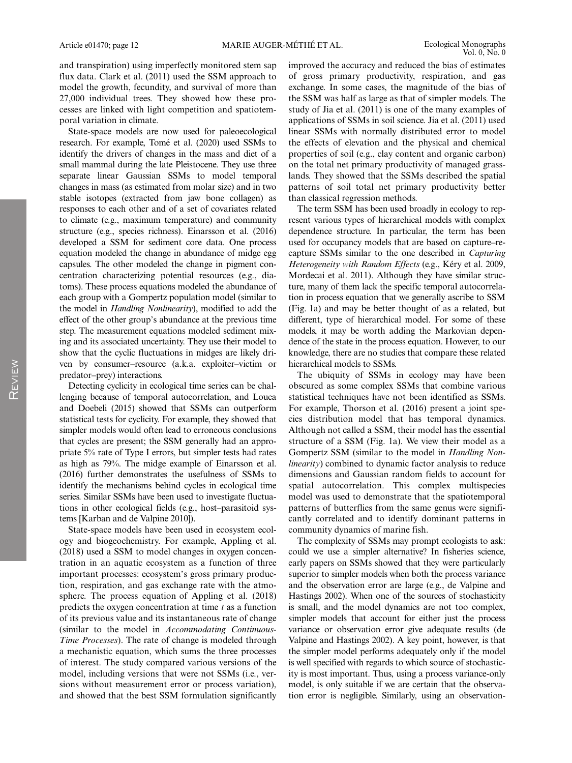and transpiration) using imperfectly monitored stem sap flux data. Clark et al. (2011) used the SSM approach to model the growth, fecundity, and survival of more than 27,000 individual trees. They showed how these processes are linked with light competition and spatiotemporal variation in climate.

State-space models are now used for paleoecological research. For example, Tomé et al. (2020) used SSMs to identify the drivers of changes in the mass and diet of a small mammal during the late Pleistocene. They use three separate linear Gaussian SSMs to model temporal changes in mass (as estimated from molar size) and in two stable isotopes (extracted from jaw bone collagen) as responses to each other and of a set of covariates related to climate (e.g., maximum temperature) and community structure (e.g., species richness). Einarsson et al. (2016) developed a SSM for sediment core data. One process equation modeled the change in abundance of midge egg capsules. The other modeled the change in pigment concentration characterizing potential resources (e.g., diatoms). These process equations modeled the abundance of each group with a Gompertz population model (similar to the model in *Handling Nonlinearity*), modified to add the effect of the other group's abundance at the previous time step. The measurement equations modeled sediment mixing and its associated uncertainty. They use their model to show that the cyclic fluctuations in midges are likely driven by consumer–resource (a.k.a. exploiter–victim or predator–prey) interactions.

Detecting cyclicity in ecological time series can be challenging because of temporal autocorrelation, and Louca and Doebeli (2015) showed that SSMs can outperform statistical tests for cyclicity. For example, they showed that simpler models would often lead to erroneous conclusions that cycles are present; the SSM generally had an appropriate 5% rate of Type I errors, but simpler tests had rates as high as 79%. The midge example of Einarsson et al. (2016) further demonstrates the usefulness of SSMs to identify the mechanisms behind cycles in ecological time series. Similar SSMs have been used to investigate fluctuations in other ecological fields (e.g., host–parasitoid systems [Karban and de Valpine 2010]).

State-space models have been used in ecosystem ecology and biogeochemistry. For example, Appling et al. (2018) used a SSM to model changes in oxygen concentration in an aquatic ecosystem as a function of three important processes: ecosystem's gross primary production, respiration, and gas exchange rate with the atmosphere. The process equation of Appling et al. (2018) predicts the oxygen concentration at time $t$ as a function of its previous value and its instantaneous rate of change (similar to the model in *Accommodating Continuous-Time Processes*). The rate of change is modeled through a mechanistic equation, which sums the three processes of interest. The study compared various versions of the model, including versions that were not SSMs (i.e., versions without measurement error or process variation), and showed that the best SSM formulation significantly improved the accuracy and reduced the bias of estimates of gross primary productivity, respiration, and gas exchange. In some cases, the magnitude of the bias of the SSM was half as large as that of simpler models. The study of Jia et al. (2011) is one of the many examples of applications of SSMs in soil science. Jia et al. (2011) used linear SSMs with normally distributed error to model the effects of elevation and the physical and chemical properties of soil (e.g., clay content and organic carbon) on the total net primary productivity of managed grasslands. They showed that the SSMs described the spatial patterns of soil total net primary productivity better than classical regression methods.

The term SSM has been used broadly in ecology to represent various types of hierarchical models with complex dependence structure. In particular, the term has been used for occupancy models that are based on capture–recapture SSMs similar to the one described in *Capturing Heterogeneity with Random Effects* (e.g., Kéry et al. 2009, Mordecai et al. 2011). Although they have similar structure, many of them lack the specific temporal autocorrelation in process equation that we generally ascribe to SSM (Fig. 1a) and may be better thought of as a related, but different, type of hierarchical model. For some of these models, it may be worth adding the Markovian dependence of the state in the process equation. However, to our knowledge, there are no studies that compare these related hierarchical models to SSMs.

The ubiquity of SSMs in ecology may have been obscured as some complex SSMs that combine various statistical techniques have not been identified as SSMs. For example, Thorson et al. (2016) present a joint species distribution model that has temporal dynamics. Although not called a SSM, their model has the essential structure of a SSM (Fig. 1a). We view their model as a Gompertz SSM (similar to the model in *Handling Nonlinearity*) combined to dynamic factor analysis to reduce dimensions and Gaussian random fields to account for spatial autocorrelation. This complex multispecies model was used to demonstrate that the spatiotemporal patterns of butterflies from the same genus were significantly correlated and to identify dominant patterns in community dynamics of marine fish.

The complexity of SSMs may prompt ecologists to ask: could we use a simpler alternative? In fisheries science, early papers on SSMs showed that they were particularly superior to simpler models when both the process variance and the observation error are large (e.g., de Valpine and Hastings 2002). When one of the sources of stochasticity is small, and the model dynamics are not too complex, simpler models that account for either just the process variance or observation error give adequate results (de Valpine and Hastings 2002). A key point, however, is that the simpler model performs adequately only if the model is well specified with regards to which source of stochasticity is most important. Thus, using a process variance-only model, is only suitable if we are certain that the observation error is negligible. Similarly, using an observation-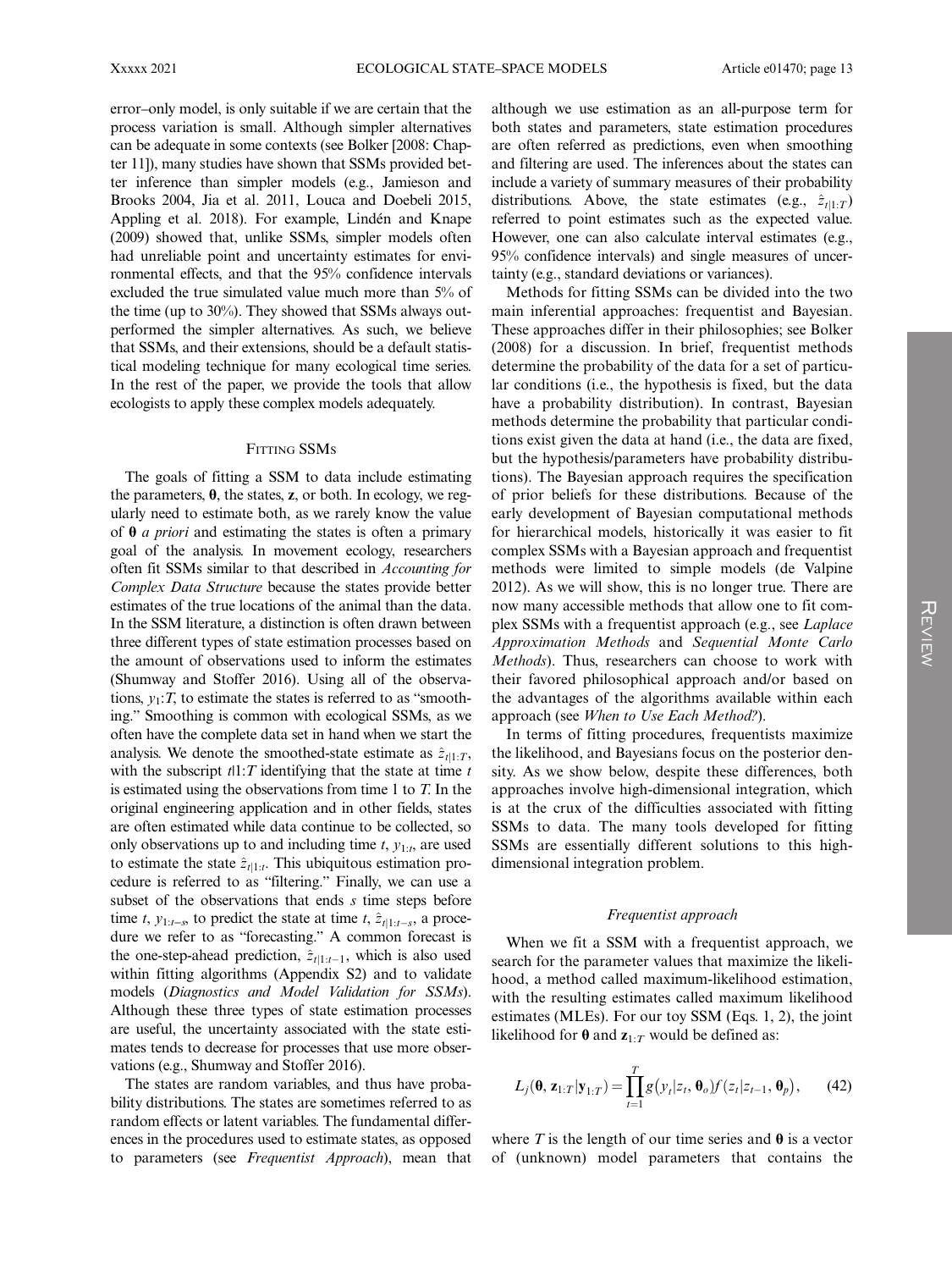error–only model, is only suitable if we are certain that the process variation is small. Although simpler alternatives can be adequate in some contexts (see Bolker [2008: Chapter 11]), many studies have shown that SSMs provided better inference than simpler models (e.g., Jamieson and Brooks 2004, Jia et al. 2011, Louca and Doebeli 2015, Appling et al. 2018). For example, Lindén and Knape (2009) showed that, unlike SSMs, simpler models often had unreliable point and uncertainty estimates for environmental effects, and that the 95% confidence intervals excluded the true simulated value much more than 5% of the time (up to 30%). They showed that SSMs always outperformed the simpler alternatives. As such, we believe that SSMs, and their extensions, should be a default statistical modeling technique for many ecological time series. In the rest of the paper, we provide the tools that allow ecologists to apply these complex models adequately.

## Fitting SSMs

The goals of fitting a SSM to data include estimating the parameters, $\boldsymbol{\theta}$, the states, $\mathbf{z}$, or both. In ecology, we regularly need to estimate both, as we rarely know the value of $\boldsymbol{\theta}$ *a priori* and estimating the states is often a primary goal of the analysis. In movement ecology, researchers often fit SSMs similar to that described in *Accounting for Complex Data Structure* because the states provide better estimates of the true locations of the animal than the data. In the SSM literature, a distinction is often drawn between three different types of state estimation processes based on the amount of observations used to inform the estimates (Shumway and Stoffer 2016). Using all of the observations, $y_1{:}T$, to estimate the states is referred to as "smoothing." Smoothing is common with ecological SSMs, as we often have the complete data set in hand when we start the analysis. We denote the smoothed-state estimate as $\hat{z}_{t|1:T}$, with the subscript $t|1{:}T$ identifying that the state at time $t$ is estimated using the observations from time 1 to $T$. In the original engineering application and in other fields, states are often estimated while data continue to be collected, so only observations up to and including time $t$, $y_{1:t}$, are used to estimate the state $\hat{z}_{t|1:t}$. This ubiquitous estimation procedure is referred to as "filtering." Finally, we can use a subset of the observations that ends $s$ time steps before time $t$, $y_{1:t-s}$, to predict the state at time $t$, $\hat{z}_{t|1:t-s}$, a procedure we refer to as "forecasting." A common forecast is the one-step-ahead prediction, $\hat{z}_{t|1:t-1}$, which is also used within fitting algorithms (Appendix S2) and to validate models (*Diagnostics and Model Validation for SSMs*). Although these three types of state estimation processes are useful, the uncertainty associated with the state estimates tends to decrease for processes that use more observations (e.g., Shumway and Stoffer 2016).

The states are random variables, and thus have probability distributions. The states are sometimes referred to as random effects or latent variables. The fundamental differences in the procedures used to estimate states, as opposed to parameters (see *Frequentist Approach*), mean that although we use estimation as an all-purpose term for both states and parameters, state estimation procedures are often referred as predictions, even when smoothing and filtering are used. The inferences about the states can include a variety of summary measures of their probability distributions. Above, the state estimates (e.g., $\hat{z}_{t|1:T}$) referred to point estimates such as the expected value. However, one can also calculate interval estimates (e.g., 95% confidence intervals) and single measures of uncertainty (e.g., standard deviations or variances).

Methods for fitting SSMs can be divided into the two main inferential approaches: frequentist and Bayesian. These approaches differ in their philosophies; see Bolker (2008) for a discussion. In brief, frequentist methods determine the probability of the data for a set of particular conditions (i.e., the hypothesis is fixed, but the data have a probability distribution). In contrast, Bayesian methods determine the probability that particular conditions exist given the data at hand (i.e., the data are fixed, but the hypothesis/parameters have probability distributions). The Bayesian approach requires the specification of prior beliefs for these distributions. Because of the early development of Bayesian computational methods for hierarchical models, historically it was easier to fit complex SSMs with a Bayesian approach and frequentist methods were limited to simple models (de Valpine 2012). As we will show, this is no longer true. There are now many accessible methods that allow one to fit complex SSMs with a frequentist approach (e.g., see *Laplace Approximation Methods* and *Sequential Monte Carlo Methods*). Thus, researchers can choose to work with their favored philosophical approach and/or based on the advantages of the algorithms available within each approach (see *When to Use Each Method?*).

In terms of fitting procedures, frequentists maximize the likelihood, and Bayesians focus on the posterior density. As we show below, despite these differences, both approaches involve high-dimensional integration, which is at the crux of the difficulties associated with fitting SSMs to data. The many tools developed for fitting SSMs are essentially different solutions to this high-dimensional integration problem.

### *Frequentist approach*

When we fit a SSM with a frequentist approach, we search for the parameter values that maximize the likelihood, a method called maximum-likelihood estimation, with the resulting estimates called maximum likelihood estimates (MLEs). For our toy SSM (Eqs. 1, 2), the joint likelihood for $\boldsymbol{\theta}$ and $\mathbf{z}_{1:T}$ would be defined as:

$$L_j(\boldsymbol{\theta}, \mathbf{z}_{1:T}|\mathbf{y}_{1:T}) = \prod_{t=1}^{T} g(y_t|z_t, \boldsymbol{\theta}_o) f(z_t|z_{t-1}, \boldsymbol{\theta}_p), \qquad (42)$$

where $T$ is the length of our time series and $\boldsymbol{\theta}$ is a vector of (unknown) model parameters that contains the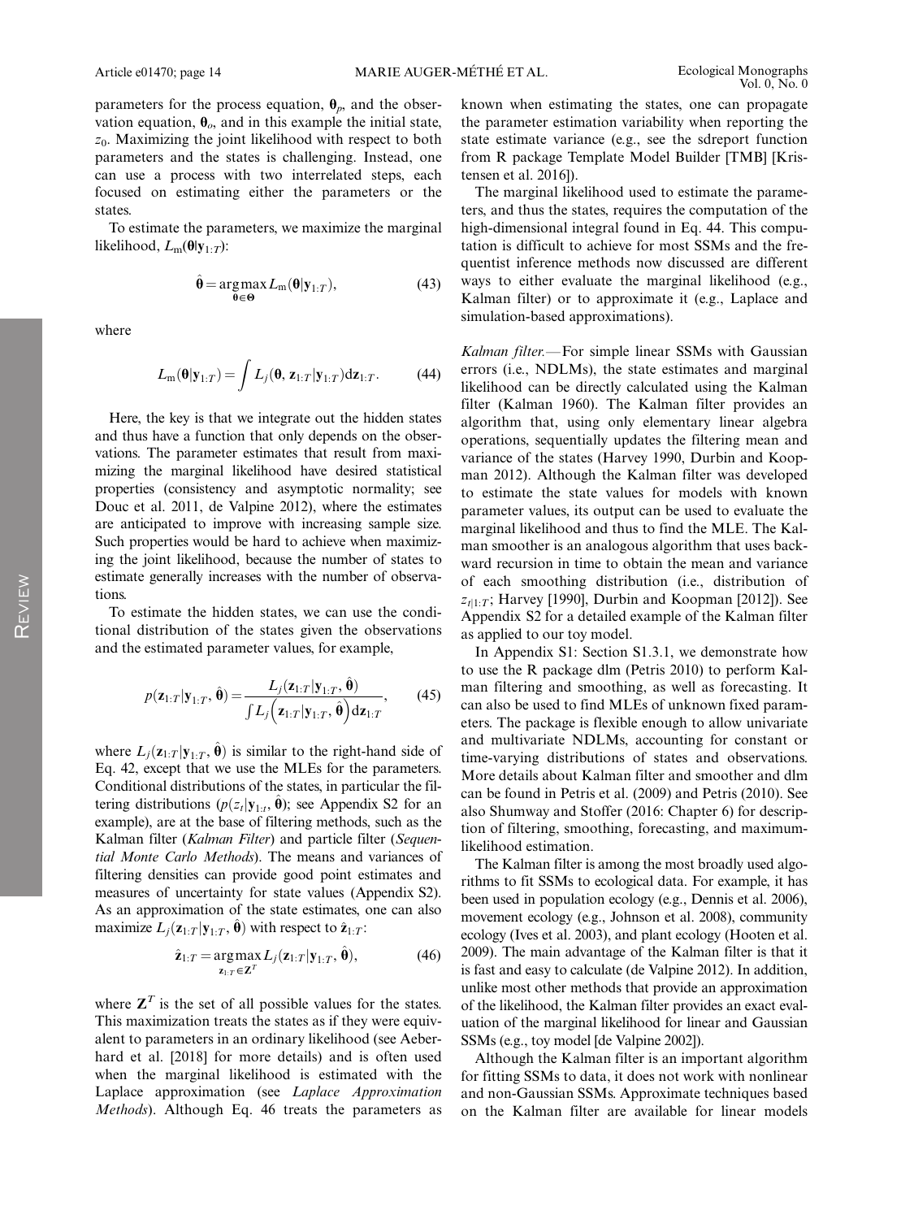parameters for the process equation, $\boldsymbol{\theta}_p$, and the observation equation, $\boldsymbol{\theta}_o$, and in this example the initial state, $z_0$. Maximizing the joint likelihood with respect to both parameters and the states is challenging. Instead, one can use a process with two interrelated steps, each focused on estimating either the parameters or the states.

To estimate the parameters, we maximize the marginal likelihood, $L_m(\boldsymbol{\theta}|\mathbf{y}_{1:T})$:

$$\hat{\boldsymbol{\theta}} = \underset{\boldsymbol{\theta} \in \boldsymbol{\Theta}}{\arg\max} \, L_m(\boldsymbol{\theta}|\mathbf{y}_{1:T}), \tag{43}$$

where

$$L_m(\boldsymbol{\theta}|\mathbf{y}_{1:T}) = \int L_j(\boldsymbol{\theta}, \mathbf{z}_{1:T}|\mathbf{y}_{1:T}) d\mathbf{z}_{1:T}. \tag{44}$$

Here, the key is that we integrate out the hidden states and thus have a function that only depends on the observations. The parameter estimates that result from maximizing the marginal likelihood have desired statistical properties (consistency and asymptotic normality; see Douc et al. 2011, de Valpine 2012), where the estimates are anticipated to improve with increasing sample size. Such properties would be hard to achieve when maximizing the joint likelihood, because the number of states to estimate generally increases with the number of observations.

To estimate the hidden states, we can use the conditional distribution of the states given the observations and the estimated parameter values, for example,

$$p(\mathbf{z}_{1:T}|\mathbf{y}_{1:T}, \hat{\boldsymbol{\theta}}) = \frac{L_j(\mathbf{z}_{1:T}|\mathbf{y}_{1:T}, \hat{\boldsymbol{\theta}})}{\int L_j\left(\mathbf{z}_{1:T}|\mathbf{y}_{1:T}, \hat{\boldsymbol{\theta}}\right) d\mathbf{z}_{1:T}}, \tag{45}$$

where $L_j(\mathbf{z}_{1:T}|\mathbf{y}_{1:T}, \hat{\boldsymbol{\theta}})$ is similar to the right-hand side of Eq. 42, except that we use the MLEs for the parameters. Conditional distributions of the states, in particular the filtering distributions ($p(z_t|\mathbf{y}_{1:t}, \hat{\boldsymbol{\theta}})$; see Appendix S2 for an example), are at the base of filtering methods, such as the Kalman filter (*Kalman Filter*) and particle filter (*Sequential Monte Carlo Methods*). The means and variances of filtering densities can provide good point estimates and measures of uncertainty for state values (Appendix S2). As an approximation of the state estimates, one can also maximize $L_j(\mathbf{z}_{1:T}|\mathbf{y}_{1:T}, \hat{\boldsymbol{\theta}})$ with respect to $\hat{\mathbf{z}}_{1:T}$:

$$\hat{\mathbf{z}}_{1:T} = \underset{\mathbf{z}_{1:T} \in \mathbf{Z}^T}{\arg\max} \, L_j(\mathbf{z}_{1:T}|\mathbf{y}_{1:T}, \hat{\boldsymbol{\theta}}), \tag{46}$$

where $\mathbf{Z}^T$ is the set of all possible values for the states. This maximization treats the states as if they were equivalent to parameters in an ordinary likelihood (see Aeberhard et al. [2018] for more details) and is often used when the marginal likelihood is estimated with the Laplace approximation (see *Laplace Approximation Methods*). Although Eq. 46 treats the parameters as known when estimating the states, one can propagate the parameter estimation variability when reporting the state estimate variance (e.g., see the sdreport function from R package Template Model Builder [TMB] [Kristensen et al. 2016]).

The marginal likelihood used to estimate the parameters, and thus the states, requires the computation of the high-dimensional integral found in Eq. 44. This computation is difficult to achieve for most SSMs and the frequentist inference methods now discussed are different ways to either evaluate the marginal likelihood (e.g., Kalman filter) or to approximate it (e.g., Laplace and simulation-based approximations).

*Kalman filter.*—For simple linear SSMs with Gaussian errors (i.e., NDLMs), the state estimates and marginal likelihood can be directly calculated using the Kalman filter (Kalman 1960). The Kalman filter provides an algorithm that, using only elementary linear algebra operations, sequentially updates the filtering mean and variance of the states (Harvey 1990, Durbin and Koopman 2012). Although the Kalman filter was developed to estimate the state values for models with known parameter values, its output can be used to evaluate the marginal likelihood and thus to find the MLE. The Kalman smoother is an analogous algorithm that uses backward recursion in time to obtain the mean and variance of each smoothing distribution (i.e., distribution of $z_{t|1:T}$; Harvey [1990], Durbin and Koopman [2012]). See Appendix S2 for a detailed example of the Kalman filter as applied to our toy model.

In Appendix S1: Section S1.3.1, we demonstrate how to use the R package dlm (Petris 2010) to perform Kalman filtering and smoothing, as well as forecasting. It can also be used to find MLEs of unknown fixed parameters. The package is flexible enough to allow univariate and multivariate NDLMs, accounting for constant or time-varying distributions of states and observations. More details about Kalman filter and smoother and dlm can be found in Petris et al. (2009) and Petris (2010). See also Shumway and Stoffer (2016: Chapter 6) for description of filtering, smoothing, forecasting, and maximum-likelihood estimation.

The Kalman filter is among the most broadly used algorithms to fit SSMs to ecological data. For example, it has been used in population ecology (e.g., Dennis et al. 2006), movement ecology (e.g., Johnson et al. 2008), community ecology (Ives et al. 2003), and plant ecology (Hooten et al. 2009). The main advantage of the Kalman filter is that it is fast and easy to calculate (de Valpine 2012). In addition, unlike most other methods that provide an approximation of the likelihood, the Kalman filter provides an exact evaluation of the marginal likelihood for linear and Gaussian SSMs (e.g., toy model [de Valpine 2002]).

Although the Kalman filter is an important algorithm for fitting SSMs to data, it does not work with nonlinear and non-Gaussian SSMs. Approximate techniques based on the Kalman filter are available for linear models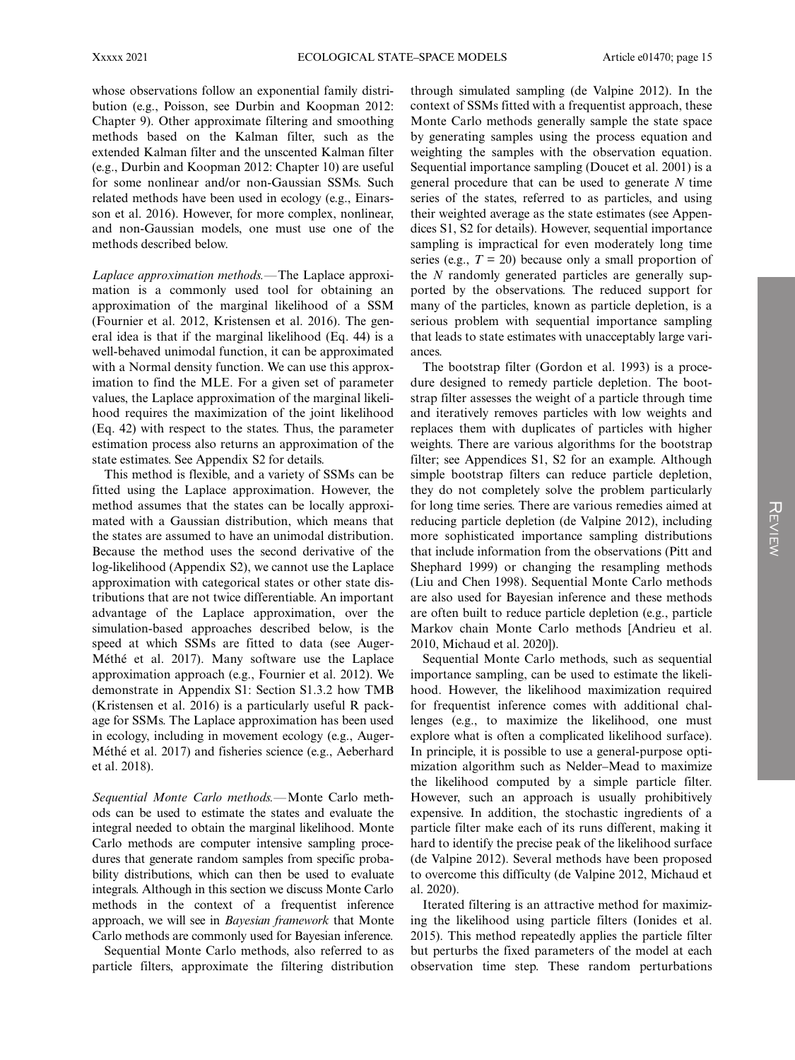whose observations follow an exponential family distribution (e.g., Poisson, see Durbin and Koopman 2012: Chapter 9). Other approximate filtering and smoothing methods based on the Kalman filter, such as the extended Kalman filter and the unscented Kalman filter (e.g., Durbin and Koopman 2012: Chapter 10) are useful for some nonlinear and/or non-Gaussian SSMs. Such related methods have been used in ecology (e.g., Einarsson et al. 2016). However, for more complex, nonlinear, and non-Gaussian models, one must use one of the methods described below.

*Laplace approximation methods.*—The Laplace approximation is a commonly used tool for obtaining an approximation of the marginal likelihood of a SSM (Fournier et al. 2012, Kristensen et al. 2016). The general idea is that if the marginal likelihood (Eq. 44) is a well-behaved unimodal function, it can be approximated with a Normal density function. We can use this approximation to find the MLE. For a given set of parameter values, the Laplace approximation of the marginal likelihood requires the maximization of the joint likelihood (Eq. 42) with respect to the states. Thus, the parameter estimation process also returns an approximation of the state estimates. See Appendix S2 for details.

This method is flexible, and a variety of SSMs can be fitted using the Laplace approximation. However, the method assumes that the states can be locally approximated with a Gaussian distribution, which means that the states are assumed to have an unimodal distribution. Because the method uses the second derivative of the log-likelihood (Appendix S2), we cannot use the Laplace approximation with categorical states or other state distributions that are not twice differentiable. An important advantage of the Laplace approximation, over the simulation-based approaches described below, is the speed at which SSMs are fitted to data (see Auger-Méthé et al. 2017). Many software use the Laplace approximation approach (e.g., Fournier et al. 2012). We demonstrate in Appendix S1: Section S1.3.2 how TMB (Kristensen et al. 2016) is a particularly useful R package for SSMs. The Laplace approximation has been used in ecology, including in movement ecology (e.g., Auger-Méthé et al. 2017) and fisheries science (e.g., Aeberhard et al. 2018).

*Sequential Monte Carlo methods.*—Monte Carlo methods can be used to estimate the states and evaluate the integral needed to obtain the marginal likelihood. Monte Carlo methods are computer intensive sampling procedures that generate random samples from specific probability distributions, which can then be used to evaluate integrals. Although in this section we discuss Monte Carlo methods in the context of a frequentist inference approach, we will see in *Bayesian framework* that Monte Carlo methods are commonly used for Bayesian inference.

Sequential Monte Carlo methods, also referred to as particle filters, approximate the filtering distribution through simulated sampling (de Valpine 2012). In the context of SSMs fitted with a frequentist approach, these Monte Carlo methods generally sample the state space by generating samples using the process equation and weighting the samples with the observation equation. Sequential importance sampling (Doucet et al. 2001) is a general procedure that can be used to generate $N$ time series of the states, referred to as particles, and using their weighted average as the state estimates (see Appendices S1, S2 for details). However, sequential importance sampling is impractical for even moderately long time series (e.g., $T = 20$) because only a small proportion of the $N$ randomly generated particles are generally supported by the observations. The reduced support for many of the particles, known as particle depletion, is a serious problem with sequential importance sampling that leads to state estimates with unacceptably large variances.

The bootstrap filter (Gordon et al. 1993) is a procedure designed to remedy particle depletion. The bootstrap filter assesses the weight of a particle through time and iteratively removes particles with low weights and replaces them with duplicates of particles with higher weights. There are various algorithms for the bootstrap filter; see Appendices S1, S2 for an example. Although simple bootstrap filters can reduce particle depletion, they do not completely solve the problem particularly for long time series. There are various remedies aimed at reducing particle depletion (de Valpine 2012), including more sophisticated importance sampling distributions that include information from the observations (Pitt and Shephard 1999) or changing the resampling methods (Liu and Chen 1998). Sequential Monte Carlo methods are also used for Bayesian inference and these methods are often built to reduce particle depletion (e.g., particle Markov chain Monte Carlo methods [Andrieu et al. 2010, Michaud et al. 2020]).

Sequential Monte Carlo methods, such as sequential importance sampling, can be used to estimate the likelihood. However, the likelihood maximization required for frequentist inference comes with additional challenges (e.g., to maximize the likelihood, one must explore what is often a complicated likelihood surface). In principle, it is possible to use a general-purpose optimization algorithm such as Nelder–Mead to maximize the likelihood computed by a simple particle filter. However, such an approach is usually prohibitively expensive. In addition, the stochastic ingredients of a particle filter make each of its runs different, making it hard to identify the precise peak of the likelihood surface (de Valpine 2012). Several methods have been proposed to overcome this difficulty (de Valpine 2012, Michaud et al. 2020).

Iterated filtering is an attractive method for maximizing the likelihood using particle filters (Ionides et al. 2015). This method repeatedly applies the particle filter but perturbs the fixed parameters of the model at each observation time step. These random perturbations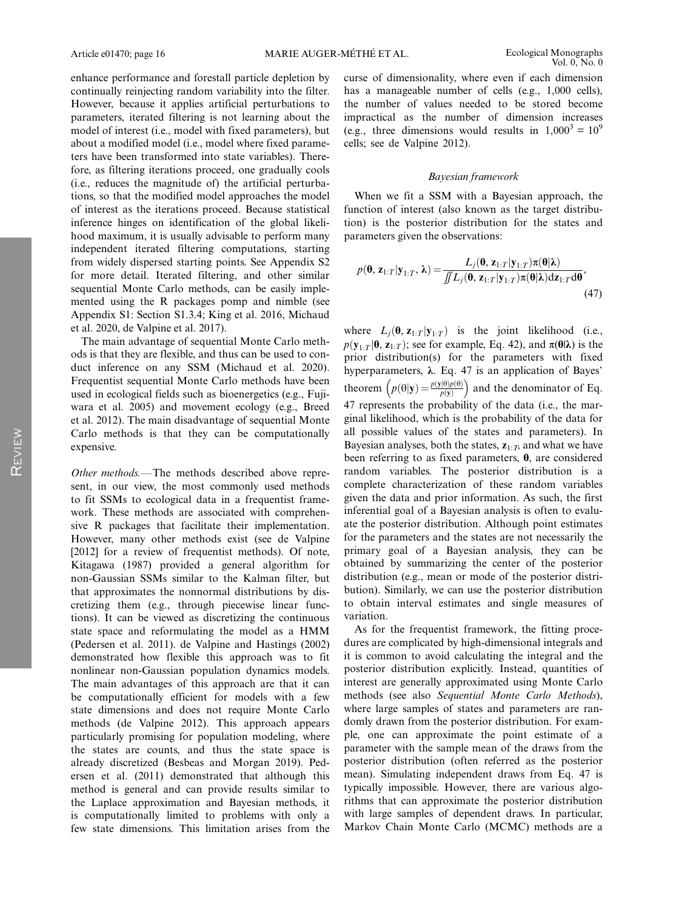enhance performance and forestall particle depletion by continually reinjecting random variability into the filter. However, because it applies artificial perturbations to parameters, iterated filtering is not learning about the model of interest (i.e., model with fixed parameters), but about a modified model (i.e., model where fixed parameters have been transformed into state variables). Therefore, as filtering iterations proceed, one gradually cools (i.e., reduces the magnitude of) the artificial perturbations, so that the modified model approaches the model of interest as the iterations proceed. Because statistical inference hinges on identification of the global likelihood maximum, it is usually advisable to perform many independent iterated filtering computations, starting from widely dispersed starting points. See Appendix S2 for more detail. Iterated filtering, and other similar sequential Monte Carlo methods, can be easily implemented using the R packages pomp and nimble (see Appendix S1: Section S1.3.4; King et al. 2016, Michaud et al. 2020, de Valpine et al. 2017).

The main advantage of sequential Monte Carlo methods is that they are flexible, and thus can be used to conduct inference on any SSM (Michaud et al. 2020). Frequentist sequential Monte Carlo methods have been used in ecological fields such as bioenergetics (e.g., Fujiwara et al. 2005) and movement ecology (e.g., Breed et al. 2012). The main disadvantage of sequential Monte Carlo methods is that they can be computationally expensive.

*Other methods.*—The methods described above represent, in our view, the most commonly used methods to fit SSMs to ecological data in a frequentist framework. These methods are associated with comprehensive R packages that facilitate their implementation. However, many other methods exist (see de Valpine [2012] for a review of frequentist methods). Of note, Kitagawa (1987) provided a general algorithm for non-Gaussian SSMs similar to the Kalman filter, but that approximates the nonnormal distributions by discretizing them (e.g., through piecewise linear functions). It can be viewed as discretizing the continuous state space and reformulating the model as a HMM (Pedersen et al. 2011). de Valpine and Hastings (2002) demonstrated how flexible this approach was to fit nonlinear non-Gaussian population dynamics models. The main advantages of this approach are that it can be computationally efficient for models with a few state dimensions and does not require Monte Carlo methods (de Valpine 2012). This approach appears particularly promising for population modeling, where the states are counts, and thus the state space is already discretized (Besbeas and Morgan 2019). Pedersen et al. (2011) demonstrated that although this method is general and can provide results similar to the Laplace approximation and Bayesian methods, it is computationally limited to problems with only a few state dimensions. This limitation arises from the curse of dimensionality, where even if each dimension has a manageable number of cells (e.g., 1,000 cells), the number of values needed to be stored become impractical as the number of dimension increases (e.g., three dimensions would results in $1{,}000^3 = 10^9$ cells; see de Valpine 2012).

### *Bayesian framework*

When we fit a SSM with a Bayesian approach, the function of interest (also known as the target distribution) is the posterior distribution for the states and parameters given the observations:

$$p(\boldsymbol{\theta}, \mathbf{z}_{1:T}|\mathbf{y}_{1:T}, \boldsymbol{\lambda}) = \frac{L_j(\boldsymbol{\theta}, \mathbf{z}_{1:T}|\mathbf{y}_{1:T})\pi(\boldsymbol{\theta}|\boldsymbol{\lambda})}{\iint L_j(\boldsymbol{\theta}, \mathbf{z}_{1:T}|\mathbf{y}_{1:T})\pi(\boldsymbol{\theta}|\boldsymbol{\lambda})d\mathbf{z}_{1:T}d\boldsymbol{\theta}}, \tag{47}$$

where $L_j(\boldsymbol{\theta}, \mathbf{z}_{1:T}|\mathbf{y}_{1:T})$ is the joint likelihood (i.e., $p(\mathbf{y}_{1:T}|\boldsymbol{\theta}, \mathbf{z}_{1:T})$; see for example, Eq. 42), and $\pi(\boldsymbol{\theta}|\boldsymbol{\lambda})$ is the prior distribution(s) for the parameters with fixed hyperparameters, $\boldsymbol{\lambda}$. Eq. 47 is an application of Bayes' theorem $\left(p(\theta|\mathbf{y}) = \frac{p(\mathbf{y}|\theta)p(\theta)}{p(\mathbf{y})}\right)$ and the denominator of Eq. 47 represents the probability of the data (i.e., the marginal likelihood, which is the probability of the data for all possible values of the states and parameters). In Bayesian analyses, both the states, $\mathbf{z}_{1:T}$, and what we have been referring to as fixed parameters, $\boldsymbol{\theta}$, are considered random variables. The posterior distribution is a complete characterization of these random variables given the data and prior information. As such, the first inferential goal of a Bayesian analysis is often to evaluate the posterior distribution. Although point estimates for the parameters and the states are not necessarily the primary goal of a Bayesian analysis, they can be obtained by summarizing the center of the posterior distribution (e.g., mean or mode of the posterior distribution). Similarly, we can use the posterior distribution to obtain interval estimates and single measures of variation.

As for the frequentist framework, the fitting procedures are complicated by high-dimensional integrals and it is common to avoid calculating the integral and the posterior distribution explicitly. Instead, quantities of interest are generally approximated using Monte Carlo methods (see also *Sequential Monte Carlo Methods*), where large samples of states and parameters are randomly drawn from the posterior distribution. For example, one can approximate the point estimate of a parameter with the sample mean of the draws from the posterior distribution (often referred as the posterior mean). Simulating independent draws from Eq. 47 is typically impossible. However, there are various algorithms that can approximate the posterior distribution with large samples of dependent draws. In particular, Markov Chain Monte Carlo (MCMC) methods are a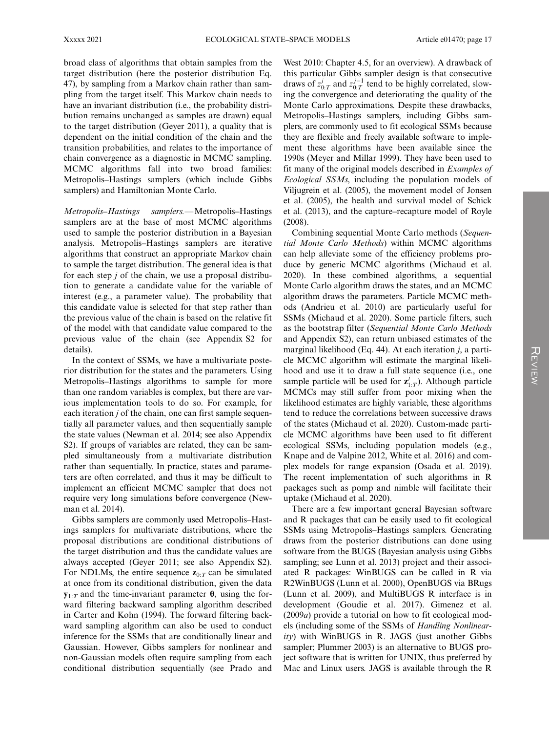broad class of algorithms that obtain samples from the target distribution (here the posterior distribution Eq. 47), by sampling from a Markov chain rather than sampling from the target itself. This Markov chain needs to have an invariant distribution (i.e., the probability distribution remains unchanged as samples are drawn) equal to the target distribution (Geyer 2011), a quality that is dependent on the initial condition of the chain and the transition probabilities, and relates to the importance of chain convergence as a diagnostic in MCMC sampling. MCMC algorithms fall into two broad families: Metropolis–Hastings samplers (which include Gibbs samplers) and Hamiltonian Monte Carlo.

*Metropolis–Hastings samplers.*—Metropolis–Hastings samplers are at the base of most MCMC algorithms used to sample the posterior distribution in a Bayesian analysis. Metropolis–Hastings samplers are iterative algorithms that construct an appropriate Markov chain to sample the target distribution. The general idea is that for each step $j$ of the chain, we use a proposal distribution to generate a candidate value for the variable of interest (e.g., a parameter value). The probability that this candidate value is selected for that step rather than the previous value of the chain is based on the relative fit of the model with that candidate value compared to the previous value of the chain (see Appendix S2 for details).

In the context of SSMs, we have a multivariate posterior distribution for the states and the parameters. Using Metropolis–Hastings algorithms to sample for more than one random variables is complex, but there are various implementation tools to do so. For example, for each iteration $j$ of the chain, one can first sample sequentially all parameter values, and then sequentially sample the state values (Newman et al. 2014; see also Appendix S2). If groups of variables are related, they can be sampled simultaneously from a multivariate distribution rather than sequentially. In practice, states and parameters are often correlated, and thus it may be difficult to implement an efficient MCMC sampler that does not require very long simulations before convergence (Newman et al. 2014).

Gibbs samplers are commonly used Metropolis–Hastings samplers for multivariate distributions, where the proposal distributions are conditional distributions of the target distribution and thus the candidate values are always accepted (Geyer 2011; see also Appendix S2). For NDLMs, the entire sequence $\mathbf{z}_{0:T}$ can be simulated at once from its conditional distribution, given the data $\mathbf{y}_{1:T}$ and the time-invariant parameter $\boldsymbol{\theta}$, using the forward filtering backward sampling algorithm described in Carter and Kohn (1994). The forward filtering backward sampling algorithm can also be used to conduct inference for the SSMs that are conditionally linear and Gaussian. However, Gibbs samplers for nonlinear and non-Gaussian models often require sampling from each conditional distribution sequentially (see Prado and West 2010: Chapter 4.5, for an overview). A drawback of this particular Gibbs sampler design is that consecutive draws of $z^{j}_{0:T}$ and $z^{j-1}_{0:T}$ tend to be highly correlated, slowing the convergence and deteriorating the quality of the Monte Carlo approximations. Despite these drawbacks, Metropolis–Hastings samplers, including Gibbs samplers, are commonly used to fit ecological SSMs because they are flexible and freely available software to implement these algorithms have been available since the 1990s (Meyer and Millar 1999). They have been used to fit many of the original models described in *Examples of Ecological SSMs*, including the population models of Viljugrein et al. (2005), the movement model of Jonsen et al. (2005), the health and survival model of Schick et al. (2013), and the capture–recapture model of Royle (2008).

Combining sequential Monte Carlo methods (*Sequential Monte Carlo Methods*) within MCMC algorithms can help alleviate some of the efficiency problems produce by generic MCMC algorithms (Michaud et al. 2020). In these combined algorithms, a sequential Monte Carlo algorithm draws the states, and an MCMC algorithm draws the parameters. Particle MCMC methods (Andrieu et al. 2010) are particularly useful for SSMs (Michaud et al. 2020). Some particle filters, such as the bootstrap filter (*Sequential Monte Carlo Methods* and Appendix S2), can return unbiased estimates of the marginal likelihood (Eq. 44). At each iteration $j$, a particle MCMC algorithm will estimate the marginal likelihood and use it to draw a full state sequence (i.e., one sample particle will be used for $\mathbf{z}^{j}_{1:T}$). Although particle MCMCs may still suffer from poor mixing when the likelihood estimates are highly variable, these algorithms tend to reduce the correlations between successive draws of the states (Michaud et al. 2020). Custom-made particle MCMC algorithms have been used to fit different ecological SSMs, including population models (e.g., Knape and de Valpine 2012, White et al. 2016) and complex models for range expansion (Osada et al. 2019). The recent implementation of such algorithms in R packages such as pomp and nimble will facilitate their uptake (Michaud et al. 2020).

There are a few important general Bayesian software and R packages that can be easily used to fit ecological SSMs using Metropolis–Hastings samplers. Generating draws from the posterior distributions can done using software from the BUGS (Bayesian analysis using Gibbs sampling; see Lunn et al. 2013) project and their associated R packages: WinBUGS can be called in R via R2WinBUGS (Lunn et al. 2000), OpenBUGS via BRugs (Lunn et al. 2009), and MultiBUGS R interface is in development (Goudie et al. 2017). Gimenez et al. (2009*a*) provide a tutorial on how to fit ecological models (including some of the SSMs of *Handling Nonlinearity*) with WinBUGS in R. JAGS (just another Gibbs sampler; Plummer 2003) is an alternative to BUGS project software that is written for UNIX, thus preferred by Mac and Linux users. JAGS is available through the R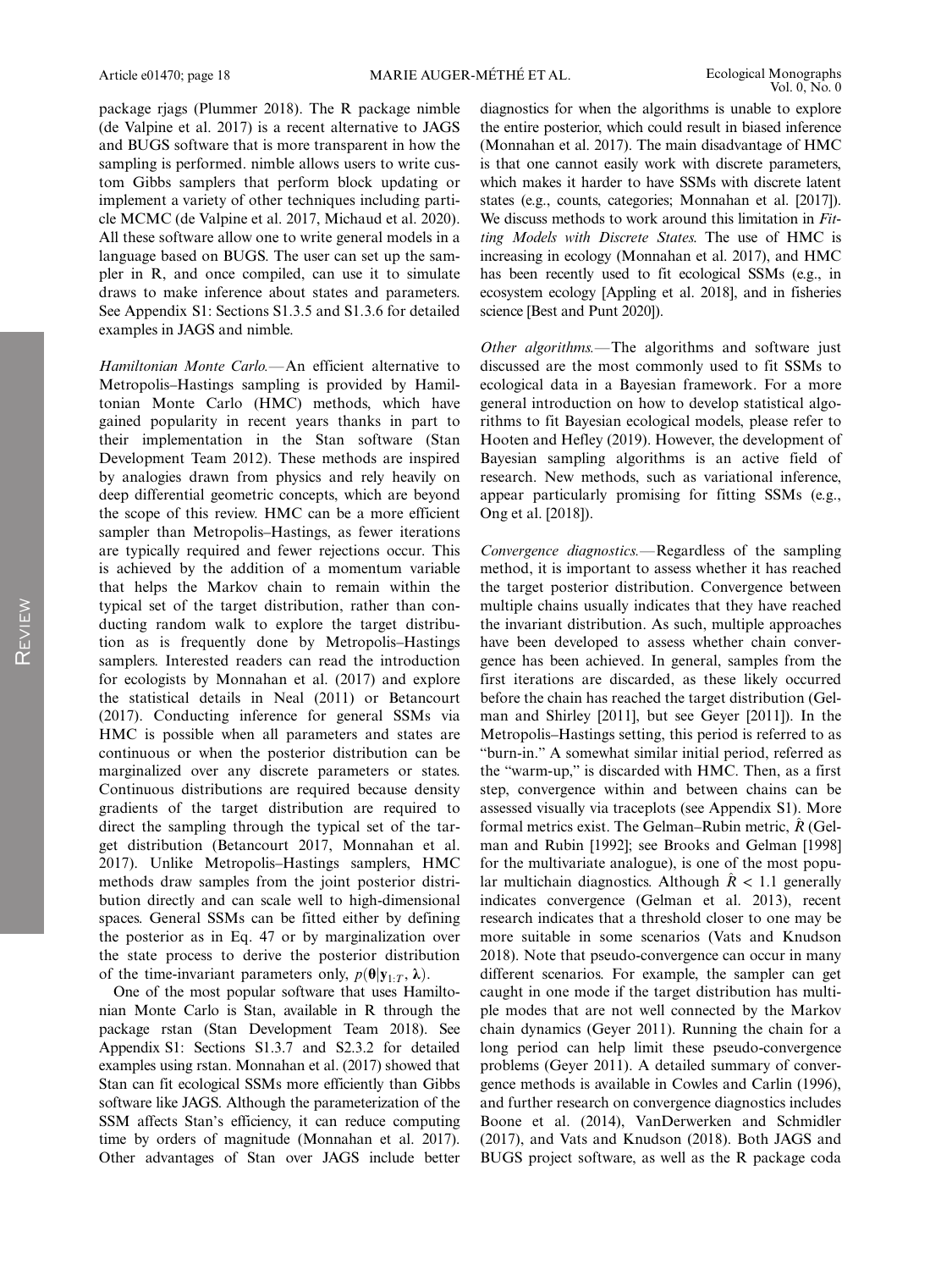package rjags (Plummer 2018). The R package nimble (de Valpine et al. 2017) is a recent alternative to JAGS and BUGS software that is more transparent in how the sampling is performed. nimble allows users to write custom Gibbs samplers that perform block updating or implement a variety of other techniques including particle MCMC (de Valpine et al. 2017, Michaud et al. 2020). All these software allow one to write general models in a language based on BUGS. The user can set up the sampler in R, and once compiled, can use it to simulate draws to make inference about states and parameters. See Appendix S1: Sections S1.3.5 and S1.3.6 for detailed examples in JAGS and nimble.

*Hamiltonian Monte Carlo.*—An efficient alternative to Metropolis–Hastings sampling is provided by Hamiltonian Monte Carlo (HMC) methods, which have gained popularity in recent years thanks in part to their implementation in the Stan software (Stan Development Team 2012). These methods are inspired by analogies drawn from physics and rely heavily on deep differential geometric concepts, which are beyond the scope of this review. HMC can be a more efficient sampler than Metropolis–Hastings, as fewer iterations are typically required and fewer rejections occur. This is achieved by the addition of a momentum variable that helps the Markov chain to remain within the typical set of the target distribution, rather than conducting random walk to explore the target distribution as is frequently done by Metropolis–Hastings samplers. Interested readers can read the introduction for ecologists by Monnahan et al. (2017) and explore the statistical details in Neal (2011) or Betancourt (2017). Conducting inference for general SSMs via HMC is possible when all parameters and states are continuous or when the posterior distribution can be marginalized over any discrete parameters or states. Continuous distributions are required because density gradients of the target distribution are required to direct the sampling through the typical set of the target distribution (Betancourt 2017, Monnahan et al. 2017). Unlike Metropolis–Hastings samplers, HMC methods draw samples from the joint posterior distribution directly and can scale well to high-dimensional spaces. General SSMs can be fitted either by defining the posterior as in Eq. 47 or by marginalization over the state process to derive the posterior distribution of the time-invariant parameters only, $p(\boldsymbol{\theta}|\mathbf{y}_{1:T}, \boldsymbol{\lambda})$.

One of the most popular software that uses Hamiltonian Monte Carlo is Stan, available in R through the package rstan (Stan Development Team 2018). See Appendix S1: Sections S1.3.7 and S2.3.2 for detailed examples using rstan. Monnahan et al. (2017) showed that Stan can fit ecological SSMs more efficiently than Gibbs software like JAGS. Although the parameterization of the SSM affects Stan's efficiency, it can reduce computing time by orders of magnitude (Monnahan et al. 2017). Other advantages of Stan over JAGS include better diagnostics for when the algorithms is unable to explore the entire posterior, which could result in biased inference (Monnahan et al. 2017). The main disadvantage of HMC is that one cannot easily work with discrete parameters, which makes it harder to have SSMs with discrete latent states (e.g., counts, categories; Monnahan et al. [2017]). We discuss methods to work around this limitation in *Fitting Models with Discrete States.* The use of HMC is increasing in ecology (Monnahan et al. 2017), and HMC has been recently used to fit ecological SSMs (e.g., in ecosystem ecology [Appling et al. 2018], and in fisheries science [Best and Punt 2020]).

*Other algorithms.*—The algorithms and software just discussed are the most commonly used to fit SSMs to ecological data in a Bayesian framework. For a more general introduction on how to develop statistical algorithms to fit Bayesian ecological models, please refer to Hooten and Hefley (2019). However, the development of Bayesian sampling algorithms is an active field of research. New methods, such as variational inference, appear particularly promising for fitting SSMs (e.g., Ong et al. [2018]).

*Convergence diagnostics.*—Regardless of the sampling method, it is important to assess whether it has reached the target posterior distribution. Convergence between multiple chains usually indicates that they have reached the invariant distribution. As such, multiple approaches have been developed to assess whether chain convergence has been achieved. In general, samples from the first iterations are discarded, as these likely occurred before the chain has reached the target distribution (Gelman and Shirley [2011], but see Geyer [2011]). In the Metropolis–Hastings setting, this period is referred to as "burn-in." A somewhat similar initial period, referred as the "warm-up," is discarded with HMC. Then, as a first step, convergence within and between chains can be assessed visually via traceplots (see Appendix S1). More formal metrics exist. The Gelman–Rubin metric, $\hat{R}$ (Gelman and Rubin [1992]; see Brooks and Gelman [1998] for the multivariate analogue), is one of the most popular multichain diagnostics. Although $\hat{R} < 1.1$ generally indicates convergence (Gelman et al. 2013), recent research indicates that a threshold closer to one may be more suitable in some scenarios (Vats and Knudson 2018). Note that pseudo-convergence can occur in many different scenarios. For example, the sampler can get caught in one mode if the target distribution has multiple modes that are not well connected by the Markov chain dynamics (Geyer 2011). Running the chain for a long period can help limit these pseudo-convergence problems (Geyer 2011). A detailed summary of convergence methods is available in Cowles and Carlin (1996), and further research on convergence diagnostics includes Boone et al. (2014), VanDerwerken and Schmidler (2017), and Vats and Knudson (2018). Both JAGS and BUGS project software, as well as the R package coda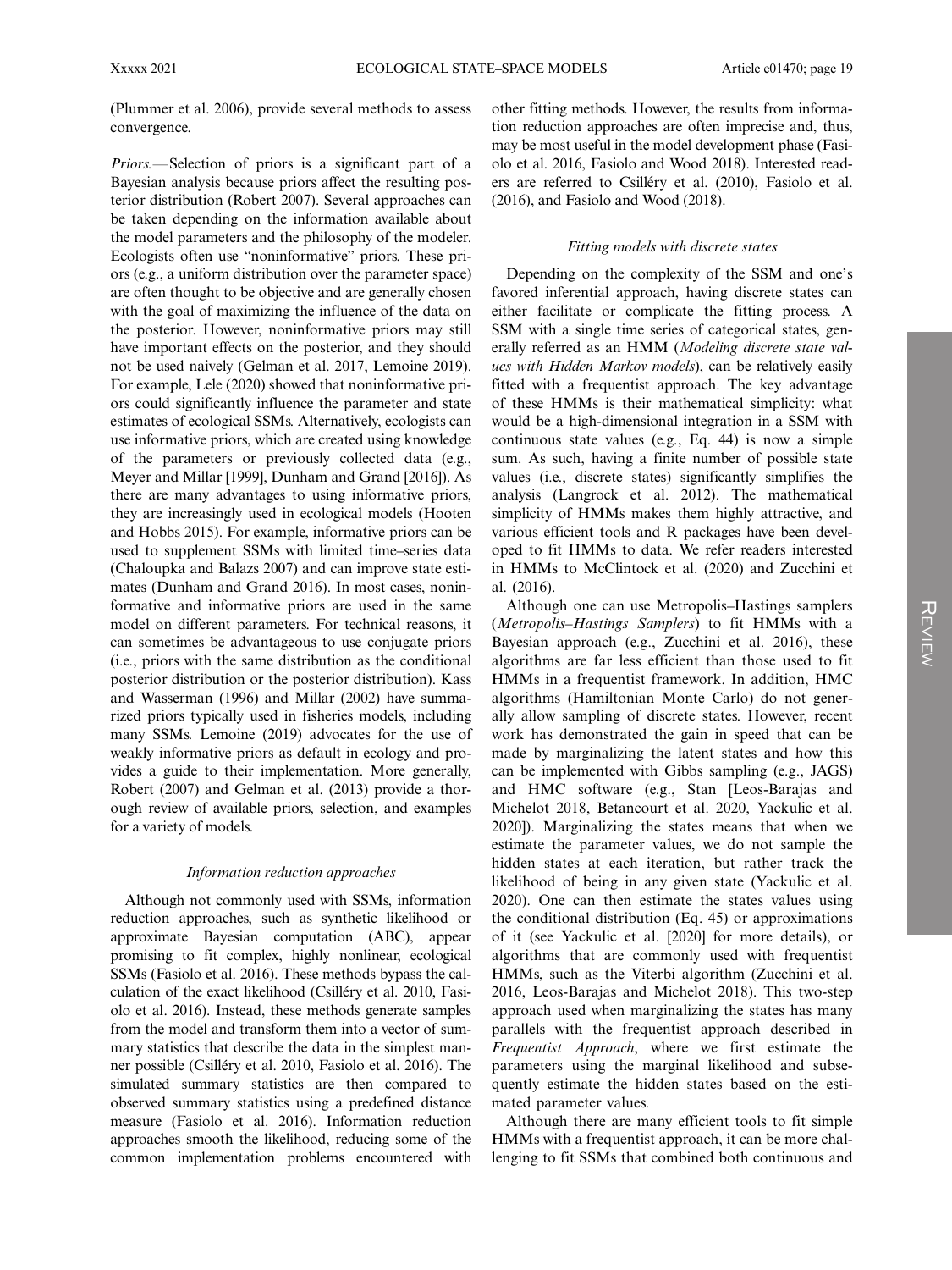(Plummer et al. 2006), provide several methods to assess convergence.

*Priors.*—Selection of priors is a significant part of a Bayesian analysis because priors affect the resulting posterior distribution (Robert 2007). Several approaches can be taken depending on the information available about the model parameters and the philosophy of the modeler. Ecologists often use "noninformative" priors. These priors (e.g., a uniform distribution over the parameter space) are often thought to be objective and are generally chosen with the goal of maximizing the influence of the data on the posterior. However, noninformative priors may still have important effects on the posterior, and they should not be used naively (Gelman et al. 2017, Lemoine 2019). For example, Lele (2020) showed that noninformative priors could significantly influence the parameter and state estimates of ecological SSMs. Alternatively, ecologists can use informative priors, which are created using knowledge of the parameters or previously collected data (e.g., Meyer and Millar [1999], Dunham and Grand [2016]). As there are many advantages to using informative priors, they are increasingly used in ecological models (Hooten and Hobbs 2015). For example, informative priors can be used to supplement SSMs with limited time–series data (Chaloupka and Balazs 2007) and can improve state estimates (Dunham and Grand 2016). In most cases, noninformative and informative priors are used in the same model on different parameters. For technical reasons, it can sometimes be advantageous to use conjugate priors (i.e., priors with the same distribution as the conditional posterior distribution or the posterior distribution). Kass and Wasserman (1996) and Millar (2002) have summarized priors typically used in fisheries models, including many SSMs. Lemoine (2019) advocates for the use of weakly informative priors as default in ecology and provides a guide to their implementation. More generally, Robert (2007) and Gelman et al. (2013) provide a thorough review of available priors, selection, and examples for a variety of models.

### *Information reduction approaches*

Although not commonly used with SSMs, information reduction approaches, such as synthetic likelihood or approximate Bayesian computation (ABC), appear promising to fit complex, highly nonlinear, ecological SSMs (Fasiolo et al. 2016). These methods bypass the calculation of the exact likelihood (Csilléry et al. 2010, Fasiolo et al. 2016). Instead, these methods generate samples from the model and transform them into a vector of summary statistics that describe the data in the simplest manner possible (Csilléry et al. 2010, Fasiolo et al. 2016). The simulated summary statistics are then compared to observed summary statistics using a predefined distance measure (Fasiolo et al. 2016). Information reduction approaches smooth the likelihood, reducing some of the common implementation problems encountered with other fitting methods. However, the results from information reduction approaches are often imprecise and, thus, may be most useful in the model development phase (Fasiolo et al. 2016, Fasiolo and Wood 2018). Interested readers are referred to Csilléry et al. (2010), Fasiolo et al. (2016), and Fasiolo and Wood (2018).

### *Fitting models with discrete states*

Depending on the complexity of the SSM and one's favored inferential approach, having discrete states can either facilitate or complicate the fitting process. A SSM with a single time series of categorical states, generally referred as an HMM (*Modeling discrete state values with Hidden Markov models*), can be relatively easily fitted with a frequentist approach. The key advantage of these HMMs is their mathematical simplicity: what would be a high-dimensional integration in a SSM with continuous state values (e.g., Eq. 44) is now a simple sum. As such, having a finite number of possible state values (i.e., discrete states) significantly simplifies the analysis (Langrock et al. 2012). The mathematical simplicity of HMMs makes them highly attractive, and various efficient tools and R packages have been developed to fit HMMs to data. We refer readers interested in HMMs to McClintock et al. (2020) and Zucchini et al. (2016).

Although one can use Metropolis–Hastings samplers (*Metropolis–Hastings Samplers*) to fit HMMs with a Bayesian approach (e.g., Zucchini et al. 2016), these algorithms are far less efficient than those used to fit HMMs in a frequentist framework. In addition, HMC algorithms (Hamiltonian Monte Carlo) do not generally allow sampling of discrete states. However, recent work has demonstrated the gain in speed that can be made by marginalizing the latent states and how this can be implemented with Gibbs sampling (e.g., JAGS) and HMC software (e.g., Stan [Leos-Barajas and Michelot 2018, Betancourt et al. 2020, Yackulic et al. 2020]). Marginalizing the states means that when we estimate the parameter values, we do not sample the hidden states at each iteration, but rather track the likelihood of being in any given state (Yackulic et al. 2020). One can then estimate the states values using the conditional distribution (Eq. 45) or approximations of it (see Yackulic et al. [2020] for more details), or algorithms that are commonly used with frequentist HMMs, such as the Viterbi algorithm (Zucchini et al. 2016, Leos-Barajas and Michelot 2018). This two-step approach used when marginalizing the states has many parallels with the frequentist approach described in *Frequentist Approach*, where we first estimate the parameters using the marginal likelihood and subsequently estimate the hidden states based on the estimated parameter values.

Although there are many efficient tools to fit simple HMMs with a frequentist approach, it can be more challenging to fit SSMs that combined both continuous and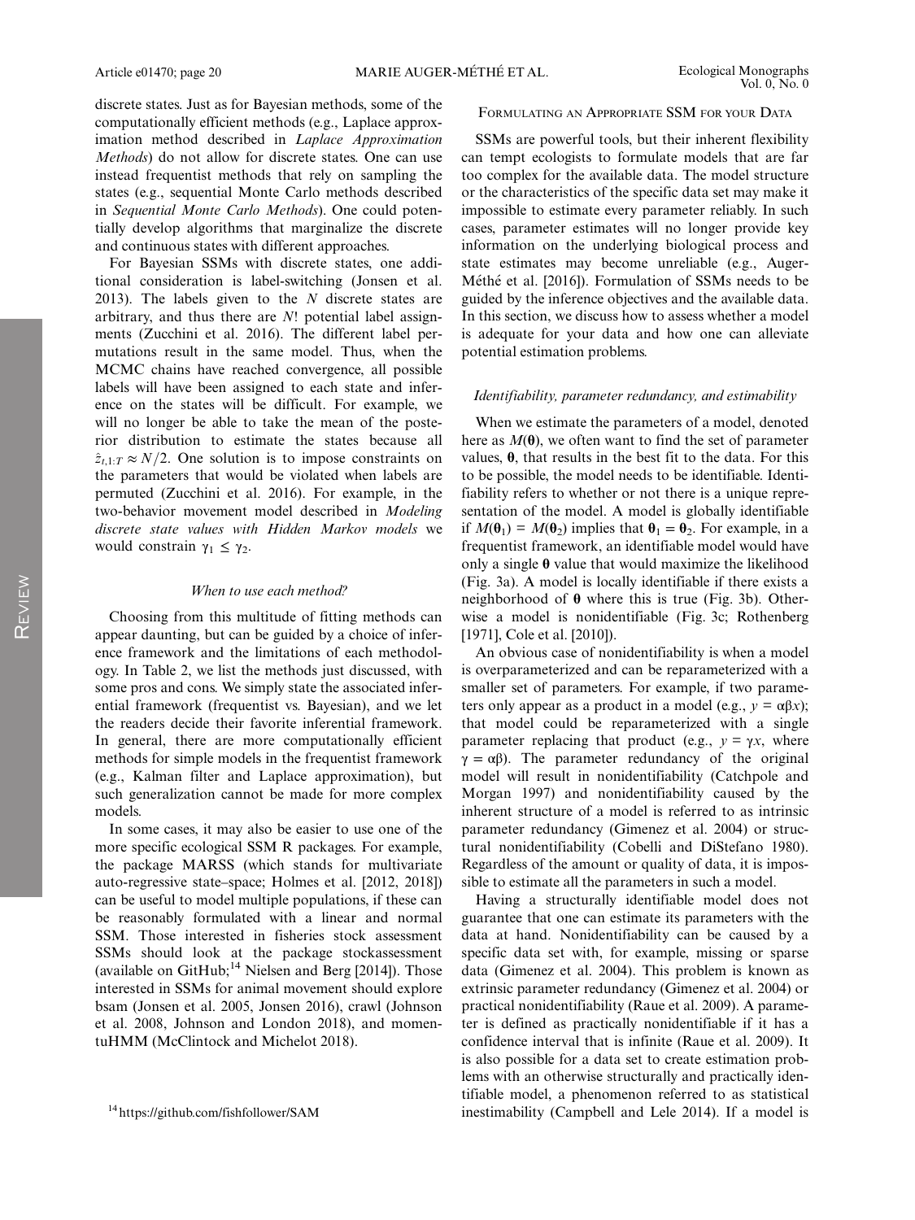discrete states. Just as for Bayesian methods, some of the computationally efficient methods (e.g., Laplace approximation method described in *Laplace Approximation Methods*) do not allow for discrete states. One can use instead frequentist methods that rely on sampling the states (e.g., sequential Monte Carlo methods described in *Sequential Monte Carlo Methods*). One could potentially develop algorithms that marginalize the discrete and continuous states with different approaches.

For Bayesian SSMs with discrete states, one additional consideration is label-switching (Jonsen et al. 2013). The labels given to the $N$ discrete states are arbitrary, and thus there are $N!$ potential label assignments (Zucchini et al. 2016). The different label permutations result in the same model. Thus, when the MCMC chains have reached convergence, all possible labels will have been assigned to each state and inference on the states will be difficult. For example, we will no longer be able to take the mean of the posterior distribution to estimate the states because all $\hat{z}_{t,1:T} \approx N/2$. One solution is to impose constraints on the parameters that would be violated when labels are permuted (Zucchini et al. 2016). For example, in the two-behavior movement model described in *Modeling discrete state values with Hidden Markov models* we would constrain $\gamma_1 \leq \gamma_2$.

### When to use each method?

Choosing from this multitude of fitting methods can appear daunting, but can be guided by a choice of inference framework and the limitations of each methodology. In Table 2, we list the methods just discussed, with some pros and cons. We simply state the associated inferential framework (frequentist vs. Bayesian), and we let the readers decide their favorite inferential framework. In general, there are more computationally efficient methods for simple models in the frequentist framework (e.g., Kalman filter and Laplace approximation), but such generalization cannot be made for more complex models.

In some cases, it may also be easier to use one of the more specific ecological SSM R packages. For example, the package MARSS (which stands for multivariate auto-regressive state–space; Holmes et al. [2012, 2018]) can be useful to model multiple populations, if these can be reasonably formulated with a linear and normal SSM. Those interested in fisheries stock assessment SSMs should look at the package stockassessment (available on GitHub;[14] Nielsen and Berg [2014]). Those interested in SSMs for animal movement should explore bsam (Jonsen et al. 2005, Jonsen 2016), crawl (Johnson et al. 2008, Johnson and London 2018), and momentuHMM (McClintock and Michelot 2018).

[14] https://github.com/fishfollower/SAM

## Formulating an Appropriate SSM for your Data

SSMs are powerful tools, but their inherent flexibility can tempt ecologists to formulate models that are far too complex for the available data. The model structure or the characteristics of the specific data set may make it impossible to estimate every parameter reliably. In such cases, parameter estimates will no longer provide key information on the underlying biological process and state estimates may become unreliable (e.g., Auger-Méthé et al. [2016]). Formulation of SSMs needs to be guided by the inference objectives and the available data. In this section, we discuss how to assess whether a model is adequate for your data and how one can alleviate potential estimation problems.

### Identifiability, parameter redundancy, and estimability

When we estimate the parameters of a model, denoted here as $M(\boldsymbol{\theta})$, we often want to find the set of parameter values, $\boldsymbol{\theta}$, that results in the best fit to the data. For this to be possible, the model needs to be identifiable. Identifiability refers to whether or not there is a unique representation of the model. A model is globally identifiable if $M(\boldsymbol{\theta}_1) = M(\boldsymbol{\theta}_2)$ implies that $\boldsymbol{\theta}_1 = \boldsymbol{\theta}_2$. For example, in a frequentist framework, an identifiable model would have only a single $\boldsymbol{\theta}$ value that would maximize the likelihood (Fig. 3a). A model is locally identifiable if there exists a neighborhood of $\boldsymbol{\theta}$ where this is true (Fig. 3b). Otherwise a model is nonidentifiable (Fig. 3c; Rothenberg [1971], Cole et al. [2010]).

An obvious case of nonidentifiability is when a model is overparameterized and can be reparameterized with a smaller set of parameters. For example, if two parameters only appear as a product in a model (e.g., $y = \alpha\beta x$); that model could be reparameterized with a single parameter replacing that product (e.g., $y = \gamma x$, where $\gamma = \alpha\beta$). The parameter redundancy of the original model will result in nonidentifiability (Catchpole and Morgan 1997) and nonidentifiability caused by the inherent structure of a model is referred to as intrinsic parameter redundancy (Gimenez et al. 2004) or structural nonidentifiability (Cobelli and DiStefano 1980). Regardless of the amount or quality of data, it is impossible to estimate all the parameters in such a model.

Having a structurally identifiable model does not guarantee that one can estimate its parameters with the data at hand. Nonidentifiability can be caused by a specific data set with, for example, missing or sparse data (Gimenez et al. 2004). This problem is known as extrinsic parameter redundancy (Gimenez et al. 2004) or practical nonidentifiability (Raue et al. 2009). A parameter is defined as practically nonidentifiable if it has a confidence interval that is infinite (Raue et al. 2009). It is also possible for a data set to create estimation problems with an otherwise structurally and practically identifiable model, a phenomenon referred to as statistical inestimability (Campbell and Lele 2014). If a model is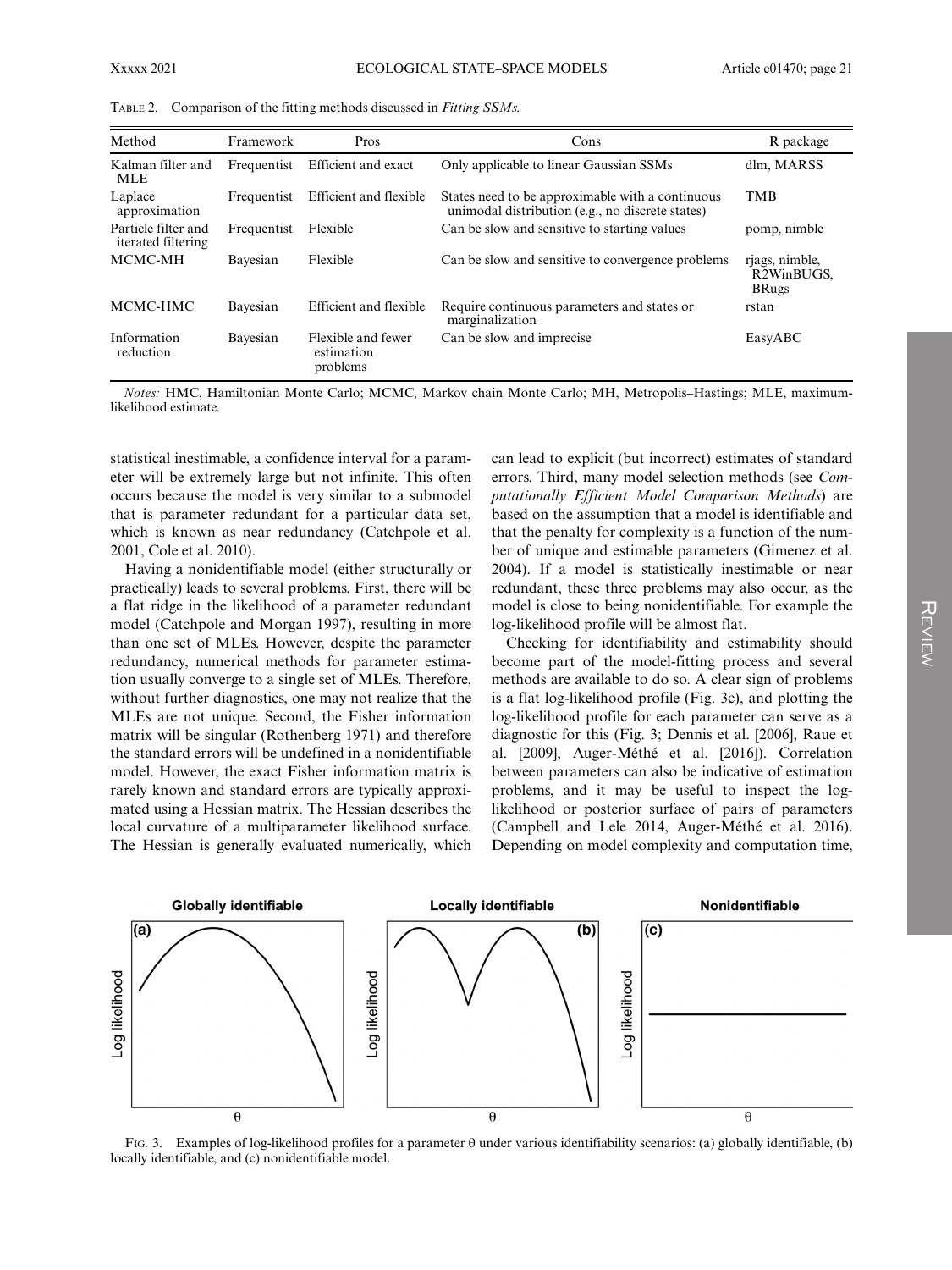TABLE 2. Comparison of the fitting methods discussed in *Fitting SSMs*.

| Method | Framework | Pros | Cons | R package |
|---|---|---|---|---|
| Kalman filter and MLE | Frequentist | Efficient and exact | Only applicable to linear Gaussian SSMs | dlm, MARSS |
| Laplace approximation | Frequentist | Efficient and flexible | States need to be approximable with a continuous unimodal distribution (e.g., no discrete states) | TMB |
| Particle filter and iterated filtering | Frequentist | Flexible | Can be slow and sensitive to starting values | pomp, nimble |
| MCMC-MH | Bayesian | Flexible | Can be slow and sensitive to convergence problems | rjags, nimble, R2WinBUGS, BRugs |
| MCMC-HMC | Bayesian | Efficient and flexible | Require continuous parameters and states or marginalization | rstan |
| Information reduction | Bayesian | Flexible and fewer estimation problems | Can be slow and imprecise | EasyABC |

*Notes:* HMC, Hamiltonian Monte Carlo; MCMC, Markov chain Monte Carlo; MH, Metropolis–Hastings; MLE, maximum-likelihood estimate.

statistical inestimable, a confidence interval for a parameter will be extremely large but not infinite. This often occurs because the model is very similar to a submodel that is parameter redundant for a particular data set, which is known as near redundancy (Catchpole et al. 2001, Cole et al. 2010).

Having a nonidentifiable model (either structurally or practically) leads to several problems. First, there will be a flat ridge in the likelihood of a parameter redundant model (Catchpole and Morgan 1997), resulting in more than one set of MLEs. However, despite the parameter redundancy, numerical methods for parameter estimation usually converge to a single set of MLEs. Therefore, without further diagnostics, one may not realize that the MLEs are not unique. Second, the Fisher information matrix will be singular (Rothenberg 1971) and therefore the standard errors will be undefined in a nonidentifiable model. However, the exact Fisher information matrix is rarely known and standard errors are typically approximated using a Hessian matrix. The Hessian describes the local curvature of a multiparameter likelihood surface. The Hessian is generally evaluated numerically, which can lead to explicit (but incorrect) estimates of standard errors. Third, many model selection methods (see *Computationally Efficient Model Comparison Methods*) are based on the assumption that a model is identifiable and that the penalty for complexity is a function of the number of unique and estimable parameters (Gimenez et al. 2004). If a model is statistically inestimable or near redundant, these three problems may also occur, as the model is close to being nonidentifiable. For example the log-likelihood profile will be almost flat.

Checking for identifiability and estimability should become part of the model-fitting process and several methods are available to do so. A clear sign of problems is a flat log-likelihood profile (Fig. 3c), and plotting the log-likelihood profile for each parameter can serve as a diagnostic for this (Fig. 3; Dennis et al. [2006], Raue et al. [2009], Auger-Méthé et al. [2016]). Correlation between parameters can also be indicative of estimation problems, and it may be useful to inspect the log-likelihood or posterior surface of pairs of parameters (Campbell and Lele 2014, Auger-Méthé et al. 2016). Depending on model complexity and computation time,

FIG. 3. Examples of log-likelihood profiles for a parameter θ under various identifiability scenarios: (a) globally identifiable, (b) locally identifiable, and (c) nonidentifiable model.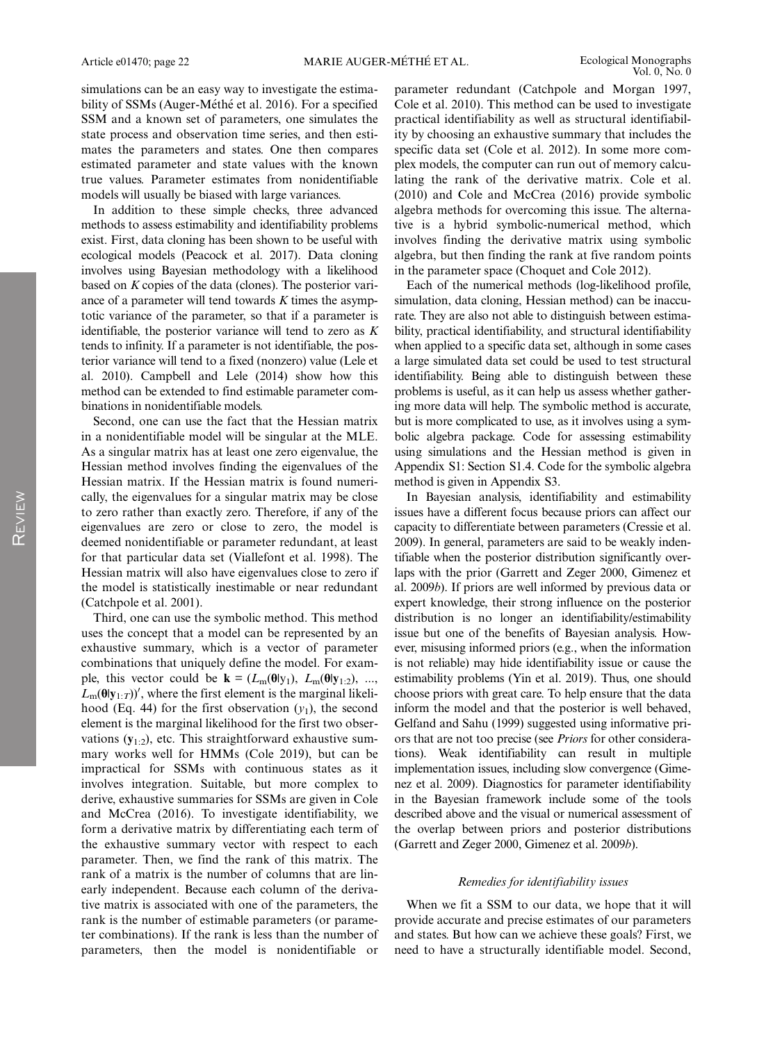simulations can be an easy way to investigate the estimability of SSMs (Auger-Méthé et al. 2016). For a specified SSM and a known set of parameters, one simulates the state process and observation time series, and then estimates the parameters and states. One then compares estimated parameter and state values with the known true values. Parameter estimates from nonidentifiable models will usually be biased with large variances.

In addition to these simple checks, three advanced methods to assess estimability and identifiability problems exist. First, data cloning has been shown to be useful with ecological models (Peacock et al. 2017). Data cloning involves using Bayesian methodology with a likelihood based on $K$ copies of the data (clones). The posterior variance of a parameter will tend towards $K$ times the asymptotic variance of the parameter, so that if a parameter is identifiable, the posterior variance will tend to zero as $K$ tends to infinity. If a parameter is not identifiable, the posterior variance will tend to a fixed (nonzero) value (Lele et al. 2010). Campbell and Lele (2014) show how this method can be extended to find estimable parameter combinations in nonidentifiable models.

Second, one can use the fact that the Hessian matrix in a nonidentifiable model will be singular at the MLE. As a singular matrix has at least one zero eigenvalue, the Hessian method involves finding the eigenvalues of the Hessian matrix. If the Hessian matrix is found numerically, the eigenvalues for a singular matrix may be close to zero rather than exactly zero. Therefore, if any of the eigenvalues are zero or close to zero, the model is deemed nonidentifiable or parameter redundant, at least for that particular data set (Viallefont et al. 1998). The Hessian matrix will also have eigenvalues close to zero if the model is statistically inestimable or near redundant (Catchpole et al. 2001).

Third, one can use the symbolic method. This method uses the concept that a model can be represented by an exhaustive summary, which is a vector of parameter combinations that uniquely define the model. For example, this vector could be $\mathbf{k} = (L_m(\boldsymbol{\theta}|y_1), L_m(\boldsymbol{\theta}|\mathbf{y}_{1:2}), \ldots, L_m(\boldsymbol{\theta}|\mathbf{y}_{1:T}))'$, where the first element is the marginal likelihood (Eq. 44) for the first observation ($y_1$), the second element is the marginal likelihood for the first two observations ($\mathbf{y}_{1:2}$), etc. This straightforward exhaustive summary works well for HMMs (Cole 2019), but can be impractical for SSMs with continuous states as it involves integration. Suitable, but more complex to derive, exhaustive summaries for SSMs are given in Cole and McCrea (2016). To investigate identifiability, we form a derivative matrix by differentiating each term of the exhaustive summary vector with respect to each parameter. Then, we find the rank of this matrix. The rank of a matrix is the number of columns that are linearly independent. Because each column of the derivative matrix is associated with one of the parameters, the rank is the number of estimable parameters (or parameter combinations). If the rank is less than the number of parameters, then the model is nonidentifiable or parameter redundant (Catchpole and Morgan 1997, Cole et al. 2010). This method can be used to investigate practical identifiability as well as structural identifiability by choosing an exhaustive summary that includes the specific data set (Cole et al. 2012). In some more complex models, the computer can run out of memory calculating the rank of the derivative matrix. Cole et al. (2010) and Cole and McCrea (2016) provide symbolic algebra methods for overcoming this issue. The alternative is a hybrid symbolic-numerical method, which involves finding the derivative matrix using symbolic algebra, but then finding the rank at five random points in the parameter space (Choquet and Cole 2012).

Each of the numerical methods (log-likelihood profile, simulation, data cloning, Hessian method) can be inaccurate. They are also not able to distinguish between estimability, practical identifiability, and structural identifiability when applied to a specific data set, although in some cases a large simulated data set could be used to test structural identifiability. Being able to distinguish between these problems is useful, as it can help us assess whether gathering more data will help. The symbolic method is accurate, but is more complicated to use, as it involves using a symbolic algebra package. Code for assessing estimability using simulations and the Hessian method is given in Appendix S1: Section S1.4. Code for the symbolic algebra method is given in Appendix S3.

In Bayesian analysis, identifiability and estimability issues have a different focus because priors can affect our capacity to differentiate between parameters (Cressie et al. 2009). In general, parameters are said to be weakly indentifiable when the posterior distribution significantly overlaps with the prior (Garrett and Zeger 2000, Gimenez et al. 2009*b*). If priors are well informed by previous data or expert knowledge, their strong influence on the posterior distribution is no longer an identifiability/estimability issue but one of the benefits of Bayesian analysis. However, misusing informed priors (e.g., when the information is not reliable) may hide identifiability issue or cause the estimability problems (Yin et al. 2019). Thus, one should choose priors with great care. To help ensure that the data inform the model and that the posterior is well behaved, Gelfand and Sahu (1999) suggested using informative priors that are not too precise (see *Priors* for other considerations). Weak identifiability can result in multiple implementation issues, including slow convergence (Gimenez et al. 2009). Diagnostics for parameter identifiability in the Bayesian framework include some of the tools described above and the visual or numerical assessment of the overlap between priors and posterior distributions (Garrett and Zeger 2000, Gimenez et al. 2009*b*).

### *Remedies for identifiability issues*

When we fit a SSM to our data, we hope that it will provide accurate and precise estimates of our parameters and states. But how can we achieve these goals? First, we need to have a structurally identifiable model. Second,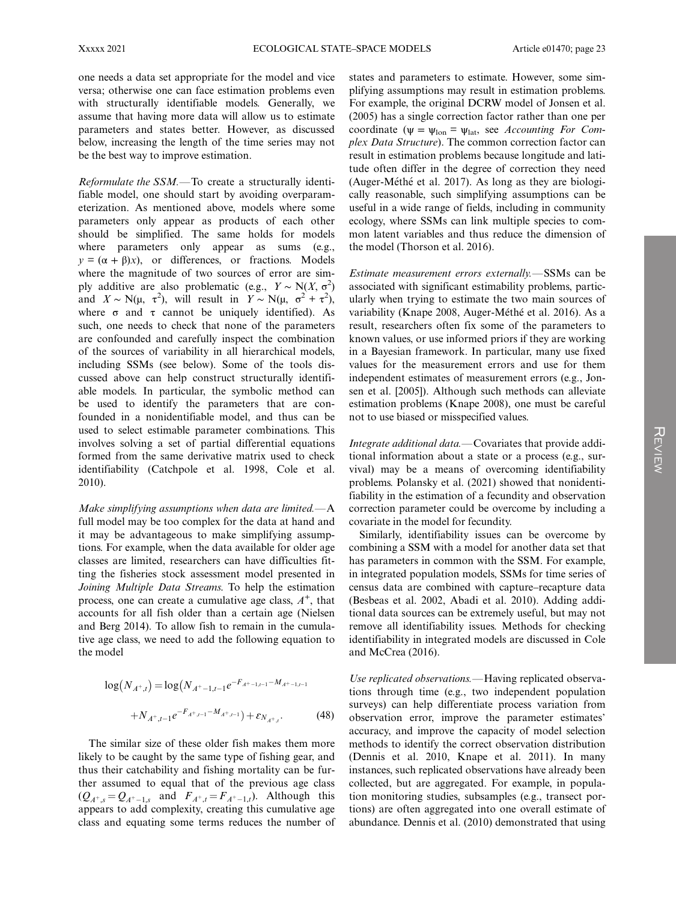one needs a data set appropriate for the model and vice versa; otherwise one can face estimation problems even with structurally identifiable models. Generally, we assume that having more data will allow us to estimate parameters and states better. However, as discussed below, increasing the length of the time series may not be the best way to improve estimation.

*Reformulate the SSM.*—To create a structurally identifiable model, one should start by avoiding overparameterization. As mentioned above, models where some parameters only appear as products of each other should be simplified. The same holds for models where parameters only appear as sums (e.g., $y = (\alpha + \beta)x$), or differences, or fractions. Models where the magnitude of two sources of error are simply additive are also problematic (e.g., $Y \sim N(X, \sigma^2)$ and $X \sim N(\mu, \tau^2)$, will result in $Y \sim N(\mu, \sigma^2 + \tau^2)$, where $\sigma$ and $\tau$ cannot be uniquely identified). As such, one needs to check that none of the parameters are confounded and carefully inspect the combination of the sources of variability in all hierarchical models, including SSMs (see below). Some of the tools discussed above can help construct structurally identifiable models. In particular, the symbolic method can be used to identify the parameters that are confounded in a nonidentifiable model, and thus can be used to select estimable parameter combinations. This involves solving a set of partial differential equations formed from the same derivative matrix used to check identifiability (Catchpole et al. 1998, Cole et al. 2010).

*Make simplifying assumptions when data are limited.*—A full model may be too complex for the data at hand and it may be advantageous to make simplifying assumptions. For example, when the data available for older age classes are limited, researchers can have difficulties fitting the fisheries stock assessment model presented in *Joining Multiple Data Streams*. To help the estimation process, one can create a cumulative age class, $A^+$, that accounts for all fish older than a certain age (Nielsen and Berg 2014). To allow fish to remain in the cumulative age class, we need to add the following equation to the model

$$\log(N_{A^+,t}) = \log\left(N_{A^+-1,t-1}e^{-F_{A^+-1,t-1}-M_{A^+-1,t-1}} + N_{A^+,t-1}e^{-F_{A^+,t-1}-M_{A^+,t-1}}\right) + \varepsilon_{N_{A^+,t}}. \tag{48}$$

The similar size of these older fish makes them more likely to be caught by the same type of fishing gear, and thus their catchability and fishing mortality can be further assumed to equal that of the previous age class ($Q_{A^+,s} = Q_{A^+-1,s}$ and $F_{A^+,t} = F_{A^+-1,t}$). Although this appears to add complexity, creating this cumulative age class and equating some terms reduces the number of states and parameters to estimate. However, some simplifying assumptions may result in estimation problems. For example, the original DCRW model of Jonsen et al. (2005) has a single correction factor rather than one per coordinate ($\psi = \psi_{lon} = \psi_{lat}$, see *Accounting For Complex Data Structure*). The common correction factor can result in estimation problems because longitude and latitude often differ in the degree of correction they need (Auger-Méthé et al. 2017). As long as they are biologically reasonable, such simplifying assumptions can be useful in a wide range of fields, including in community ecology, where SSMs can link multiple species to common latent variables and thus reduce the dimension of the model (Thorson et al. 2016).

*Estimate measurement errors externally.*—SSMs can be associated with significant estimability problems, particularly when trying to estimate the two main sources of variability (Knape 2008, Auger-Méthé et al. 2016). As a result, researchers often fix some of the parameters to known values, or use informed priors if they are working in a Bayesian framework. In particular, many use fixed values for the measurement errors and use for them independent estimates of measurement errors (e.g., Jonsen et al. [2005]). Although such methods can alleviate estimation problems (Knape 2008), one must be careful not to use biased or misspecified values.

*Integrate additional data.*—Covariates that provide additional information about a state or a process (e.g., survival) may be a means of overcoming identifiability problems. Polansky et al. (2021) showed that nonidentifiability in the estimation of a fecundity and observation correction parameter could be overcome by including a covariate in the model for fecundity.

Similarly, identifiability issues can be overcome by combining a SSM with a model for another data set that has parameters in common with the SSM. For example, in integrated population models, SSMs for time series of census data are combined with capture–recapture data (Besbeas et al. 2002, Abadi et al. 2010). Adding additional data sources can be extremely useful, but may not remove all identifiability issues. Methods for checking identifiability in integrated models are discussed in Cole and McCrea (2016).

*Use replicated observations.*—Having replicated observations through time (e.g., two independent population surveys) can help differentiate process variation from observation error, improve the parameter estimates' accuracy, and improve the capacity of model selection methods to identify the correct observation distribution (Dennis et al. 2010, Knape et al. 2011). In many instances, such replicated observations have already been collected, but are aggregated. For example, in population monitoring studies, subsamples (e.g., transect portions) are often aggregated into one overall estimate of abundance. Dennis et al. (2010) demonstrated that using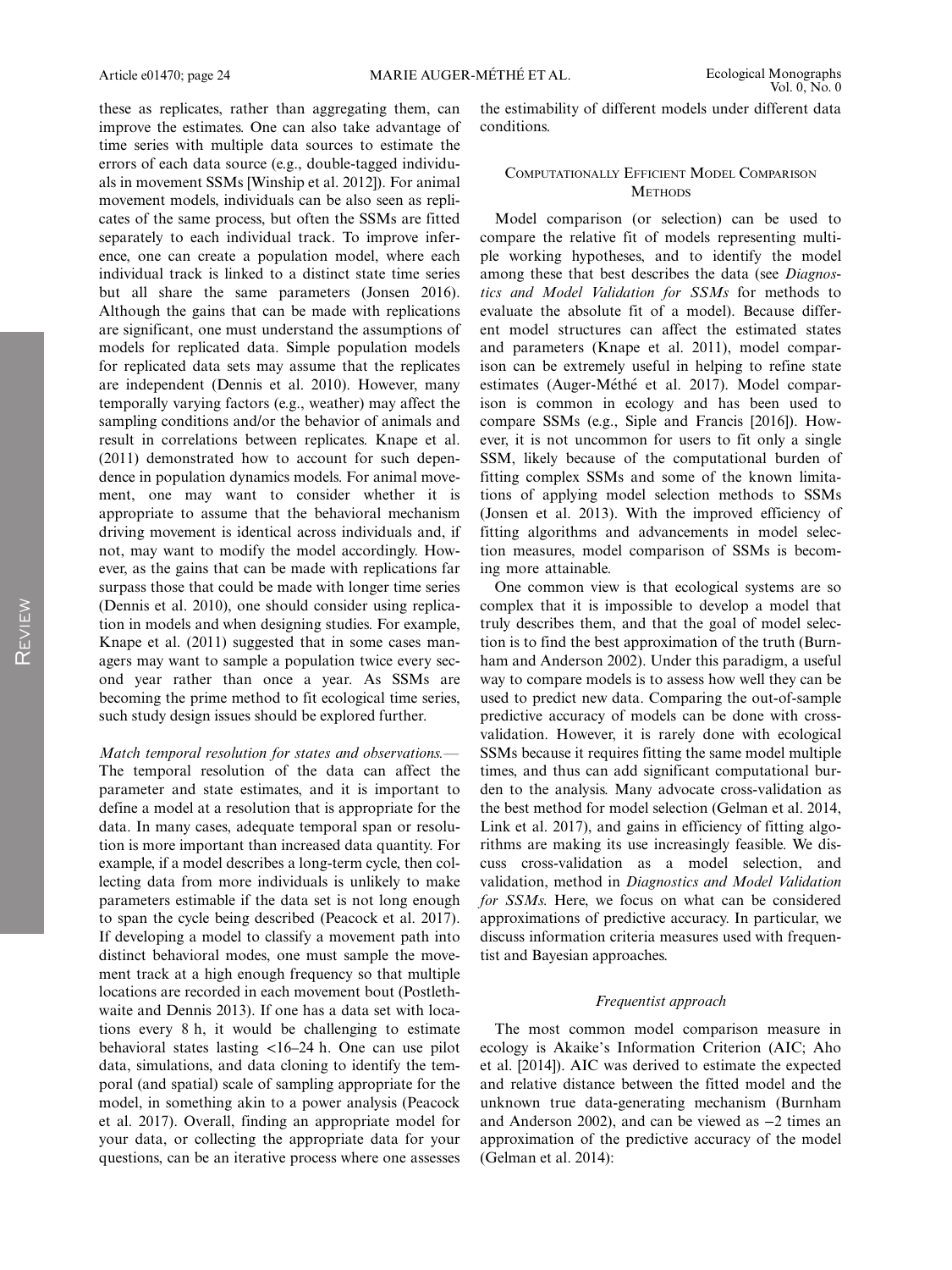these as replicates, rather than aggregating them, can improve the estimates. One can also take advantage of time series with multiple data sources to estimate the errors of each data source (e.g., double-tagged individuals in movement SSMs [Winship et al. 2012]). For animal movement models, individuals can be also seen as replicates of the same process, but often the SSMs are fitted separately to each individual track. To improve inference, one can create a population model, where each individual track is linked to a distinct state time series but all share the same parameters (Jonsen 2016). Although the gains that can be made with replications are significant, one must understand the assumptions of models for replicated data. Simple population models for replicated data sets may assume that the replicates are independent (Dennis et al. 2010). However, many temporally varying factors (e.g., weather) may affect the sampling conditions and/or the behavior of animals and result in correlations between replicates. Knape et al. (2011) demonstrated how to account for such dependence in population dynamics models. For animal movement, one may want to consider whether it is appropriate to assume that the behavioral mechanism driving movement is identical across individuals and, if not, may want to modify the model accordingly. However, as the gains that can be made with replications far surpass those that could be made with longer time series (Dennis et al. 2010), one should consider using replication in models and when designing studies. For example, Knape et al. (2011) suggested that in some cases managers may want to sample a population twice every second year rather than once a year. As SSMs are becoming the prime method to fit ecological time series, such study design issues should be explored further.

*Match temporal resolution for states and observations.*— The temporal resolution of the data can affect the parameter and state estimates, and it is important to define a model at a resolution that is appropriate for the data. In many cases, adequate temporal span or resolution is more important than increased data quantity. For example, if a model describes a long-term cycle, then collecting data from more individuals is unlikely to make parameters estimable if the data set is not long enough to span the cycle being described (Peacock et al. 2017). If developing a model to classify a movement path into distinct behavioral modes, one must sample the movement track at a high enough frequency so that multiple locations are recorded in each movement bout (Postlethwaite and Dennis 2013). If one has a data set with locations every 8 h, it would be challenging to estimate behavioral states lasting <16–24 h. One can use pilot data, simulations, and data cloning to identify the temporal (and spatial) scale of sampling appropriate for the model, in something akin to a power analysis (Peacock et al. 2017). Overall, finding an appropriate model for your data, or collecting the appropriate data for your questions, can be an iterative process where one assesses the estimability of different models under different data conditions.

## Computationally Efficient Model Comparison Methods

Model comparison (or selection) can be used to compare the relative fit of models representing multiple working hypotheses, and to identify the model among these that best describes the data (see *Diagnostics and Model Validation for SSMs* for methods to evaluate the absolute fit of a model). Because different model structures can affect the estimated states and parameters (Knape et al. 2011), model comparison can be extremely useful in helping to refine state estimates (Auger-Méthé et al. 2017). Model comparison is common in ecology and has been used to compare SSMs (e.g., Siple and Francis [2016]). However, it is not uncommon for users to fit only a single SSM, likely because of the computational burden of fitting complex SSMs and some of the known limitations of applying model selection methods to SSMs (Jonsen et al. 2013). With the improved efficiency of fitting algorithms and advancements in model selection measures, model comparison of SSMs is becoming more attainable.

One common view is that ecological systems are so complex that it is impossible to develop a model that truly describes them, and that the goal of model selection is to find the best approximation of the truth (Burnham and Anderson 2002). Under this paradigm, a useful way to compare models is to assess how well they can be used to predict new data. Comparing the out-of-sample predictive accuracy of models can be done with cross-validation. However, it is rarely done with ecological SSMs because it requires fitting the same model multiple times, and thus can add significant computational burden to the analysis. Many advocate cross-validation as the best method for model selection (Gelman et al. 2014, Link et al. 2017), and gains in efficiency of fitting algorithms are making its use increasingly feasible. We discuss cross-validation as a model selection, and validation, method in *Diagnostics and Model Validation for SSMs.* Here, we focus on what can be considered approximations of predictive accuracy. In particular, we discuss information criteria measures used with frequentist and Bayesian approaches.

### *Frequentist approach*

The most common model comparison measure in ecology is Akaike's Information Criterion (AIC; Aho et al. [2014]). AIC was derived to estimate the expected and relative distance between the fitted model and the unknown true data-generating mechanism (Burnham and Anderson 2002), and can be viewed as $-2$ times an approximation of the predictive accuracy of the model (Gelman et al. 2014):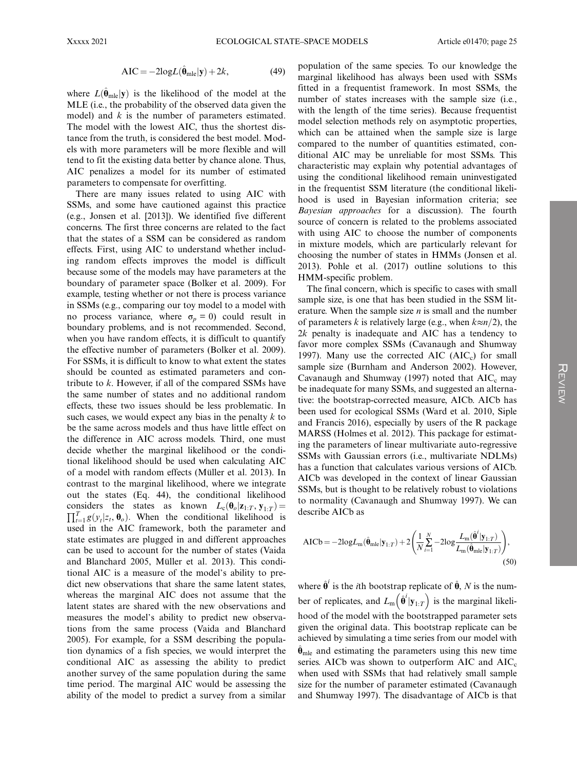$$\text{AIC} = -2\log L(\hat{\boldsymbol{\theta}}_{\text{mle}}|\mathbf{y}) + 2k, \tag{49}$$

where $L(\hat{\boldsymbol{\theta}}_{\text{mle}}|\mathbf{y})$ is the likelihood of the model at the MLE (i.e., the probability of the observed data given the model) and $k$ is the number of parameters estimated. The model with the lowest AIC, thus the shortest distance from the truth, is considered the best model. Models with more parameters will be more flexible and will tend to fit the existing data better by chance alone. Thus, AIC penalizes a model for its number of estimated parameters to compensate for overfitting.

There are many issues related to using AIC with SSMs, and some have cautioned against this practice (e.g., Jonsen et al. [2013]). We identified five different concerns. The first three concerns are related to the fact that the states of a SSM can be considered as random effects. First, using AIC to understand whether including random effects improves the model is difficult because some of the models may have parameters at the boundary of parameter space (Bolker et al. 2009). For example, testing whether or not there is process variance in SSMs (e.g., comparing our toy model to a model with no process variance, where $\sigma_p = 0$) could result in boundary problems, and is not recommended. Second, when you have random effects, it is difficult to quantify the effective number of parameters (Bolker et al. 2009). For SSMs, it is difficult to know to what extent the states should be counted as estimated parameters and contribute to $k$. However, if all of the compared SSMs have the same number of states and no additional random effects, these two issues should be less problematic. In such cases, we would expect any bias in the penalty $k$ to be the same across models and thus have little effect on the difference in AIC across models. Third, one must decide whether the marginal likelihood or the conditional likelihood should be used when calculating AIC of a model with random effects (Müller et al. 2013). In contrast to the marginal likelihood, where we integrate out the states (Eq. 44), the conditional likelihood considers the states as known $L_c(\boldsymbol{\theta}_o|\mathbf{z}_{1:T}, \mathbf{y}_{1:T}) = \prod_{t=1}^{T} g(y_t|z_t, \boldsymbol{\theta}_o)$. When the conditional likelihood is used in the AIC framework, both the parameter and state estimates are plugged in and different approaches can be used to account for the number of states (Vaida and Blanchard 2005, Müller et al. 2013). This conditional AIC is a measure of the model's ability to predict new observations that share the same latent states, whereas the marginal AIC does not assume that the latent states are shared with the new observations and measures the model's ability to predict new observations from the same process (Vaida and Blanchard 2005). For example, for a SSM describing the population dynamics of a fish species, we would interpret the conditional AIC as assessing the ability to predict another survey of the same population during the same time period. The marginal AIC would be assessing the ability of the model to predict a survey from a similar population of the same species. To our knowledge the marginal likelihood has always been used with SSMs fitted in a frequentist framework. In most SSMs, the number of states increases with the sample size (i.e., with the length of the time series). Because frequentist model selection methods rely on asymptotic properties, which can be attained when the sample size is large compared to the number of quantities estimated, conditional AIC may be unreliable for most SSMs. This characteristic may explain why potential advantages of using the conditional likelihood remain uninvestigated in the frequentist SSM literature (the conditional likelihood is used in Bayesian information criteria; see *Bayesian approaches* for a discussion). The fourth source of concern is related to the problems associated with using AIC to choose the number of components in mixture models, which are particularly relevant for choosing the number of states in HMMs (Jonsen et al. 2013). Pohle et al. (2017) outline solutions to this HMM-specific problem.

The final concern, which is specific to cases with small sample size, is one that has been studied in the SSM literature. When the sample size $n$ is small and the number of parameters $k$ is relatively large (e.g., when $k \approx n/2$), the $2k$ penalty is inadequate and AIC has a tendency to favor more complex SSMs (Cavanaugh and Shumway 1997). Many use the corrected AIC ($\text{AIC}_\text{c}$) for small sample size (Burnham and Anderson 2002). However, Cavanaugh and Shumway (1997) noted that $\text{AIC}_\text{c}$ may be inadequate for many SSMs, and suggested an alternative: the bootstrap-corrected measure, AICb. AICb has been used for ecological SSMs (Ward et al. 2010, Siple and Francis 2016), especially by users of the R package MARSS (Holmes et al. 2012). This package for estimating the parameters of linear multivariate auto-regressive SSMs with Gaussian errors (i.e., multivariate NDLMs) has a function that calculates various versions of AICb. AICb was developed in the context of linear Gaussian SSMs, but is thought to be relatively robust to violations to normality (Cavanaugh and Shumway 1997). We can describe AICb as

$$\text{AICb} = -2\log L_\text{m}(\hat{\boldsymbol{\theta}}_{\text{mle}}|\mathbf{y}_{1:T}) + 2\left(\frac{1}{N}\sum_{i=1}^{N} -2\log\frac{L_\text{m}(\hat{\boldsymbol{\theta}}^{i}|\mathbf{y}_{1:T})}{L_\text{m}(\hat{\boldsymbol{\theta}}_{\text{mle}}|\mathbf{y}_{1:T})}\right), \tag{50}$$

where $\hat{\boldsymbol{\theta}}^{i}$ is the $i$th bootstrap replicate of $\hat{\boldsymbol{\theta}}$, $N$ is the number of replicates, and $L_\text{m}\left(\hat{\boldsymbol{\theta}}^{i}|\mathbf{y}_{1:T}\right)$ is the marginal likelihood of the model with the bootstrapped parameter sets given the original data. This bootstrap replicate can be achieved by simulating a time series from our model with $\hat{\boldsymbol{\theta}}_{\text{mle}}$ and estimating the parameters using this new time series. AICb was shown to outperform AIC and $\text{AIC}_\text{c}$ when used with SSMs that had relatively small sample size for the number of parameter estimated (Cavanaugh and Shumway 1997). The disadvantage of AICb is that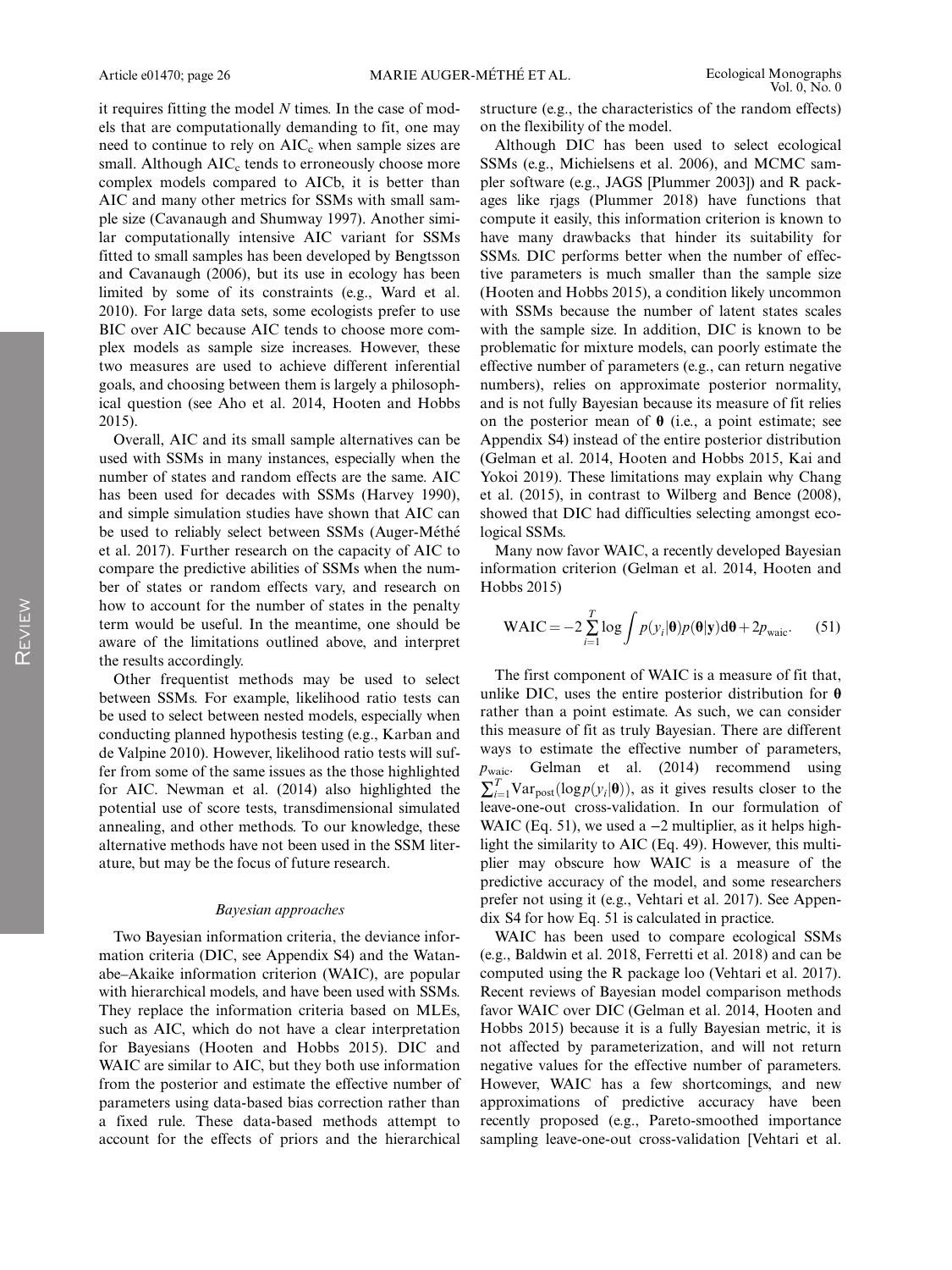it requires fitting the model $N$ times. In the case of models that are computationally demanding to fit, one may need to continue to rely on $\text{AIC}_c$ when sample sizes are small. Although $\text{AIC}_c$ tends to erroneously choose more complex models compared to AICb, it is better than AIC and many other metrics for SSMs with small sample size (Cavanaugh and Shumway 1997). Another similar computationally intensive AIC variant for SSMs fitted to small samples has been developed by Bengtsson and Cavanaugh (2006), but its use in ecology has been limited by some of its constraints (e.g., Ward et al. 2010). For large data sets, some ecologists prefer to use BIC over AIC because AIC tends to choose more complex models as sample size increases. However, these two measures are used to achieve different inferential goals, and choosing between them is largely a philosophical question (see Aho et al. 2014, Hooten and Hobbs 2015).

Overall, AIC and its small sample alternatives can be used with SSMs in many instances, especially when the number of states and random effects are the same. AIC has been used for decades with SSMs (Harvey 1990), and simple simulation studies have shown that AIC can be used to reliably select between SSMs (Auger-Méthé et al. 2017). Further research on the capacity of AIC to compare the predictive abilities of SSMs when the number of states or random effects vary, and research on how to account for the number of states in the penalty term would be useful. In the meantime, one should be aware of the limitations outlined above, and interpret the results accordingly.

Other frequentist methods may be used to select between SSMs. For example, likelihood ratio tests can be used to select between nested models, especially when conducting planned hypothesis testing (e.g., Karban and de Valpine 2010). However, likelihood ratio tests will suffer from some of the same issues as the those highlighted for AIC. Newman et al. (2014) also highlighted the potential use of score tests, transdimensional simulated annealing, and other methods. To our knowledge, these alternative methods have not been used in the SSM literature, but may be the focus of future research.

### *Bayesian approaches*

Two Bayesian information criteria, the deviance information criteria (DIC, see Appendix S4) and the Watanabe–Akaike information criterion (WAIC), are popular with hierarchical models, and have been used with SSMs. They replace the information criteria based on MLEs, such as AIC, which do not have a clear interpretation for Bayesians (Hooten and Hobbs 2015). DIC and WAIC are similar to AIC, but they both use information from the posterior and estimate the effective number of parameters using data-based bias correction rather than a fixed rule. These data-based methods attempt to account for the effects of priors and the hierarchical structure (e.g., the characteristics of the random effects) on the flexibility of the model.

Although DIC has been used to select ecological SSMs (e.g., Michielsens et al. 2006), and MCMC sampler software (e.g., JAGS [Plummer 2003]) and R packages like rjags (Plummer 2018) have functions that compute it easily, this information criterion is known to have many drawbacks that hinder its suitability for SSMs. DIC performs better when the number of effective parameters is much smaller than the sample size (Hooten and Hobbs 2015), a condition likely uncommon with SSMs because the number of latent states scales with the sample size. In addition, DIC is known to be problematic for mixture models, can poorly estimate the effective number of parameters (e.g., can return negative numbers), relies on approximate posterior normality, and is not fully Bayesian because its measure of fit relies on the posterior mean of $\boldsymbol{\theta}$ (i.e., a point estimate; see Appendix S4) instead of the entire posterior distribution (Gelman et al. 2014, Hooten and Hobbs 2015, Kai and Yokoi 2019). These limitations may explain why Chang et al. (2015), in contrast to Wilberg and Bence (2008), showed that DIC had difficulties selecting amongst ecological SSMs.

Many now favor WAIC, a recently developed Bayesian information criterion (Gelman et al. 2014, Hooten and Hobbs 2015)

$$\text{WAIC} = -2\sum_{i=1}^{T}\log\int p(y_i|\boldsymbol{\theta})p(\boldsymbol{\theta}|\mathbf{y})d\boldsymbol{\theta} + 2p_{\text{waic}}. \quad (51)$$

The first component of WAIC is a measure of fit that, unlike DIC, uses the entire posterior distribution for $\boldsymbol{\theta}$ rather than a point estimate. As such, we can consider this measure of fit as truly Bayesian. There are different ways to estimate the effective number of parameters, $p_{\text{waic}}$. Gelman et al. (2014) recommend using $\sum_{i=1}^{T}\text{Var}_{\text{post}}(\log p(y_i|\boldsymbol{\theta}))$, as it gives results closer to the leave-one-out cross-validation. In our formulation of WAIC (Eq. 51), we used a $-2$ multiplier, as it helps highlight the similarity to AIC (Eq. 49). However, this multiplier may obscure how WAIC is a measure of the predictive accuracy of the model, and some researchers prefer not using it (e.g., Vehtari et al. 2017). See Appendix S4 for how Eq. 51 is calculated in practice.

WAIC has been used to compare ecological SSMs (e.g., Baldwin et al. 2018, Ferretti et al. 2018) and can be computed using the R package loo (Vehtari et al. 2017). Recent reviews of Bayesian model comparison methods favor WAIC over DIC (Gelman et al. 2014, Hooten and Hobbs 2015) because it is a fully Bayesian metric, it is not affected by parameterization, and will not return negative values for the effective number of parameters. However, WAIC has a few shortcomings, and new approximations of predictive accuracy have been recently proposed (e.g., Pareto-smoothed importance sampling leave-one-out cross-validation [Vehtari et al.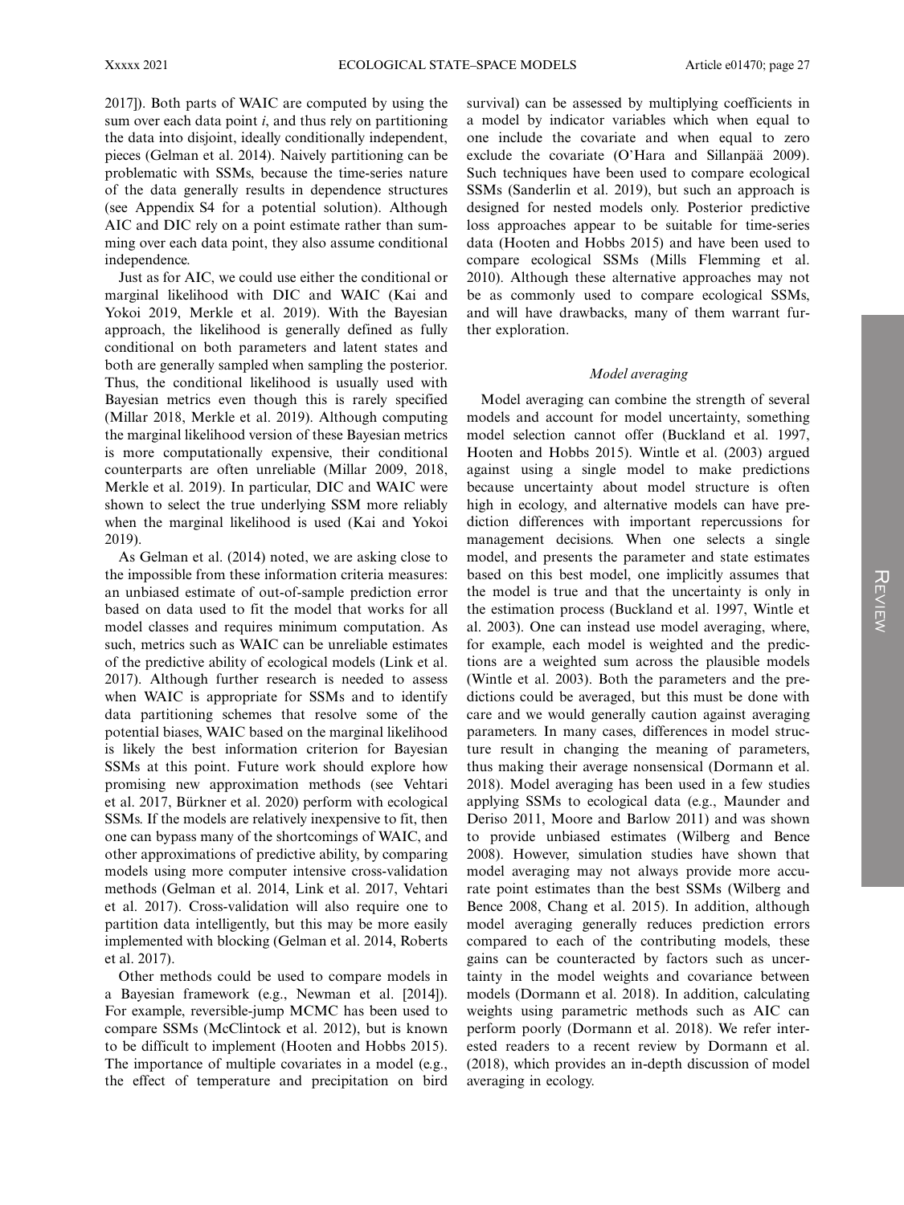2017]). Both parts of WAIC are computed by using the sum over each data point $i$, and thus rely on partitioning the data into disjoint, ideally conditionally independent, pieces (Gelman et al. 2014). Naively partitioning can be problematic with SSMs, because the time-series nature of the data generally results in dependence structures (see Appendix S4 for a potential solution). Although AIC and DIC rely on a point estimate rather than summing over each data point, they also assume conditional independence.

Just as for AIC, we could use either the conditional or marginal likelihood with DIC and WAIC (Kai and Yokoi 2019, Merkle et al. 2019). With the Bayesian approach, the likelihood is generally defined as fully conditional on both parameters and latent states and both are generally sampled when sampling the posterior. Thus, the conditional likelihood is usually used with Bayesian metrics even though this is rarely specified (Millar 2018, Merkle et al. 2019). Although computing the marginal likelihood version of these Bayesian metrics is more computationally expensive, their conditional counterparts are often unreliable (Millar 2009, 2018, Merkle et al. 2019). In particular, DIC and WAIC were shown to select the true underlying SSM more reliably when the marginal likelihood is used (Kai and Yokoi 2019).

As Gelman et al. (2014) noted, we are asking close to the impossible from these information criteria measures: an unbiased estimate of out-of-sample prediction error based on data used to fit the model that works for all model classes and requires minimum computation. As such, metrics such as WAIC can be unreliable estimates of the predictive ability of ecological models (Link et al. 2017). Although further research is needed to assess when WAIC is appropriate for SSMs and to identify data partitioning schemes that resolve some of the potential biases, WAIC based on the marginal likelihood is likely the best information criterion for Bayesian SSMs at this point. Future work should explore how promising new approximation methods (see Vehtari et al. 2017, Bürkner et al. 2020) perform with ecological SSMs. If the models are relatively inexpensive to fit, then one can bypass many of the shortcomings of WAIC, and other approximations of predictive ability, by comparing models using more computer intensive cross-validation methods (Gelman et al. 2014, Link et al. 2017, Vehtari et al. 2017). Cross-validation will also require one to partition data intelligently, but this may be more easily implemented with blocking (Gelman et al. 2014, Roberts et al. 2017).

Other methods could be used to compare models in a Bayesian framework (e.g., Newman et al. [2014]). For example, reversible-jump MCMC has been used to compare SSMs (McClintock et al. 2012), but is known to be difficult to implement (Hooten and Hobbs 2015). The importance of multiple covariates in a model (e.g., the effect of temperature and precipitation on bird survival) can be assessed by multiplying coefficients in a model by indicator variables which when equal to one include the covariate and when equal to zero exclude the covariate (O'Hara and Sillanpää 2009). Such techniques have been used to compare ecological SSMs (Sanderlin et al. 2019), but such an approach is designed for nested models only. Posterior predictive loss approaches appear to be suitable for time-series data (Hooten and Hobbs 2015) and have been used to compare ecological SSMs (Mills Flemming et al. 2010). Although these alternative approaches may not be as commonly used to compare ecological SSMs, and will have drawbacks, many of them warrant further exploration.

### *Model averaging*

Model averaging can combine the strength of several models and account for model uncertainty, something model selection cannot offer (Buckland et al. 1997, Hooten and Hobbs 2015). Wintle et al. (2003) argued against using a single model to make predictions because uncertainty about model structure is often high in ecology, and alternative models can have prediction differences with important repercussions for management decisions. When one selects a single model, and presents the parameter and state estimates based on this best model, one implicitly assumes that the model is true and that the uncertainty is only in the estimation process (Buckland et al. 1997, Wintle et al. 2003). One can instead use model averaging, where, for example, each model is weighted and the predictions are a weighted sum across the plausible models (Wintle et al. 2003). Both the parameters and the predictions could be averaged, but this must be done with care and we would generally caution against averaging parameters. In many cases, differences in model structure result in changing the meaning of parameters, thus making their average nonsensical (Dormann et al. 2018). Model averaging has been used in a few studies applying SSMs to ecological data (e.g., Maunder and Deriso 2011, Moore and Barlow 2011) and was shown to provide unbiased estimates (Wilberg and Bence 2008). However, simulation studies have shown that model averaging may not always provide more accurate point estimates than the best SSMs (Wilberg and Bence 2008, Chang et al. 2015). In addition, although model averaging generally reduces prediction errors compared to each of the contributing models, these gains can be counteracted by factors such as uncertainty in the model weights and covariance between models (Dormann et al. 2018). In addition, calculating weights using parametric methods such as AIC can perform poorly (Dormann et al. 2018). We refer interested readers to a recent review by Dormann et al. (2018), which provides an in-depth discussion of model averaging in ecology.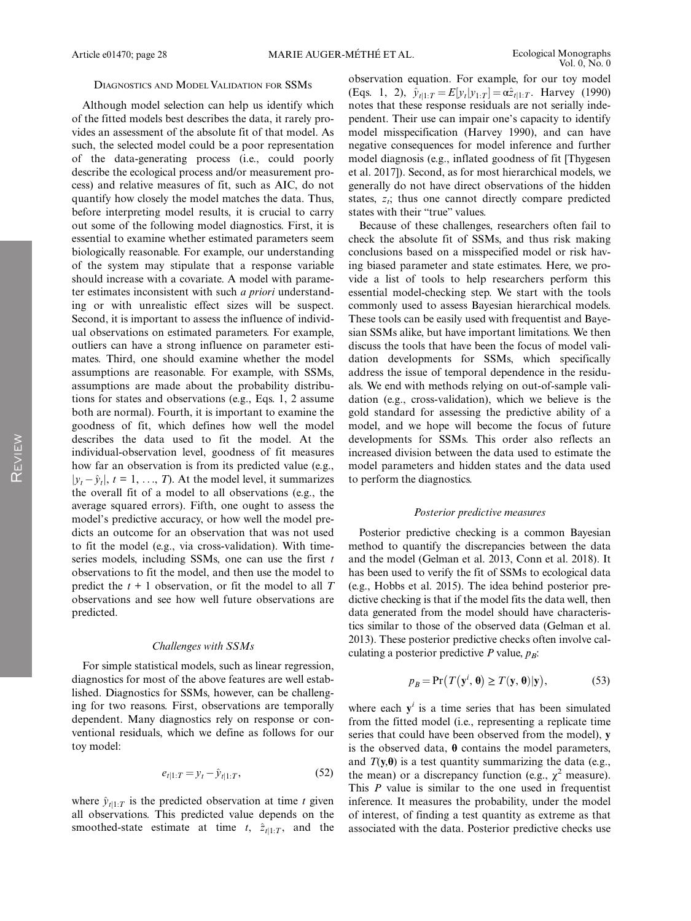## Diagnostics and Model Validation for SSMs

Although model selection can help us identify which of the fitted models best describes the data, it rarely provides an assessment of the absolute fit of that model. As such, the selected model could be a poor representation of the data-generating process (i.e., could poorly describe the ecological process and/or measurement process) and relative measures of fit, such as AIC, do not quantify how closely the model matches the data. Thus, before interpreting model results, it is crucial to carry out some of the following model diagnostics. First, it is essential to examine whether estimated parameters seem biologically reasonable. For example, our understanding of the system may stipulate that a response variable should increase with a covariate. A model with parameter estimates inconsistent with such *a priori* understanding or with unrealistic effect sizes will be suspect. Second, it is important to assess the influence of individual observations on estimated parameters. For example, outliers can have a strong influence on parameter estimates. Third, one should examine whether the model assumptions are reasonable. For example, with SSMs, assumptions are made about the probability distributions for states and observations (e.g., Eqs. 1, 2 assume both are normal). Fourth, it is important to examine the goodness of fit, which defines how well the model describes the data used to fit the model. At the individual-observation level, goodness of fit measures how far an observation is from its predicted value (e.g., $|y_t - \hat{y}_t|$, $t = 1, \ldots, T$). At the model level, it summarizes the overall fit of a model to all observations (e.g., the average squared errors). Fifth, one ought to assess the model's predictive accuracy, or how well the model predicts an outcome for an observation that was not used to fit the model (e.g., via cross-validation). With time-series models, including SSMs, one can use the first $t$ observations to fit the model, and then use the model to predict the $t + 1$ observation, or fit the model to all $T$ observations and see how well future observations are predicted.

### *Challenges with SSMs*

For simple statistical models, such as linear regression, diagnostics for most of the above features are well established. Diagnostics for SSMs, however, can be challenging for two reasons. First, observations are temporally dependent. Many diagnostics rely on response or conventional residuals, which we define as follows for our toy model:

$$e_{t|1:T} = y_t - \hat{y}_{t|1:T}, \tag{52}$$

where $\hat{y}_{t|1:T}$ is the predicted observation at time $t$ given all observations. This predicted value depends on the smoothed-state estimate at time $t$, $\hat{z}_{t|1:T}$, and the observation equation. For example, for our toy model (Eqs. 1, 2), $\hat{y}_{t|1:T} = E[y_t|y_{1:T}] = \alpha\hat{z}_{t|1:T}$. Harvey (1990) notes that these response residuals are not serially independent. Their use can impair one's capacity to identify model misspecification (Harvey 1990), and can have negative consequences for model inference and further model diagnosis (e.g., inflated goodness of fit [Thygesen et al. 2017]). Second, as for most hierarchical models, we generally do not have direct observations of the hidden states, $z_t$; thus one cannot directly compare predicted states with their "true" values.

Because of these challenges, researchers often fail to check the absolute fit of SSMs, and thus risk making conclusions based on a misspecified model or risk having biased parameter and state estimates. Here, we provide a list of tools to help researchers perform this essential model-checking step. We start with the tools commonly used to assess Bayesian hierarchical models. These tools can be easily used with frequentist and Bayesian SSMs alike, but have important limitations. We then discuss the tools that have been the focus of model validation developments for SSMs, which specifically address the issue of temporal dependence in the residuals. We end with methods relying on out-of-sample validation (e.g., cross-validation), which we believe is the gold standard for assessing the predictive ability of a model, and we hope will become the focus of future developments for SSMs. This order also reflects an increased division between the data used to estimate the model parameters and hidden states and the data used to perform the diagnostics.

### *Posterior predictive measures*

Posterior predictive checking is a common Bayesian method to quantify the discrepancies between the data and the model (Gelman et al. 2013, Conn et al. 2018). It has been used to verify the fit of SSMs to ecological data (e.g., Hobbs et al. 2015). The idea behind posterior predictive checking is that if the model fits the data well, then data generated from the model should have characteristics similar to those of the observed data (Gelman et al. 2013). These posterior predictive checks often involve calculating a posterior predictive $P$ value, $p_B$:

$$p_B = \Pr\left(T\left(\mathbf{y}^i, \boldsymbol{\theta}\right) \geq T(\mathbf{y}, \boldsymbol{\theta})|\mathbf{y}\right), \tag{53}$$

where each $\mathbf{y}^i$ is a time series that has been simulated from the fitted model (i.e., representing a replicate time series that could have been observed from the model), $\mathbf{y}$ is the observed data, $\boldsymbol{\theta}$ contains the model parameters, and $T(\mathbf{y},\boldsymbol{\theta})$ is a test quantity summarizing the data (e.g., the mean) or a discrepancy function (e.g., $\chi^2$ measure). This $P$ value is similar to the one used in frequentist inference. It measures the probability, under the model of interest, of finding a test quantity as extreme as that associated with the data. Posterior predictive checks use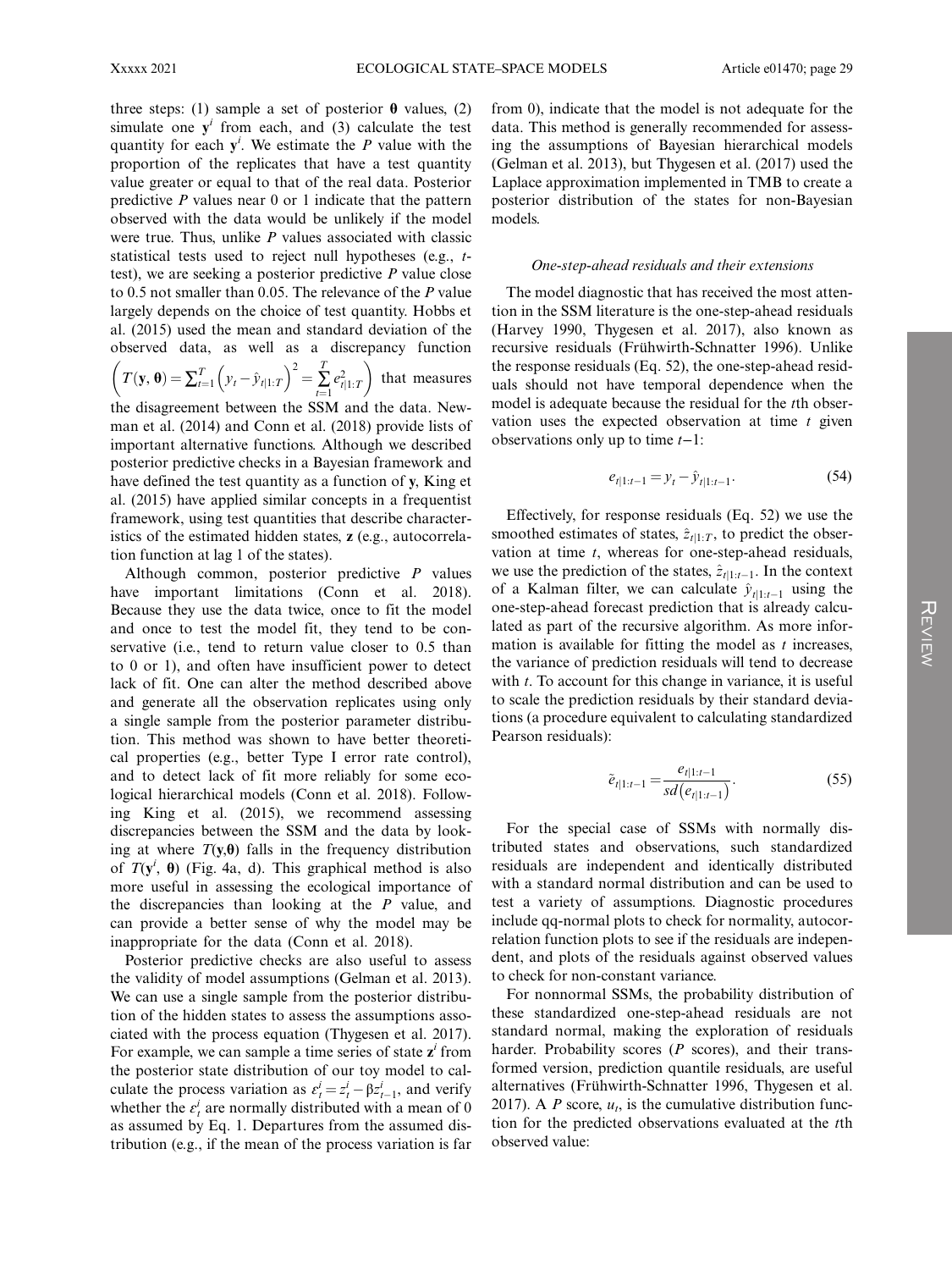three steps: (1) sample a set of posterior $\boldsymbol{\theta}$ values, (2) simulate one $\mathbf{y}^i$ from each, and (3) calculate the test quantity for each $\mathbf{y}^i$. We estimate the $P$ value with the proportion of the replicates that have a test quantity value greater or equal to that of the real data. Posterior predictive $P$ values near 0 or 1 indicate that the pattern observed with the data would be unlikely if the model were true. Thus, unlike $P$ values associated with classic statistical tests used to reject null hypotheses (e.g., $t$-test), we are seeking a posterior predictive $P$ value close to 0.5 not smaller than 0.05. The relevance of the $P$ value largely depends on the choice of test quantity. Hobbs et al. (2015) used the mean and standard deviation of the observed data, as well as a discrepancy function $\left(T(\mathbf{y}, \boldsymbol{\theta}) = \sum_{t=1}^{T}\left(y_t - \hat{y}_{t|1:T}\right)^2 = \sum_{t=1}^{T} e_{t|1:T}^2\right)$ that measures the disagreement between the SSM and the data. Newman et al. (2014) and Conn et al. (2018) provide lists of important alternative functions. Although we described posterior predictive checks in a Bayesian framework and have defined the test quantity as a function of $\mathbf{y}$, King et al. (2015) have applied similar concepts in a frequentist framework, using test quantities that describe characteristics of the estimated hidden states, $\mathbf{z}$ (e.g., autocorrelation function at lag 1 of the states).

Although common, posterior predictive $P$ values have important limitations (Conn et al. 2018). Because they use the data twice, once to fit the model and once to test the model fit, they tend to be conservative (i.e., tend to return value closer to 0.5 than to 0 or 1), and often have insufficient power to detect lack of fit. One can alter the method described above and generate all the observation replicates using only a single sample from the posterior parameter distribution. This method was shown to have better theoretical properties (e.g., better Type I error rate control), and to detect lack of fit more reliably for some ecological hierarchical models (Conn et al. 2018). Following King et al. (2015), we recommend assessing discrepancies between the SSM and the data by looking at where $T(\mathbf{y},\boldsymbol{\theta})$ falls in the frequency distribution of $T(\mathbf{y}^i, \boldsymbol{\theta})$ (Fig. 4a, d). This graphical method is also more useful in assessing the ecological importance of the discrepancies than looking at the $P$ value, and can provide a better sense of why the model may be inappropriate for the data (Conn et al. 2018).

Posterior predictive checks are also useful to assess the validity of model assumptions (Gelman et al. 2013). We can use a single sample from the posterior distribution of the hidden states to assess the assumptions associated with the process equation (Thygesen et al. 2017). For example, we can sample a time series of state $\mathbf{z}^i$ from the posterior state distribution of our toy model to calculate the process variation as $\varepsilon_t^i = z_t^i - \beta z_{t-1}^i$, and verify whether the $\varepsilon_t^i$ are normally distributed with a mean of 0 as assumed by Eq. 1. Departures from the assumed distribution (e.g., if the mean of the process variation is far from 0), indicate that the model is not adequate for the data. This method is generally recommended for assessing the assumptions of Bayesian hierarchical models (Gelman et al. 2013), but Thygesen et al. (2017) used the Laplace approximation implemented in TMB to create a posterior distribution of the states for non-Bayesian models.

### *One-step-ahead residuals and their extensions*

The model diagnostic that has received the most attention in the SSM literature is the one-step-ahead residuals (Harvey 1990, Thygesen et al. 2017), also known as recursive residuals (Frühwirth-Schnatter 1996). Unlike the response residuals (Eq. 52), the one-step-ahead residuals should not have temporal dependence when the model is adequate because the residual for the $t$th observation uses the expected observation at time $t$ given observations only up to time $t-1$:

$$e_{t|1:t-1} = y_t - \hat{y}_{t|1:t-1}. \tag{54}$$

Effectively, for response residuals (Eq. 52) we use the smoothed estimates of states, $\hat{z}_{t|1:T}$, to predict the observation at time $t$, whereas for one-step-ahead residuals, we use the prediction of the states, $\hat{z}_{t|1:t-1}$. In the context of a Kalman filter, we can calculate $\hat{y}_{t|1:t-1}$ using the one-step-ahead forecast prediction that is already calculated as part of the recursive algorithm. As more information is available for fitting the model as $t$ increases, the variance of prediction residuals will tend to decrease with $t$. To account for this change in variance, it is useful to scale the prediction residuals by their standard deviations (a procedure equivalent to calculating standardized Pearson residuals):

$$\tilde{e}_{t|1:t-1} = \frac{e_{t|1:t-1}}{sd\left(e_{t|1:t-1}\right)}. \tag{55}$$

For the special case of SSMs with normally distributed states and observations, such standardized residuals are independent and identically distributed with a standard normal distribution and can be used to test a variety of assumptions. Diagnostic procedures include qq-normal plots to check for normality, autocorrelation function plots to see if the residuals are independent, and plots of the residuals against observed values to check for non-constant variance.

For nonnormal SSMs, the probability distribution of these standardized one-step-ahead residuals are not standard normal, making the exploration of residuals harder. Probability scores ($P$ scores), and their transformed version, prediction quantile residuals, are useful alternatives (Frühwirth-Schnatter 1996, Thygesen et al. 2017). A $P$ score, $u_t$, is the cumulative distribution function for the predicted observations evaluated at the $t$th observed value: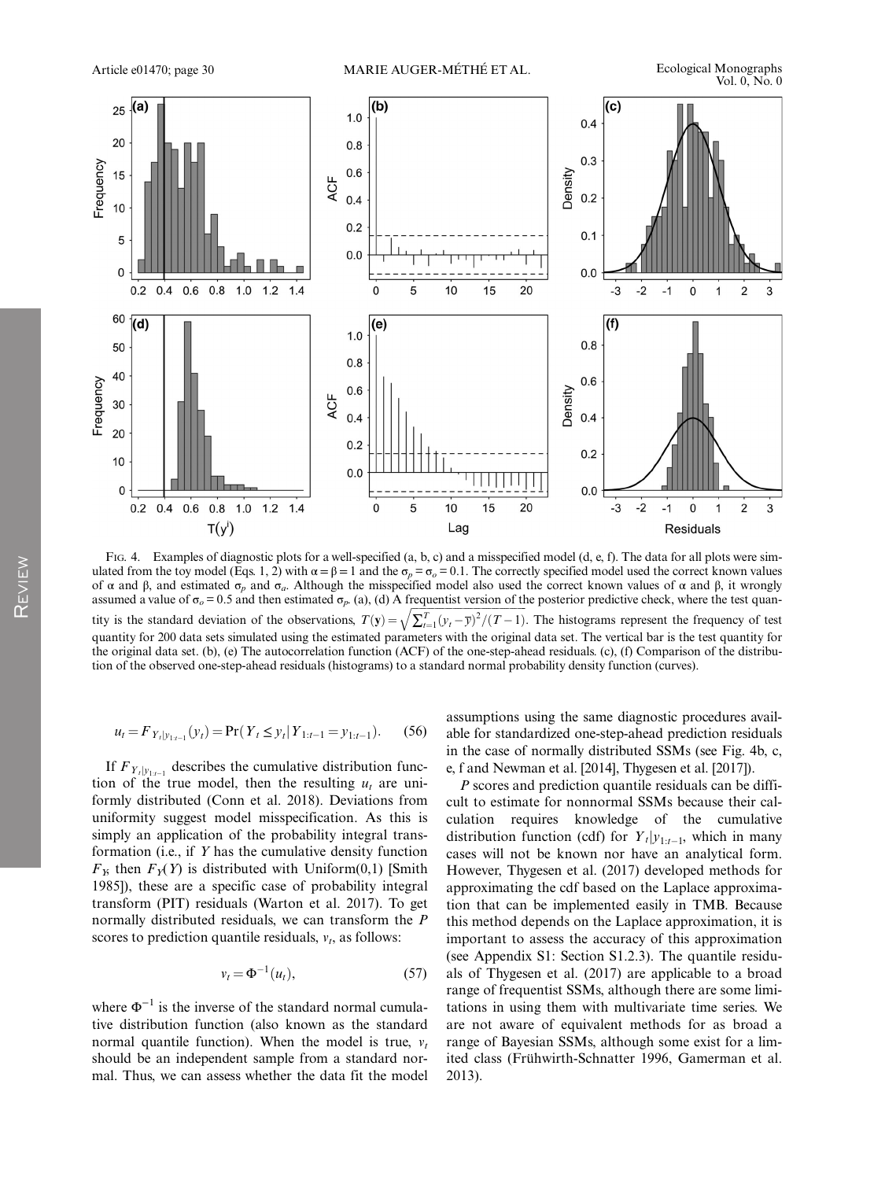Fig. 4. Examples of diagnostic plots for a well-specified (a, b, c) and a misspecified model (d, e, f). The data for all plots were simulated from the toy model (Eqs. 1, 2) with $\alpha = \beta = 1$ and the $\sigma_p = \sigma_o = 0.1$. The correctly specified model used the correct known values of $\alpha$ and $\beta$, and estimated $\sigma_p$ and $\sigma_o$. Although the misspecified model also used the correct known values of $\alpha$ and $\beta$, it wrongly assumed a value of $\sigma_o = 0.5$ and then estimated $\sigma_p$. (a), (d) A frequentist version of the posterior predictive check, where the test quantity is the standard deviation of the observations, $T(\mathbf{y}) = \sqrt{\sum_{t=1}^{T}(y_t - \bar{y})^2/(T-1)}$. The histograms represent the frequency of test quantity for 200 data sets simulated using the estimated parameters with the original data set. The vertical bar is the test quantity for the original data set. (b), (e) The autocorrelation function (ACF) of the one-step-ahead residuals. (c), (f) Comparison of the distribution of the observed one-step-ahead residuals (histograms) to a standard normal probability density function (curves).

$$u_t = F_{Y_t|y_{1:t-1}}(y_t) = \Pr(Y_t \leq y_t | Y_{1:t-1} = y_{1:t-1}). \tag{56}$$

If $F_{Y_t|y_{1:t-1}}$ describes the cumulative distribution function of the true model, then the resulting $u_t$ are uniformly distributed (Conn et al. 2018). Deviations from uniformity suggest model misspecification. As this is simply an application of the probability integral transformation (i.e., if $Y$ has the cumulative density function $F_Y$, then $F_Y(Y)$ is distributed with Uniform(0,1) [Smith 1985]), these are a specific case of probability integral transform (PIT) residuals (Warton et al. 2017). To get normally distributed residuals, we can transform the $P$ scores to prediction quantile residuals, $v_t$, as follows:

$$v_t = \Phi^{-1}(u_t), \tag{57}$$

where $\Phi^{-1}$ is the inverse of the standard normal cumulative distribution function (also known as the standard normal quantile function). When the model is true, $v_t$ should be an independent sample from a standard normal. Thus, we can assess whether the data fit the model assumptions using the same diagnostic procedures available for standardized one-step-ahead prediction residuals in the case of normally distributed SSMs (see Fig. 4b, c, e, f and Newman et al. [2014], Thygesen et al. [2017]).

$P$ scores and prediction quantile residuals can be difficult to estimate for nonnormal SSMs because their calculation requires knowledge of the cumulative distribution function (cdf) for $Y_t|y_{1:t-1}$, which in many cases will not be known nor have an analytical form. However, Thygesen et al. (2017) developed methods for approximating the cdf based on the Laplace approximation that can be implemented easily in TMB. Because this method depends on the Laplace approximation, it is important to assess the accuracy of this approximation (see Appendix S1: Section S1.2.3). The quantile residuals of Thygesen et al. (2017) are applicable to a broad range of frequentist SSMs, although there are some limitations in using them with multivariate time series. We are not aware of equivalent methods for as broad a range of Bayesian SSMs, although some exist for a limited class (Frühwirth-Schnatter 1996, Gamerman et al. 2013).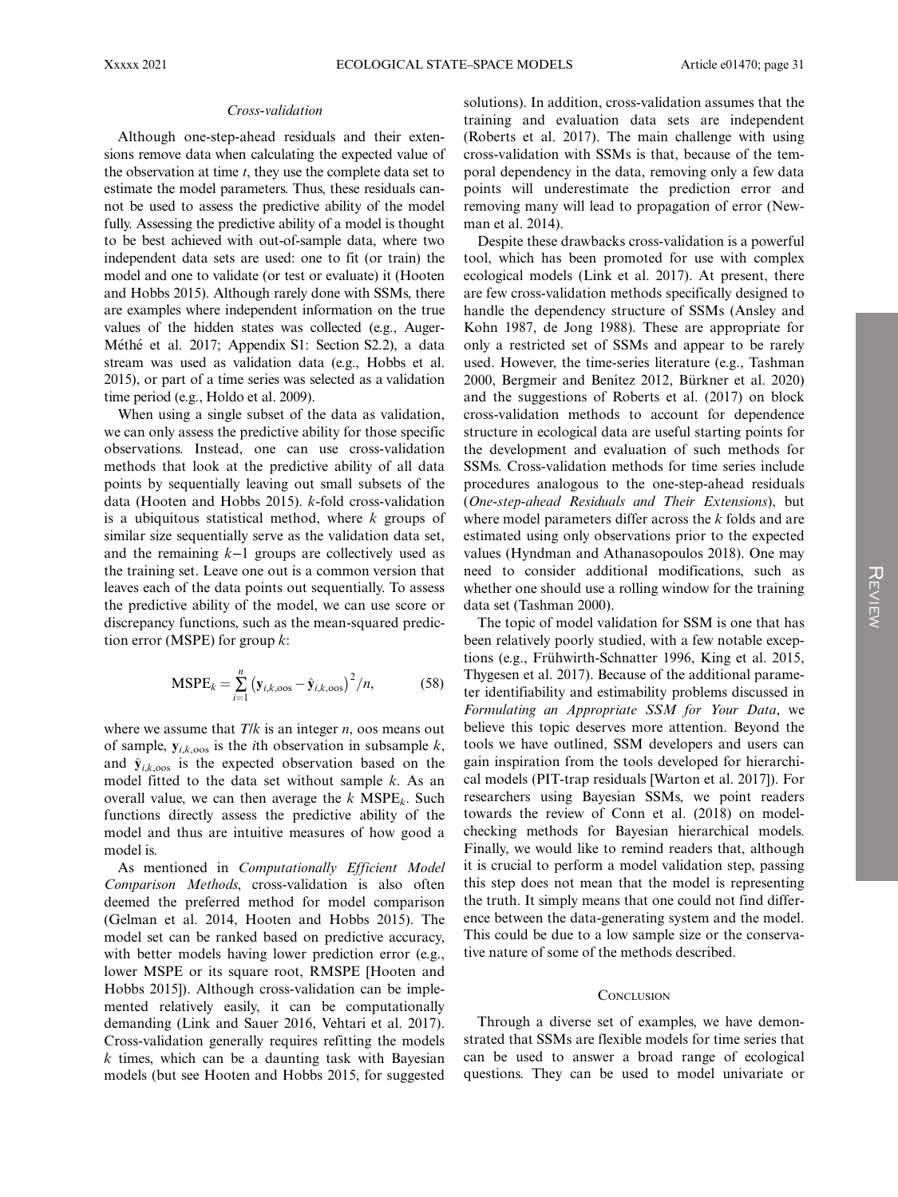### Cross-validation

Although one-step-ahead residuals and their extensions remove data when calculating the expected value of the observation at time $t$, they use the complete data set to estimate the model parameters. Thus, these residuals cannot be used to assess the predictive ability of the model fully. Assessing the predictive ability of a model is thought to be best achieved with out-of-sample data, where two independent data sets are used: one to fit (or train) the model and one to validate (or test or evaluate) it (Hooten and Hobbs 2015). Although rarely done with SSMs, there are examples where independent information on the true values of the hidden states was collected (e.g., Auger-Méthé et al. 2017; Appendix S1: Section S2.2), a data stream was used as validation data (e.g., Hobbs et al. 2015), or part of a time series was selected as a validation time period (e.g., Holdo et al. 2009).

When using a single subset of the data as validation, we can only assess the predictive ability for those specific observations. Instead, one can use cross-validation methods that look at the predictive ability of all data points by sequentially leaving out small subsets of the data (Hooten and Hobbs 2015). $k$-fold cross-validation is a ubiquitous statistical method, where $k$ groups of similar size sequentially serve as the validation data set, and the remaining $k-1$ groups are collectively used as the training set. Leave one out is a common version that leaves each of the data points out sequentially. To assess the predictive ability of the model, we can use score or discrepancy functions, such as the mean-squared prediction error (MSPE) for group $k$:

$$\text{MSPE}_k = \sum_{i=1}^{n} \left(\mathbf{y}_{i,k,\text{oos}} - \hat{\mathbf{y}}_{i,k,\text{oos}}\right)^2 / n, \tag{58}$$

where we assume that $T/k$ is an integer $n$, oos means out of sample, $\mathbf{y}_{i,k,\text{oos}}$ is the $i$th observation in subsample $k$, and $\hat{\mathbf{y}}_{i,k,\text{oos}}$ is the expected observation based on the model fitted to the data set without sample $k$. As an overall value, we can then average the $k$ $\text{MSPE}_k$. Such functions directly assess the predictive ability of the model and thus are intuitive measures of how good a model is.

As mentioned in *Computationally Efficient Model Comparison Methods*, cross-validation is also often deemed the preferred method for model comparison (Gelman et al. 2014, Hooten and Hobbs 2015). The model set can be ranked based on predictive accuracy, with better models having lower prediction error (e.g., lower MSPE or its square root, RMSPE [Hooten and Hobbs 2015]). Although cross-validation can be implemented relatively easily, it can be computationally demanding (Link and Sauer 2016, Vehtari et al. 2017). Cross-validation generally requires refitting the models $k$ times, which can be a daunting task with Bayesian models (but see Hooten and Hobbs 2015, for suggested solutions). In addition, cross-validation assumes that the training and evaluation data sets are independent (Roberts et al. 2017). The main challenge with using cross-validation with SSMs is that, because of the temporal dependency in the data, removing only a few data points will underestimate the prediction error and removing many will lead to propagation of error (Newman et al. 2014).

Despite these drawbacks cross-validation is a powerful tool, which has been promoted for use with complex ecological models (Link et al. 2017). At present, there are few cross-validation methods specifically designed to handle the dependency structure of SSMs (Ansley and Kohn 1987, de Jong 1988). These are appropriate for only a restricted set of SSMs and appear to be rarely used. However, the time-series literature (e.g., Tashman 2000, Bergmeir and Benítez 2012, Bürkner et al. 2020) and the suggestions of Roberts et al. (2017) on block cross-validation methods to account for dependence structure in ecological data are useful starting points for the development and evaluation of such methods for SSMs. Cross-validation methods for time series include procedures analogous to the one-step-ahead residuals (*One-step-ahead Residuals and Their Extensions*), but where model parameters differ across the $k$ folds and are estimated using only observations prior to the expected values (Hyndman and Athanasopoulos 2018). One may need to consider additional modifications, such as whether one should use a rolling window for the training data set (Tashman 2000).

The topic of model validation for SSM is one that has been relatively poorly studied, with a few notable exceptions (e.g., Frühwirth-Schnatter 1996, King et al. 2015, Thygesen et al. 2017). Because of the additional parameter identifiability and estimability problems discussed in *Formulating an Appropriate SSM for Your Data*, we believe this topic deserves more attention. Beyond the tools we have outlined, SSM developers and users can gain inspiration from the tools developed for hierarchical models (PIT-trap residuals [Warton et al. 2017]). For researchers using Bayesian SSMs, we point readers towards the review of Conn et al. (2018) on model-checking methods for Bayesian hierarchical models. Finally, we would like to remind readers that, although it is crucial to perform a model validation step, passing this step does not mean that the model is representing the truth. It simply means that one could not find difference between the data-generating system and the model. This could be due to a low sample size or the conservative nature of some of the methods described.

## Conclusion

Through a diverse set of examples, we have demonstrated that SSMs are flexible models for time series that can be used to answer a broad range of ecological questions. They can be used to model univariate or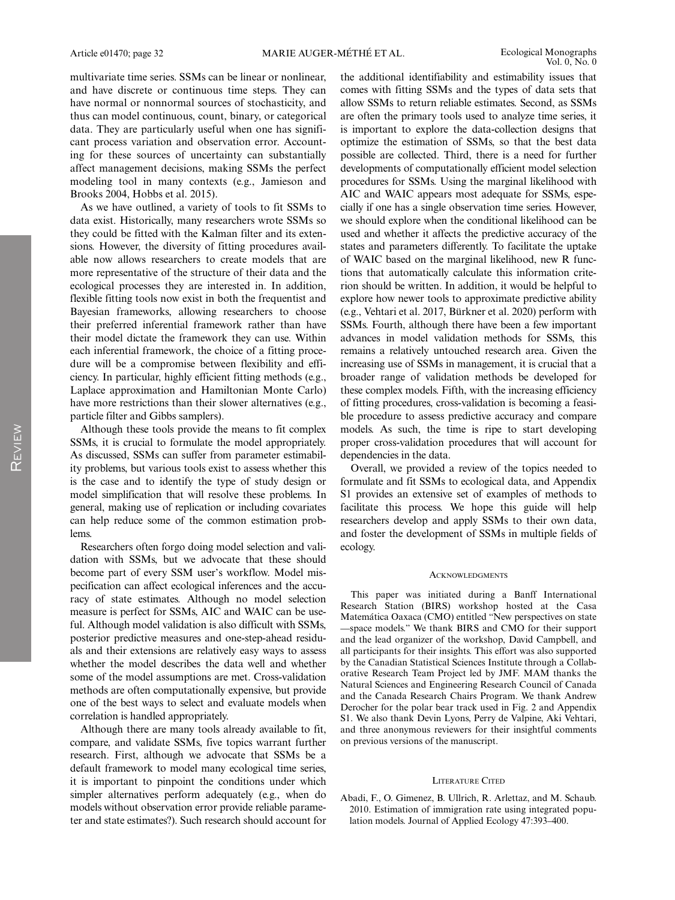multivariate time series. SSMs can be linear or nonlinear, and have discrete or continuous time steps. They can have normal or nonnormal sources of stochasticity, and thus can model continuous, count, binary, or categorical data. They are particularly useful when one has significant process variation and observation error. Accounting for these sources of uncertainty can substantially affect management decisions, making SSMs the perfect modeling tool in many contexts (e.g., Jamieson and Brooks 2004, Hobbs et al. 2015).

As we have outlined, a variety of tools to fit SSMs to data exist. Historically, many researchers wrote SSMs so they could be fitted with the Kalman filter and its extensions. However, the diversity of fitting procedures available now allows researchers to create models that are more representative of the structure of their data and the ecological processes they are interested in. In addition, flexible fitting tools now exist in both the frequentist and Bayesian frameworks, allowing researchers to choose their preferred inferential framework rather than have their model dictate the framework they can use. Within each inferential framework, the choice of a fitting procedure will be a compromise between flexibility and efficiency. In particular, highly efficient fitting methods (e.g., Laplace approximation and Hamiltonian Monte Carlo) have more restrictions than their slower alternatives (e.g., particle filter and Gibbs samplers).

Although these tools provide the means to fit complex SSMs, it is crucial to formulate the model appropriately. As discussed, SSMs can suffer from parameter estimability problems, but various tools exist to assess whether this is the case and to identify the type of study design or model simplification that will resolve these problems. In general, making use of replication or including covariates can help reduce some of the common estimation problems.

Researchers often forgo doing model selection and validation with SSMs, but we advocate that these should become part of every SSM user's workflow. Model misspecification can affect ecological inferences and the accuracy of state estimates. Although no model selection measure is perfect for SSMs, AIC and WAIC can be useful. Although model validation is also difficult with SSMs, posterior predictive measures and one-step-ahead residuals and their extensions are relatively easy ways to assess whether the model describes the data well and whether some of the model assumptions are met. Cross-validation methods are often computationally expensive, but provide one of the best ways to select and evaluate models when correlation is handled appropriately.

Although there are many tools already available to fit, compare, and validate SSMs, five topics warrant further research. First, although we advocate that SSMs be a default framework to model many ecological time series, it is important to pinpoint the conditions under which simpler alternatives perform adequately (e.g., when do models without observation error provide reliable parameter and state estimates?). Such research should account for the additional identifiability and estimability issues that comes with fitting SSMs and the types of data sets that allow SSMs to return reliable estimates. Second, as SSMs are often the primary tools used to analyze time series, it is important to explore the data-collection designs that optimize the estimation of SSMs, so that the best data possible are collected. Third, there is a need for further developments of computationally efficient model selection procedures for SSMs. Using the marginal likelihood with AIC and WAIC appears most adequate for SSMs, especially if one has a single observation time series. However, we should explore when the conditional likelihood can be used and whether it affects the predictive accuracy of the states and parameters differently. To facilitate the uptake of WAIC based on the marginal likelihood, new R functions that automatically calculate this information criterion should be written. In addition, it would be helpful to explore how newer tools to approximate predictive ability (e.g., Vehtari et al. 2017, Bürkner et al. 2020) perform with SSMs. Fourth, although there have been a few important advances in model validation methods for SSMs, this remains a relatively untouched research area. Given the increasing use of SSMs in management, it is crucial that a broader range of validation methods be developed for these complex models. Fifth, with the increasing efficiency of fitting procedures, cross-validation is becoming a feasible procedure to assess predictive accuracy and compare models. As such, the time is ripe to start developing proper cross-validation procedures that will account for dependencies in the data.

Overall, we provided a review of the topics needed to formulate and fit SSMs to ecological data, and Appendix S1 provides an extensive set of examples of methods to facilitate this process. We hope this guide will help researchers develop and apply SSMs to their own data, and foster the development of SSMs in multiple fields of ecology.

## Acknowledgments

This paper was initiated during a Banff International Research Station (BIRS) workshop hosted at the Casa Matemática Oaxaca (CMO) entitled "New perspectives on state—space models." We thank BIRS and CMO for their support and the lead organizer of the workshop, David Campbell, and all participants for their insights. This effort was also supported by the Canadian Statistical Sciences Institute through a Collaborative Research Team Project led by JMF. MAM thanks the Natural Sciences and Engineering Research Council of Canada and the Canada Research Chairs Program. We thank Andrew Derocher for the polar bear track used in Fig. 2 and Appendix S1. We also thank Devin Lyons, Perry de Valpine, Aki Vehtari, and three anonymous reviewers for their insightful comments on previous versions of the manuscript.

## Literature Cited

Abadi, F., O. Gimenez, B. Ullrich, R. Arlettaz, and M. Schaub. 2010. Estimation of immigration rate using integrated population models. Journal of Applied Ecology 47:393–400.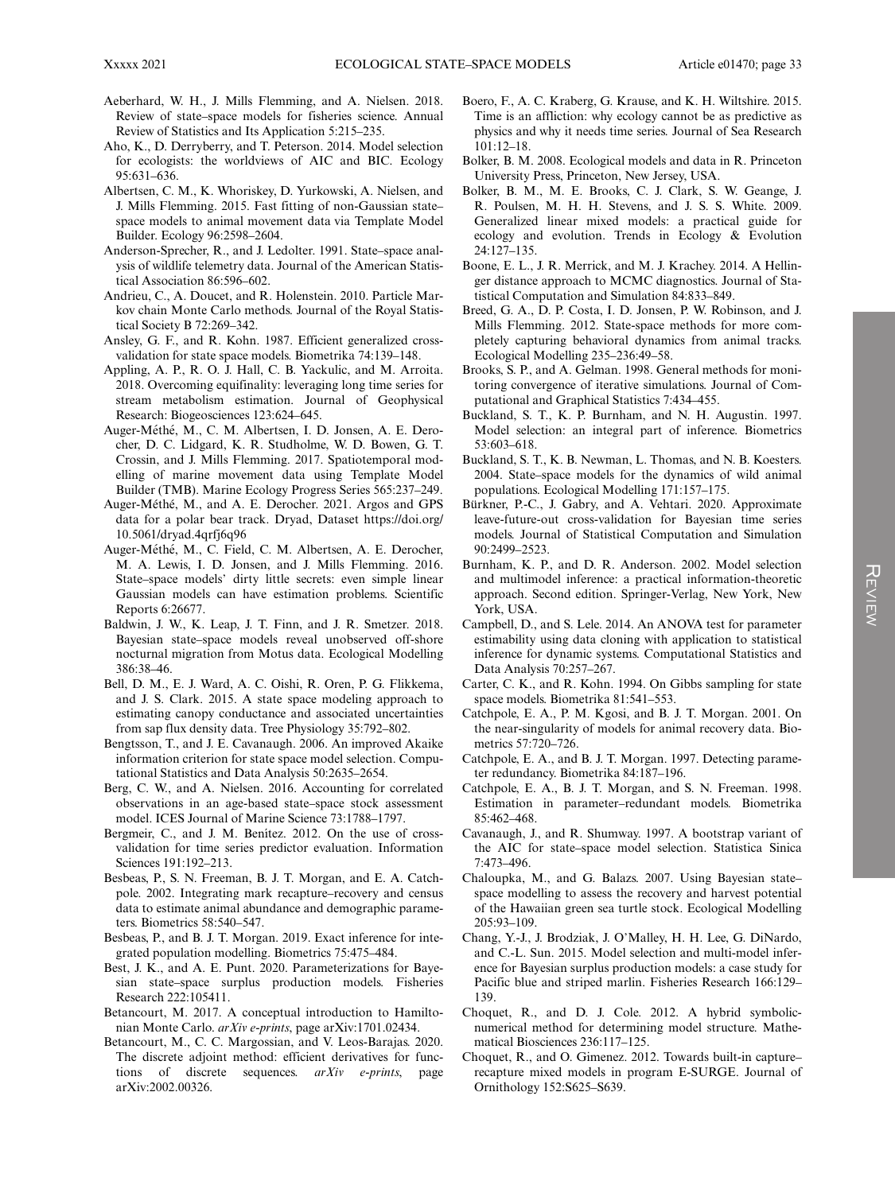Aeberhard, W. H., J. Mills Flemming, and A. Nielsen. 2018. Review of state–space models for fisheries science. Annual Review of Statistics and Its Application 5:215–235.

Aho, K., D. Derryberry, and T. Peterson. 2014. Model selection for ecologists: the worldviews of AIC and BIC. Ecology 95:631–636.

Albertsen, C. M., K. Whoriskey, D. Yurkowski, A. Nielsen, and J. Mills Flemming. 2015. Fast fitting of non-Gaussian state–space models to animal movement data via Template Model Builder. Ecology 96:2598–2604.

Anderson-Sprecher, R., and J. Ledolter. 1991. State–space analysis of wildlife telemetry data. Journal of the American Statistical Association 86:596–602.

Andrieu, C., A. Doucet, and R. Holenstein. 2010. Particle Markov chain Monte Carlo methods. Journal of the Royal Statistical Society B 72:269–342.

Ansley, G. F., and R. Kohn. 1987. Efficient generalized cross-validation for state space models. Biometrika 74:139–148.

Appling, A. P., R. O. J. Hall, C. B. Yackulic, and M. Arroita. 2018. Overcoming equifinality: leveraging long time series for stream metabolism estimation. Journal of Geophysical Research: Biogeosciences 123:624–645.

Auger-Méthé, M., C. M. Albertsen, I. D. Jonsen, A. E. Derocher, D. C. Lidgard, K. R. Studholme, W. D. Bowen, G. T. Crossin, and J. Mills Flemming. 2017. Spatiotemporal modelling of marine movement data using Template Model Builder (TMB). Marine Ecology Progress Series 565:237–249.

Auger-Méthé, M., and A. E. Derocher. 2021. Argos and GPS data for a polar bear track. Dryad, Dataset https://doi.org/10.5061/dryad.4qrfj6q96

Auger-Méthé, M., C. Field, C. M. Albertsen, A. E. Derocher, M. A. Lewis, I. D. Jonsen, and J. Mills Flemming. 2016. State–space models' dirty little secrets: even simple linear Gaussian models can have estimation problems. Scientific Reports 6:26677.

Baldwin, J. W., K. Leap, J. T. Finn, and J. R. Smetzer. 2018. Bayesian state–space models reveal unobserved off-shore nocturnal migration from Motus data. Ecological Modelling 386:38–46.

Bell, D. M., E. J. Ward, A. C. Oishi, R. Oren, P. G. Flikkema, and J. S. Clark. 2015. A state space modeling approach to estimating canopy conductance and associated uncertainties from sap flux density data. Tree Physiology 35:792–802.

Bengtsson, T., and J. E. Cavanaugh. 2006. An improved Akaike information criterion for state space model selection. Computational Statistics and Data Analysis 50:2635–2654.

Berg, C. W., and A. Nielsen. 2016. Accounting for correlated observations in an age-based state–space stock assessment model. ICES Journal of Marine Science 73:1788–1797.

Bergmeir, C., and J. M. Benítez. 2012. On the use of cross-validation for time series predictor evaluation. Information Sciences 191:192–213.

Besbeas, P., S. N. Freeman, B. J. T. Morgan, and E. A. Catchpole. 2002. Integrating mark recapture–recovery and census data to estimate animal abundance and demographic parameters. Biometrics 58:540–547.

Besbeas, P., and B. J. T. Morgan. 2019. Exact inference for integrated population modelling. Biometrics 75:475–484.

Best, J. K., and A. E. Punt. 2020. Parameterizations for Bayesian state–space surplus production models. Fisheries Research 222:105411.

Betancourt, M. 2017. A conceptual introduction to Hamiltonian Monte Carlo. *arXiv e-prints*, page arXiv:1701.02434.

Betancourt, M., C. C. Margossian, and V. Leos-Barajas. 2020. The discrete adjoint method: efficient derivatives for functions of discrete sequences. *arXiv e-prints*, page arXiv:2002.00326.

Boero, F., A. C. Kraberg, G. Krause, and K. H. Wiltshire. 2015. Time is an affliction: why ecology cannot be as predictive as physics and why it needs time series. Journal of Sea Research 101:12–18.

Bolker, B. M. 2008. Ecological models and data in R. Princeton University Press, Princeton, New Jersey, USA.

Bolker, B. M., M. E. Brooks, C. J. Clark, S. W. Geange, J. R. Poulsen, M. H. H. Stevens, and J. S. S. White. 2009. Generalized linear mixed models: a practical guide for ecology and evolution. Trends in Ecology & Evolution 24:127–135.

Boone, E. L., J. R. Merrick, and M. J. Krachey. 2014. A Hellinger distance approach to MCMC diagnostics. Journal of Statistical Computation and Simulation 84:833–849.

Breed, G. A., D. P. Costa, I. D. Jonsen, P. W. Robinson, and J. Mills Flemming. 2012. State-space methods for more completely capturing behavioral dynamics from animal tracks. Ecological Modelling 235–236:49–58.

Brooks, S. P., and A. Gelman. 1998. General methods for monitoring convergence of iterative simulations. Journal of Computational and Graphical Statistics 7:434–455.

Buckland, S. T., K. P. Burnham, and N. H. Augustin. 1997. Model selection: an integral part of inference. Biometrics 53:603–618.

Buckland, S. T., K. B. Newman, L. Thomas, and N. B. Koesters. 2004. State–space models for the dynamics of wild animal populations. Ecological Modelling 171:157–175.

Bürkner, P.-C., J. Gabry, and A. Vehtari. 2020. Approximate leave-future-out cross-validation for Bayesian time series models. Journal of Statistical Computation and Simulation 90:2499–2523.

Burnham, K. P., and D. R. Anderson. 2002. Model selection and multimodel inference: a practical information-theoretic approach. Second edition. Springer-Verlag, New York, New York, USA.

Campbell, D., and S. Lele. 2014. An ANOVA test for parameter estimability using data cloning with application to statistical inference for dynamic systems. Computational Statistics and Data Analysis 70:257–267.

Carter, C. K., and R. Kohn. 1994. On Gibbs sampling for state space models. Biometrika 81:541–553.

Catchpole, E. A., P. M. Kgosi, and B. J. T. Morgan. 2001. On the near-singularity of models for animal recovery data. Biometrics 57:720–726.

Catchpole, E. A., and B. J. T. Morgan. 1997. Detecting parameter redundancy. Biometrika 84:187–196.

Catchpole, E. A., B. J. T. Morgan, and S. N. Freeman. 1998. Estimation in parameter–redundant models. Biometrika 85:462–468.

Cavanaugh, J., and R. Shumway. 1997. A bootstrap variant of the AIC for state–space model selection. Statistica Sinica 7:473–496.

Chaloupka, M., and G. Balazs. 2007. Using Bayesian state–space modelling to assess the recovery and harvest potential of the Hawaiian green sea turtle stock. Ecological Modelling 205:93–109.

Chang, Y.-J., J. Brodziak, J. O'Malley, H. H. Lee, G. DiNardo, and C.-L. Sun. 2015. Model selection and multi-model inference for Bayesian surplus production models: a case study for Pacific blue and striped marlin. Fisheries Research 166:129–139.

Choquet, R., and D. J. Cole. 2012. A hybrid symbolic-numerical method for determining model structure. Mathematical Biosciences 236:117–125.

Choquet, R., and O. Gimenez. 2012. Towards built-in capture–recapture mixed models in program E-SURGE. Journal of Ornithology 152:S625–S639.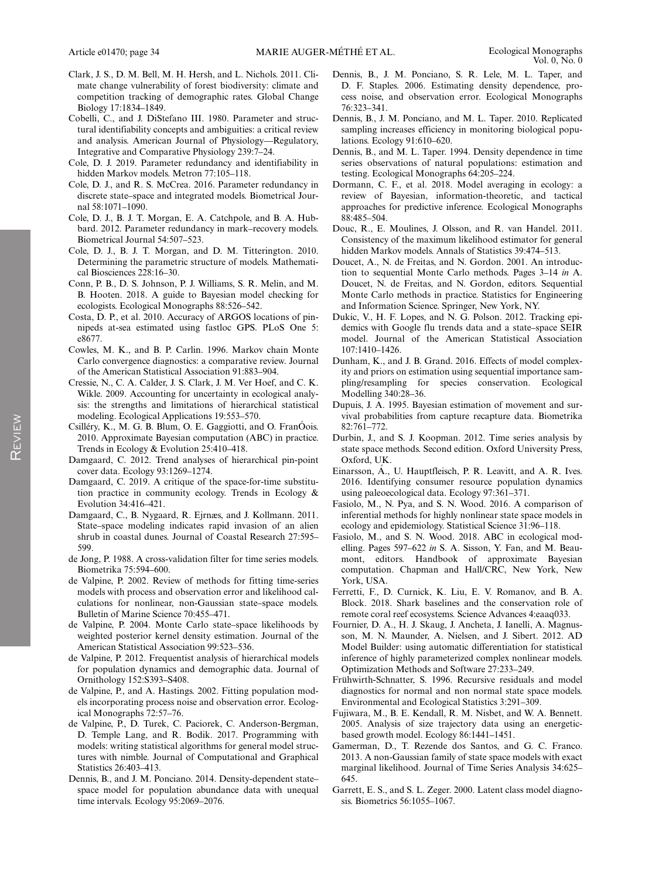Clark, J. S., D. M. Bell, M. H. Hersh, and L. Nichols. 2011. Climate change vulnerability of forest biodiversity: climate and competition tracking of demographic rates. Global Change Biology 17:1834–1849.

Cobelli, C., and J. DiStefano III. 1980. Parameter and structural identifiability concepts and ambiguities: a critical review and analysis. American Journal of Physiology—Regulatory, Integrative and Comparative Physiology 239:7–24.

Cole, D. J. 2019. Parameter redundancy and identifiability in hidden Markov models. Metron 77:105–118.

Cole, D. J., and R. S. McCrea. 2016. Parameter redundancy in discrete state–space and integrated models. Biometrical Journal 58:1071–1090.

Cole, D. J., B. J. T. Morgan, E. A. Catchpole, and B. A. Hubbard. 2012. Parameter redundancy in mark–recovery models. Biometrical Journal 54:507–523.

Cole, D. J., B. J. T. Morgan, and D. M. Titterington. 2010. Determining the parametric structure of models. Mathematical Biosciences 228:16–30.

Conn, P. B., D. S. Johnson, P. J. Williams, S. R. Melin, and M. B. Hooten. 2018. A guide to Bayesian model checking for ecologists. Ecological Monographs 88:526–542.

Costa, D. P., et al. 2010. Accuracy of ARGOS locations of pinnipeds at-sea estimated using fastloc GPS. PLoS One 5: e8677.

Cowles, M. K., and B. P. Carlin. 1996. Markov chain Monte Carlo convergence diagnostics: a comparative review. Journal of the American Statistical Association 91:883–904.

Cressie, N., C. A. Calder, J. S. Clark, J. M. Ver Hoef, and C. K. Wikle. 2009. Accounting for uncertainty in ecological analysis: the strengths and limitations of hierarchical statistical modeling. Ecological Applications 19:553–570.

Csilléry, K., M. G. B. Blum, O. E. Gaggiotti, and O. FranÓois. 2010. Approximate Bayesian computation (ABC) in practice. Trends in Ecology & Evolution 25:410–418.

Damgaard, C. 2012. Trend analyses of hierarchical pin-point cover data. Ecology 93:1269–1274.

Damgaard, C. 2019. A critique of the space-for-time substitution practice in community ecology. Trends in Ecology & Evolution 34:416–421.

Damgaard, C., B. Nygaard, R. Ejrnæs, and J. Kollmann. 2011. State–space modeling indicates rapid invasion of an alien shrub in coastal dunes. Journal of Coastal Research 27:595–599.

de Jong, P. 1988. A cross-validation filter for time series models. Biometrika 75:594–600.

de Valpine, P. 2002. Review of methods for fitting time-series models with process and observation error and likelihood calculations for nonlinear, non-Gaussian state–space models. Bulletin of Marine Science 70:455–471.

de Valpine, P. 2004. Monte Carlo state–space likelihoods by weighted posterior kernel density estimation. Journal of the American Statistical Association 99:523–536.

de Valpine, P. 2012. Frequentist analysis of hierarchical models for population dynamics and demographic data. Journal of Ornithology 152:S393–S408.

de Valpine, P., and A. Hastings. 2002. Fitting population models incorporating process noise and observation error. Ecological Monographs 72:57–76.

de Valpine, P., D. Turek, C. Paciorek, C. Anderson-Bergman, D. Temple Lang, and R. Bodik. 2017. Programming with models: writing statistical algorithms for general model structures with nimble. Journal of Computational and Graphical Statistics 26:403–413.

Dennis, B., and J. M. Ponciano. 2014. Density-dependent state–space model for population abundance data with unequal time intervals. Ecology 95:2069–2076.

Dennis, B., J. M. Ponciano, S. R. Lele, M. L. Taper, and D. F. Staples. 2006. Estimating density dependence, process noise, and observation error. Ecological Monographs 76:323–341.

Dennis, B., J. M. Ponciano, and M. L. Taper. 2010. Replicated sampling increases efficiency in monitoring biological populations. Ecology 91:610–620.

Dennis, B., and M. L. Taper. 1994. Density dependence in time series observations of natural populations: estimation and testing. Ecological Monographs 64:205–224.

Dormann, C. F., et al. 2018. Model averaging in ecology: a review of Bayesian, information-theoretic, and tactical approaches for predictive inference. Ecological Monographs 88:485–504.

Douc, R., E. Moulines, J. Olsson, and R. van Handel. 2011. Consistency of the maximum likelihood estimator for general hidden Markov models. Annals of Statistics 39:474–513.

Doucet, A., N. de Freitas, and N. Gordon. 2001. An introduction to sequential Monte Carlo methods. Pages 3–14 *in* A. Doucet, N. de Freitas, and N. Gordon, editors. Sequential Monte Carlo methods in practice. Statistics for Engineering and Information Science. Springer, New York, NY.

Dukic, V., H. F. Lopes, and N. G. Polson. 2012. Tracking epidemics with Google flu trends data and a state–space SEIR model. Journal of the American Statistical Association 107:1410–1426.

Dunham, K., and J. B. Grand. 2016. Effects of model complexity and priors on estimation using sequential importance sampling/resampling for species conservation. Ecological Modelling 340:28–36.

Dupuis, J. A. 1995. Bayesian estimation of movement and survival probabilities from capture recapture data. Biometrika 82:761–772.

Durbin, J., and S. J. Koopman. 2012. Time series analysis by state space methods. Second edition. Oxford University Press, Oxford, UK.

Einarsson, Á., U. Hauptfleisch, P. R. Leavitt, and A. R. Ives. 2016. Identifying consumer resource population dynamics using paleoecological data. Ecology 97:361–371.

Fasiolo, M., N. Pya, and S. N. Wood. 2016. A comparison of inferential methods for highly nonlinear state space models in ecology and epidemiology. Statistical Science 31:96–118.

Fasiolo, M., and S. N. Wood. 2018. ABC in ecological modelling. Pages 597–622 *in* S. A. Sisson, Y. Fan, and M. Beaumont, editors. Handbook of approximate Bayesian computation. Chapman and Hall/CRC, New York, New York, USA.

Ferretti, F., D. Curnick, K. Liu, E. V. Romanov, and B. A. Block. 2018. Shark baselines and the conservation role of remote coral reef ecosystems. Science Advances 4:eaaq033.

Fournier, D. A., H. J. Skaug, J. Ancheta, J. Ianelli, A. Magnusson, M. N. Maunder, A. Nielsen, and J. Sibert. 2012. AD Model Builder: using automatic differentiation for statistical inference of highly parameterized complex nonlinear models. Optimization Methods and Software 27:233–249.

Frühwirth-Schnatter, S. 1996. Recursive residuals and model diagnostics for normal and non normal state space models. Environmental and Ecological Statistics 3:291–309.

Fujiwara, M., B. E. Kendall, R. M. Nisbet, and W. A. Bennett. 2005. Analysis of size trajectory data using an energetic-based growth model. Ecology 86:1441–1451.

Gamerman, D., T. Rezende dos Santos, and G. C. Franco. 2013. A non-Gaussian family of state space models with exact marginal likelihood. Journal of Time Series Analysis 34:625–645.

Garrett, E. S., and S. L. Zeger. 2000. Latent class model diagnosis. Biometrics 56:1055–1067.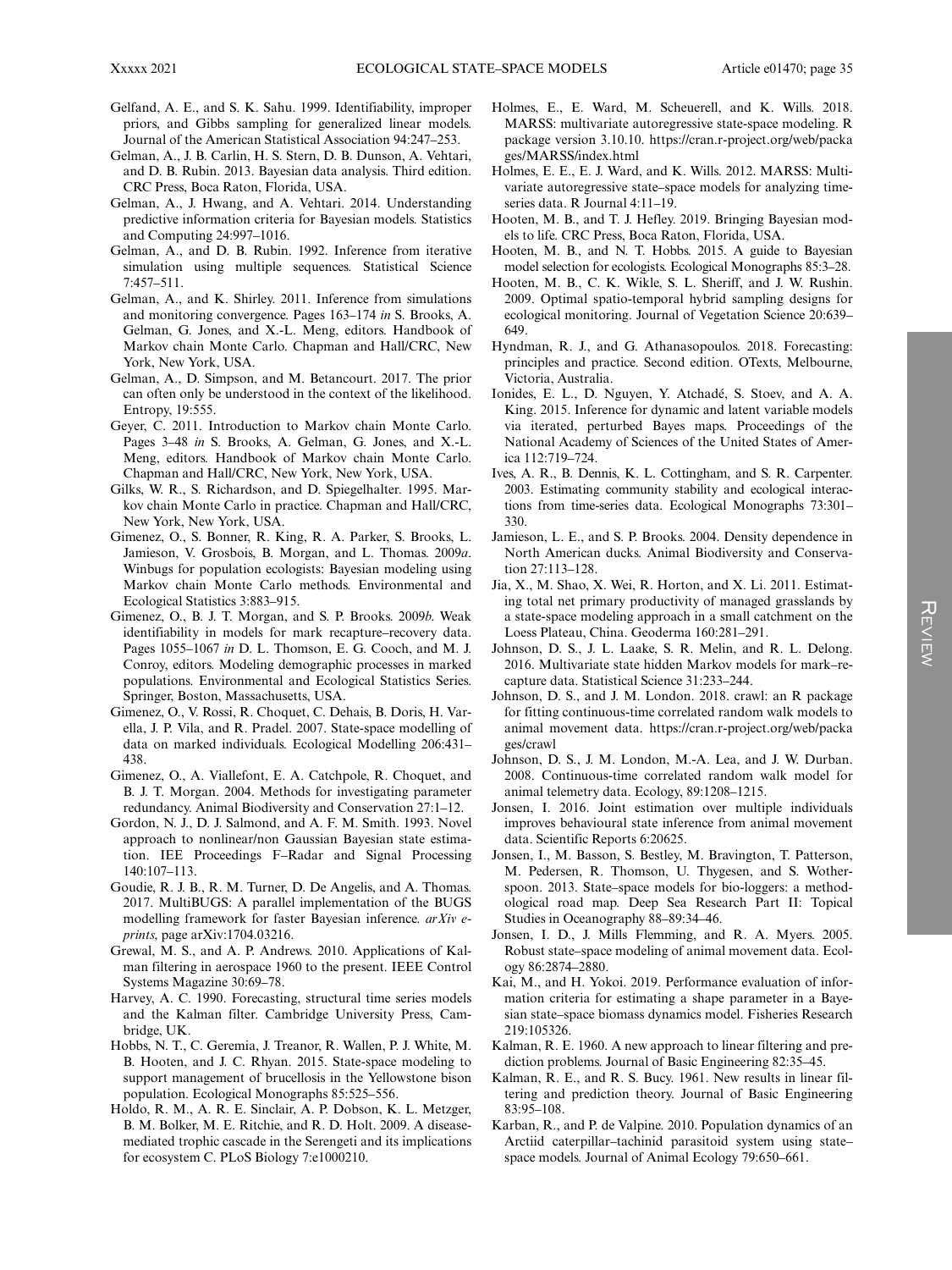Gelfand, A. E., and S. K. Sahu. 1999. Identifiability, improper priors, and Gibbs sampling for generalized linear models. Journal of the American Statistical Association 94:247–253.

Gelman, A., J. B. Carlin, H. S. Stern, D. B. Dunson, A. Vehtari, and D. B. Rubin. 2013. Bayesian data analysis. Third edition. CRC Press, Boca Raton, Florida, USA.

Gelman, A., J. Hwang, and A. Vehtari. 2014. Understanding predictive information criteria for Bayesian models. Statistics and Computing 24:997–1016.

Gelman, A., and D. B. Rubin. 1992. Inference from iterative simulation using multiple sequences. Statistical Science 7:457–511.

Gelman, A., and K. Shirley. 2011. Inference from simulations and monitoring convergence. Pages 163–174 *in* S. Brooks, A. Gelman, G. Jones, and X.-L. Meng, editors. Handbook of Markov chain Monte Carlo. Chapman and Hall/CRC, New York, New York, USA.

Gelman, A., D. Simpson, and M. Betancourt. 2017. The prior can often only be understood in the context of the likelihood. Entropy, 19:555.

Geyer, C. 2011. Introduction to Markov chain Monte Carlo. Pages 3–48 *in* S. Brooks, A. Gelman, G. Jones, and X.-L. Meng, editors. Handbook of Markov chain Monte Carlo. Chapman and Hall/CRC, New York, New York, USA.

Gilks, W. R., S. Richardson, and D. Spiegelhalter. 1995. Markov chain Monte Carlo in practice. Chapman and Hall/CRC, New York, New York, USA.

Gimenez, O., S. Bonner, R. King, R. A. Parker, S. Brooks, L. Jamieson, V. Grosbois, B. Morgan, and L. Thomas. 2009*a*. Winbugs for population ecologists: Bayesian modeling using Markov chain Monte Carlo methods. Environmental and Ecological Statistics 3:883–915.

Gimenez, O., B. J. T. Morgan, and S. P. Brooks. 2009*b*. Weak identifiability in models for mark recapture–recovery data. Pages 1055–1067 *in* D. L. Thomson, E. G. Cooch, and M. J. Conroy, editors. Modeling demographic processes in marked populations. Environmental and Ecological Statistics Series. Springer, Boston, Massachusetts, USA.

Gimenez, O., V. Rossi, R. Choquet, C. Dehais, B. Doris, H. Varella, J. P. Vila, and R. Pradel. 2007. State-space modelling of data on marked individuals. Ecological Modelling 206:431–438.

Gimenez, O., A. Viallefont, E. A. Catchpole, R. Choquet, and B. J. T. Morgan. 2004. Methods for investigating parameter redundancy. Animal Biodiversity and Conservation 27:1–12.

Gordon, N. J., D. J. Salmond, and A. F. M. Smith. 1993. Novel approach to nonlinear/non Gaussian Bayesian state estimation. IEE Proceedings F–Radar and Signal Processing 140:107–113.

Goudie, R. J. B., R. M. Turner, D. De Angelis, and A. Thomas. 2017. MultiBUGS: A parallel implementation of the BUGS modelling framework for faster Bayesian inference. *arXiv e-prints*, page arXiv:1704.03216.

Grewal, M. S., and A. P. Andrews. 2010. Applications of Kalman filtering in aerospace 1960 to the present. IEEE Control Systems Magazine 30:69–78.

Harvey, A. C. 1990. Forecasting, structural time series models and the Kalman filter. Cambridge University Press, Cambridge, UK.

Hobbs, N. T., C. Geremia, J. Treanor, R. Wallen, P. J. White, M. B. Hooten, and J. C. Rhyan. 2015. State-space modeling to support management of brucellosis in the Yellowstone bison population. Ecological Monographs 85:525–556.

Holdo, R. M., A. R. E. Sinclair, A. P. Dobson, K. L. Metzger, B. M. Bolker, M. E. Ritchie, and R. D. Holt. 2009. A disease-mediated trophic cascade in the Serengeti and its implications for ecosystem C. PLoS Biology 7:e1000210.

Holmes, E., E. Ward, M. Scheuerell, and K. Wills. 2018. MARSS: multivariate autoregressive state-space modeling. R package version 3.10.10. https://cran.r-project.org/web/packages/MARSS/index.html

Holmes, E. E., E. J. Ward, and K. Wills. 2012. MARSS: Multivariate autoregressive state–space models for analyzing time-series data. R Journal 4:11–19.

Hooten, M. B., and T. J. Hefley. 2019. Bringing Bayesian models to life. CRC Press, Boca Raton, Florida, USA.

Hooten, M. B., and N. T. Hobbs. 2015. A guide to Bayesian model selection for ecologists. Ecological Monographs 85:3–28.

Hooten, M. B., C. K. Wikle, S. L. Sheriff, and J. W. Rushin. 2009. Optimal spatio-temporal hybrid sampling designs for ecological monitoring. Journal of Vegetation Science 20:639–649.

Hyndman, R. J., and G. Athanasopoulos. 2018. Forecasting: principles and practice. Second edition. OTexts, Melbourne, Victoria, Australia.

Ionides, E. L., D. Nguyen, Y. Atchadé, S. Stoev, and A. A. King. 2015. Inference for dynamic and latent variable models via iterated, perturbed Bayes maps. Proceedings of the National Academy of Sciences of the United States of America 112:719–724.

Ives, A. R., B. Dennis, K. L. Cottingham, and S. R. Carpenter. 2003. Estimating community stability and ecological interactions from time-series data. Ecological Monographs 73:301–330.

Jamieson, L. E., and S. P. Brooks. 2004. Density dependence in North American ducks. Animal Biodiversity and Conservation 27:113–128.

Jia, X., M. Shao, X. Wei, R. Horton, and X. Li. 2011. Estimating total net primary productivity of managed grasslands by a state-space modeling approach in a small catchment on the Loess Plateau, China. Geoderma 160:281–291.

Johnson, D. S., J. L. Laake, S. R. Melin, and R. L. Delong. 2016. Multivariate state hidden Markov models for mark–recapture data. Statistical Science 31:233–244.

Johnson, D. S., and J. M. London. 2018. crawl: an R package for fitting continuous-time correlated random walk models to animal movement data. https://cran.r-project.org/web/packages/crawl

Johnson, D. S., J. M. London, M.-A. Lea, and J. W. Durban. 2008. Continuous-time correlated random walk model for animal telemetry data. Ecology, 89:1208–1215.

Jonsen, I. 2016. Joint estimation over multiple individuals improves behavioural state inference from animal movement data. Scientific Reports 6:20625.

Jonsen, I., M. Basson, S. Bestley, M. Bravington, T. Patterson, M. Pedersen, R. Thomson, U. Thygesen, and S. Wotherspoon. 2013. State–space models for bio-loggers: a methodological road map. Deep Sea Research Part II: Topical Studies in Oceanography 88–89:34–46.

Jonsen, I. D., J. Mills Flemming, and R. A. Myers. 2005. Robust state–space modeling of animal movement data. Ecology 86:2874–2880.

Kai, M., and H. Yokoi. 2019. Performance evaluation of information criteria for estimating a shape parameter in a Bayesian state–space biomass dynamics model. Fisheries Research 219:105326.

Kalman, R. E. 1960. A new approach to linear filtering and prediction problems. Journal of Basic Engineering 82:35–45.

Kalman, R. E., and R. S. Bucy. 1961. New results in linear filtering and prediction theory. Journal of Basic Engineering 83:95–108.

Karban, R., and P. de Valpine. 2010. Population dynamics of an Arctiid caterpillar–tachinid parasitoid system using state–space models. Journal of Animal Ecology 79:650–661.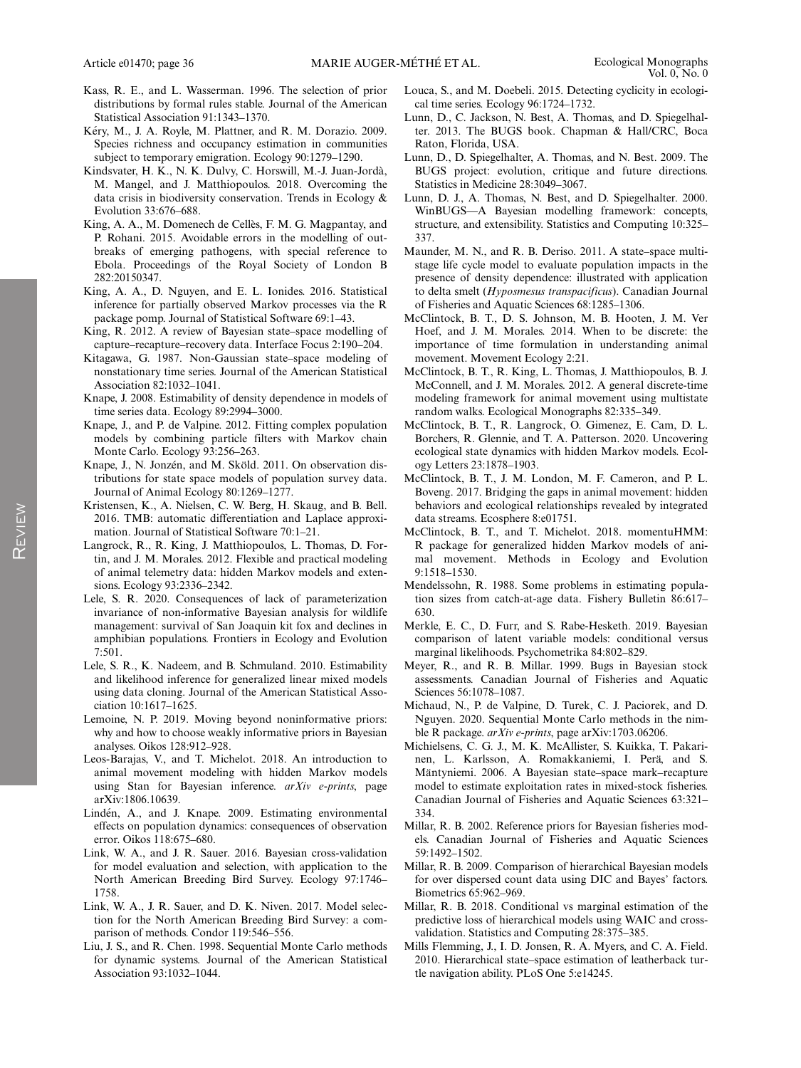Kass, R. E., and L. Wasserman. 1996. The selection of prior distributions by formal rules stable. Journal of the American Statistical Association 91:1343–1370.

Kéry, M., J. A. Royle, M. Plattner, and R. M. Dorazio. 2009. Species richness and occupancy estimation in communities subject to temporary emigration. Ecology 90:1279–1290.

Kindsvater, H. K., N. K. Dulvy, C. Horswill, M.-J. Juan-Jordà, M. Mangel, and J. Matthiopoulos. 2018. Overcoming the data crisis in biodiversity conservation. Trends in Ecology & Evolution 33:676–688.

King, A. A., M. Domenech de Cellès, F. M. G. Magpantay, and P. Rohani. 2015. Avoidable errors in the modelling of outbreaks of emerging pathogens, with special reference to Ebola. Proceedings of the Royal Society of London B 282:20150347.

King, A. A., D. Nguyen, and E. L. Ionides. 2016. Statistical inference for partially observed Markov processes via the R package pomp. Journal of Statistical Software 69:1–43.

King, R. 2012. A review of Bayesian state–space modelling of capture–recapture–recovery data. Interface Focus 2:190–204.

Kitagawa, G. 1987. Non-Gaussian state–space modeling of nonstationary time series. Journal of the American Statistical Association 82:1032–1041.

Knape, J. 2008. Estimability of density dependence in models of time series data. Ecology 89:2994–3000.

Knape, J., and P. de Valpine. 2012. Fitting complex population models by combining particle filters with Markov chain Monte Carlo. Ecology 93:256–263.

Knape, J., N. Jonzén, and M. Sköld. 2011. On observation distributions for state space models of population survey data. Journal of Animal Ecology 80:1269–1277.

Kristensen, K., A. Nielsen, C. W. Berg, H. Skaug, and B. Bell. 2016. TMB: automatic differentiation and Laplace approximation. Journal of Statistical Software 70:1–21.

Langrock, R., R. King, J. Matthiopoulos, L. Thomas, D. Fortin, and J. M. Morales. 2012. Flexible and practical modeling of animal telemetry data: hidden Markov models and extensions. Ecology 93:2336–2342.

Lele, S. R. 2020. Consequences of lack of parameterization invariance of non-informative Bayesian analysis for wildlife management: survival of San Joaquin kit fox and declines in amphibian populations. Frontiers in Ecology and Evolution 7:501.

Lele, S. R., K. Nadeem, and B. Schmuland. 2010. Estimability and likelihood inference for generalized linear mixed models using data cloning. Journal of the American Statistical Association 10:1617–1625.

Lemoine, N. P. 2019. Moving beyond noninformative priors: why and how to choose weakly informative priors in Bayesian analyses. Oikos 128:912–928.

Leos-Barajas, V., and T. Michelot. 2018. An introduction to animal movement modeling with hidden Markov models using Stan for Bayesian inference. *arXiv e-prints*, page arXiv:1806.10639.

Lindén, A., and J. Knape. 2009. Estimating environmental effects on population dynamics: consequences of observation error. Oikos 118:675–680.

Link, W. A., and J. R. Sauer. 2016. Bayesian cross-validation for model evaluation and selection, with application to the North American Breeding Bird Survey. Ecology 97:1746–1758.

Link, W. A., J. R. Sauer, and D. K. Niven. 2017. Model selection for the North American Breeding Bird Survey: a comparison of methods. Condor 119:546–556.

Liu, J. S., and R. Chen. 1998. Sequential Monte Carlo methods for dynamic systems. Journal of the American Statistical Association 93:1032–1044.

Louca, S., and M. Doebeli. 2015. Detecting cyclicity in ecological time series. Ecology 96:1724–1732.

Lunn, D., C. Jackson, N. Best, A. Thomas, and D. Spiegelhalter. 2013. The BUGS book. Chapman & Hall/CRC, Boca Raton, Florida, USA.

Lunn, D., D. Spiegelhalter, A. Thomas, and N. Best. 2009. The BUGS project: evolution, critique and future directions. Statistics in Medicine 28:3049–3067.

Lunn, D. J., A. Thomas, N. Best, and D. Spiegelhalter. 2000. WinBUGS—A Bayesian modelling framework: concepts, structure, and extensibility. Statistics and Computing 10:325–337.

Maunder, M. N., and R. B. Deriso. 2011. A state–space multistage life cycle model to evaluate population impacts in the presence of density dependence: illustrated with application to delta smelt (*Hyposmesus transpacificus*). Canadian Journal of Fisheries and Aquatic Sciences 68:1285–1306.

McClintock, B. T., D. S. Johnson, M. B. Hooten, J. M. Ver Hoef, and J. M. Morales. 2014. When to be discrete: the importance of time formulation in understanding animal movement. Movement Ecology 2:21.

McClintock, B. T., R. King, L. Thomas, J. Matthiopoulos, B. J. McConnell, and J. M. Morales. 2012. A general discrete-time modeling framework for animal movement using multistate random walks. Ecological Monographs 82:335–349.

McClintock, B. T., R. Langrock, O. Gimenez, E. Cam, D. L. Borchers, R. Glennie, and T. A. Patterson. 2020. Uncovering ecological state dynamics with hidden Markov models. Ecology Letters 23:1878–1903.

McClintock, B. T., J. M. London, M. F. Cameron, and P. L. Boveng. 2017. Bridging the gaps in animal movement: hidden behaviors and ecological relationships revealed by integrated data streams. Ecosphere 8:e01751.

McClintock, B. T., and T. Michelot. 2018. momentuHMM: R package for generalized hidden Markov models of animal movement. Methods in Ecology and Evolution 9:1518–1530.

Mendelssohn, R. 1988. Some problems in estimating population sizes from catch-at-age data. Fishery Bulletin 86:617–630.

Merkle, E. C., D. Furr, and S. Rabe-Hesketh. 2019. Bayesian comparison of latent variable models: conditional versus marginal likelihoods. Psychometrika 84:802–829.

Meyer, R., and R. B. Millar. 1999. Bugs in Bayesian stock assessments. Canadian Journal of Fisheries and Aquatic Sciences 56:1078–1087.

Michaud, N., P. de Valpine, D. Turek, C. J. Paciorek, and D. Nguyen. 2020. Sequential Monte Carlo methods in the nimble R package. *arXiv e-prints*, page arXiv:1703.06206.

Michielsens, C. G. J., M. K. McAllister, S. Kuikka, T. Pakarinen, L. Karlsson, A. Romakkaniemi, I. Perä, and S. Mäntyniemi. 2006. A Bayesian state–space mark–recapture model to estimate exploitation rates in mixed-stock fisheries. Canadian Journal of Fisheries and Aquatic Sciences 63:321–334.

Millar, R. B. 2002. Reference priors for Bayesian fisheries models. Canadian Journal of Fisheries and Aquatic Sciences 59:1492–1502.

Millar, R. B. 2009. Comparison of hierarchical Bayesian models for over dispersed count data using DIC and Bayes' factors. Biometrics 65:962–969.

Millar, R. B. 2018. Conditional vs marginal estimation of the predictive loss of hierarchical models using WAIC and cross-validation. Statistics and Computing 28:375–385.

Mills Flemming, J., I. D. Jonsen, R. A. Myers, and C. A. Field. 2010. Hierarchical state–space estimation of leatherback turtle navigation ability. PLoS One 5:e14245.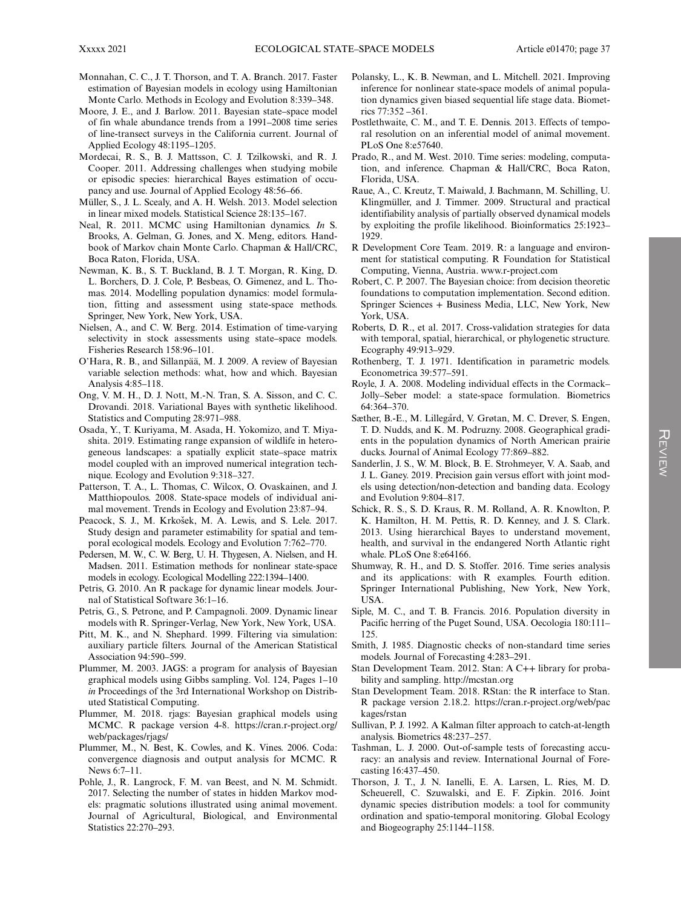Monnahan, C. C., J. T. Thorson, and T. A. Branch. 2017. Faster estimation of Bayesian models in ecology using Hamiltonian Monte Carlo. Methods in Ecology and Evolution 8:339–348.

Moore, J. E., and J. Barlow. 2011. Bayesian state–space model of fin whale abundance trends from a 1991–2008 time series of line-transect surveys in the California current. Journal of Applied Ecology 48:1195–1205.

Mordecai, R. S., B. J. Mattsson, C. J. Tzilkowski, and R. J. Cooper. 2011. Addressing challenges when studying mobile or episodic species: hierarchical Bayes estimation of occupancy and use. Journal of Applied Ecology 48:56–66.

Müller, S., J. L. Scealy, and A. H. Welsh. 2013. Model selection in linear mixed models. Statistical Science 28:135–167.

Neal, R. 2011. MCMC using Hamiltonian dynamics. *In* S. Brooks, A. Gelman, G. Jones, and X. Meng, editors. Handbook of Markov chain Monte Carlo. Chapman & Hall/CRC, Boca Raton, Florida, USA.

Newman, K. B., S. T. Buckland, B. J. T. Morgan, R. King, D. L. Borchers, D. J. Cole, P. Besbeas, O. Gimenez, and L. Thomas. 2014. Modelling population dynamics: model formulation, fitting and assessment using state-space methods. Springer, New York, New York, USA.

Nielsen, A., and C. W. Berg. 2014. Estimation of time-varying selectivity in stock assessments using state–space models. Fisheries Research 158:96–101.

O'Hara, R. B., and Sillanpää, M. J. 2009. A review of Bayesian variable selection methods: what, how and which. Bayesian Analysis 4:85–118.

Ong, V. M. H., D. J. Nott, M.-N. Tran, S. A. Sisson, and C. C. Drovandi. 2018. Variational Bayes with synthetic likelihood. Statistics and Computing 28:971–988.

Osada, Y., T. Kuriyama, M. Asada, H. Yokomizo, and T. Miyashita. 2019. Estimating range expansion of wildlife in heterogeneous landscapes: a spatially explicit state–space matrix model coupled with an improved numerical integration technique. Ecology and Evolution 9:318–327.

Patterson, T. A., L. Thomas, C. Wilcox, O. Ovaskainen, and J. Matthiopoulos. 2008. State-space models of individual animal movement. Trends in Ecology and Evolution 23:87–94.

Peacock, S. J., M. Krkošek, M. A. Lewis, and S. Lele. 2017. Study design and parameter estimability for spatial and temporal ecological models. Ecology and Evolution 7:762–770.

Pedersen, M. W., C. W. Berg, U. H. Thygesen, A. Nielsen, and H. Madsen. 2011. Estimation methods for nonlinear state-space models in ecology. Ecological Modelling 222:1394–1400.

Petris, G. 2010. An R package for dynamic linear models. Journal of Statistical Software 36:1–16.

Petris, G., S. Petrone, and P. Campagnoli. 2009. Dynamic linear models with R. Springer-Verlag, New York, New York, USA.

Pitt, M. K., and N. Shephard. 1999. Filtering via simulation: auxiliary particle filters. Journal of the American Statistical Association 94:590–599.

Plummer, M. 2003. JAGS: a program for analysis of Bayesian graphical models using Gibbs sampling. Vol. 124, Pages 1–10 *in* Proceedings of the 3rd International Workshop on Distributed Statistical Computing.

Plummer, M. 2018. rjags: Bayesian graphical models using MCMC. R package version 4-8. https://cran.r-project.org/web/packages/rjags/

Plummer, M., N. Best, K. Cowles, and K. Vines. 2006. Coda: convergence diagnosis and output analysis for MCMC. R News 6:7–11.

Pohle, J., R. Langrock, F. M. van Beest, and N. M. Schmidt. 2017. Selecting the number of states in hidden Markov models: pragmatic solutions illustrated using animal movement. Journal of Agricultural, Biological, and Environmental Statistics 22:270–293.

Polansky, L., K. B. Newman, and L. Mitchell. 2021. Improving inference for nonlinear state-space models of animal population dynamics given biased sequential life stage data. Biometrics 77:352 –361.

Postlethwaite, C. M., and T. E. Dennis. 2013. Effects of temporal resolution on an inferential model of animal movement. PLoS One 8:e57640.

Prado, R., and M. West. 2010. Time series: modeling, computation, and inference. Chapman & Hall/CRC, Boca Raton, Florida, USA.

Raue, A., C. Kreutz, T. Maiwald, J. Bachmann, M. Schilling, U. Klingmüller, and J. Timmer. 2009. Structural and practical identifiability analysis of partially observed dynamical models by exploiting the profile likelihood. Bioinformatics 25:1923–1929.

R Development Core Team. 2019. R: a language and environment for statistical computing. R Foundation for Statistical Computing, Vienna, Austria. www.r-project.com

Robert, C. P. 2007. The Bayesian choice: from decision theoretic foundations to computation implementation. Second edition. Springer Sciences + Business Media, LLC, New York, New York, USA.

Roberts, D. R., et al. 2017. Cross-validation strategies for data with temporal, spatial, hierarchical, or phylogenetic structure. Ecography 49:913–929.

Rothenberg, T. J. 1971. Identification in parametric models. Econometrica 39:577–591.

Royle, J. A. 2008. Modeling individual effects in the Cormack–Jolly–Seber model: a state-space formulation. Biometrics 64:364–370.

Sæther, B.-E., M. Lillegård, V. Grøtan, M. C. Drever, S. Engen, T. D. Nudds, and K. M. Podruzny. 2008. Geographical gradients in the population dynamics of North American prairie ducks. Journal of Animal Ecology 77:869–882.

Sanderlin, J. S., W. M. Block, B. E. Strohmeyer, V. A. Saab, and J. L. Ganey. 2019. Precision gain versus effort with joint models using detection/non-detection and banding data. Ecology and Evolution 9:804–817.

Schick, R. S., S. D. Kraus, R. M. Rolland, A. R. Knowlton, P. K. Hamilton, H. M. Pettis, R. D. Kenney, and J. S. Clark. 2013. Using hierarchical Bayes to understand movement, health, and survival in the endangered North Atlantic right whale. PLoS One 8:e64166.

Shumway, R. H., and D. S. Stoffer. 2016. Time series analysis and its applications: with R examples. Fourth edition. Springer International Publishing, New York, New York, USA.

Siple, M. C., and T. B. Francis. 2016. Population diversity in Pacific herring of the Puget Sound, USA. Oecologia 180:111–125.

Smith, J. 1985. Diagnostic checks of non-standard time series models. Journal of Forecasting 4:283–291.

Stan Development Team. 2012. Stan: A C++ library for probability and sampling. http://mcstan.org

Stan Development Team. 2018. RStan: the R interface to Stan. R package version 2.18.2. https://cran.r-project.org/web/packages/rstan

Sullivan, P. J. 1992. A Kalman filter approach to catch-at-length analysis. Biometrics 48:237–257.

Tashman, L. J. 2000. Out-of-sample tests of forecasting accuracy: an analysis and review. International Journal of Forecasting 16:437–450.

Thorson, J. T., J. N. Ianelli, E. A. Larsen, L. Ries, M. D. Scheuerell, C. Szuwalski, and E. F. Zipkin. 2016. Joint dynamic species distribution models: a tool for community ordination and spatio-temporal monitoring. Global Ecology and Biogeography 25:1144–1158.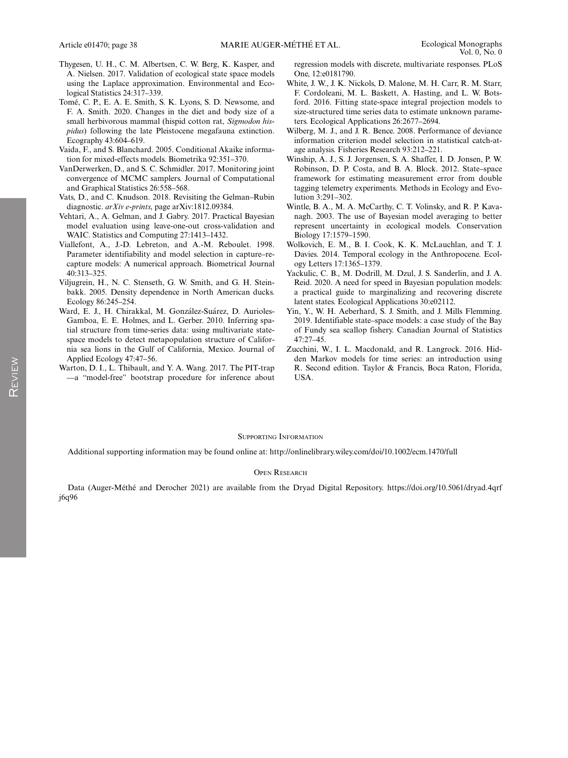Thygesen, U. H., C. M. Albertsen, C. W. Berg, K. Kasper, and A. Nielsen. 2017. Validation of ecological state space models using the Laplace approximation. Environmental and Ecological Statistics 24:317–339.

Tomé, C. P., E. A. E. Smith, S. K. Lyons, S. D. Newsome, and F. A. Smith. 2020. Changes in the diet and body size of a small herbivorous mammal (hispid cotton rat, *Sigmodon hispidus*) following the late Pleistocene megafauna extinction. Ecography 43:604–619.

Vaida, F., and S. Blanchard. 2005. Conditional Akaike information for mixed-effects models. Biometrika 92:351–370.

VanDerwerken, D., and S. C. Schmidler. 2017. Monitoring joint convergence of MCMC samplers. Journal of Computational and Graphical Statistics 26:558–568.

Vats, D., and C. Knudson. 2018. Revisiting the Gelman–Rubin diagnostic. *arXiv e-prints*, page arXiv:1812.09384.

Vehtari, A., A. Gelman, and J. Gabry. 2017. Practical Bayesian model evaluation using leave-one-out cross-validation and WAIC. Statistics and Computing 27:1413–1432.

Viallefont, A., J.-D. Lebreton, and A.-M. Reboulet. 1998. Parameter identifiability and model selection in capture–recapture models: A numerical approach. Biometrical Journal 40:313–325.

Viljugrein, H., N. C. Stenseth, G. W. Smith, and G. H. Steinbakk. 2005. Density dependence in North American ducks. Ecology 86:245–254.

Ward, E. J., H. Chirakkal, M. González-Suárez, D. Aurioles-Gamboa, E. E. Holmes, and L. Gerber. 2010. Inferring spatial structure from time-series data: using multivariate state-space models to detect metapopulation structure of California sea lions in the Gulf of California, Mexico. Journal of Applied Ecology 47:47–56.

Warton, D. I., L. Thibault, and Y. A. Wang. 2017. The PIT-trap—a "model-free" bootstrap procedure for inference about regression models with discrete, multivariate responses. PLoS One, 12:e0181790.

White, J. W., J. K. Nickols, D. Malone, M. H. Carr, R. M. Starr, F. Cordoleani, M. L. Baskett, A. Hasting, and L. W. Botsford. 2016. Fitting state-space integral projection models to size-structured time series data to estimate unknown parameters. Ecological Applications 26:2677–2694.

Wilberg, M. J., and J. R. Bence. 2008. Performance of deviance information criterion model selection in statistical catch-at-age analysis. Fisheries Research 93:212–221.

Winship, A. J., S. J. Jorgensen, S. A. Shaffer, I. D. Jonsen, P. W. Robinson, D. P. Costa, and B. A. Block. 2012. State–space framework for estimating measurement error from double tagging telemetry experiments. Methods in Ecology and Evolution 3:291–302.

Wintle, B. A., M. A. McCarthy, C. T. Volinsky, and R. P. Kavanagh. 2003. The use of Bayesian model averaging to better represent uncertainty in ecological models. Conservation Biology 17:1579–1590.

Wolkovich, E. M., B. I. Cook, K. K. McLauchlan, and T. J. Davies. 2014. Temporal ecology in the Anthropocene. Ecology Letters 17:1365–1379.

Yackulic, C. B., M. Dodrill, M. Dzul, J. S. Sanderlin, and J. A. Reid. 2020. A need for speed in Bayesian population models: a practical guide to marginalizing and recovering discrete latent states. Ecological Applications 30:e02112.

Yin, Y., W. H. Aeberhard, S. J. Smith, and J. Mills Flemming. 2019. Identifiable state–space models: a case study of the Bay of Fundy sea scallop fishery. Canadian Journal of Statistics 47:27–45.

Zucchini, W., I. L. Macdonald, and R. Langrock. 2016. Hidden Markov models for time series: an introduction using R. Second edition. Taylor & Francis, Boca Raton, Florida, USA.

## Supporting Information

Additional supporting information may be found online at: http://onlinelibrary.wiley.com/doi/10.1002/ecm.1470/full

## Open Research

Data (Auger-Méthé and Derocher 2021) are available from the Dryad Digital Repository. https://doi.org/10.5061/dryad.4qrfj6q96